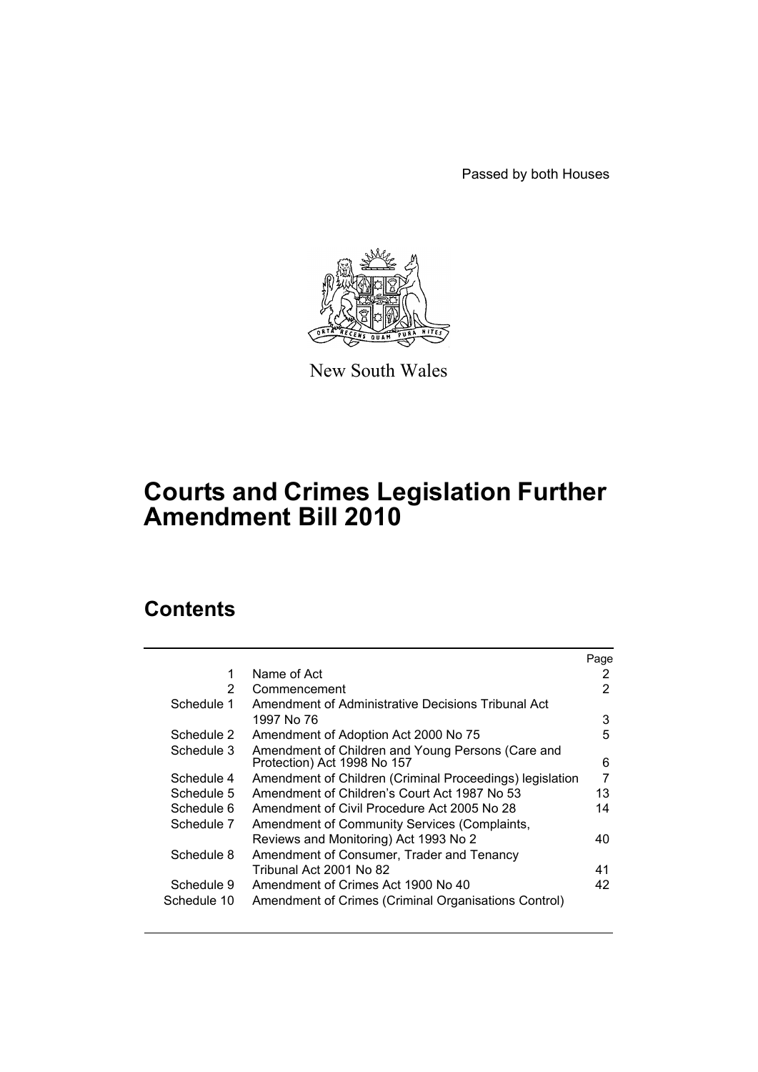Passed by both Houses

New South Wales

# Courts and Crimes Legislation Further Amendment Bill 2010

## Contents

| | | Page |
|---|---|---|
| 1 | Name of Act | 2 |
| 2 | Commencement | 2 |
| Schedule 1 | Amendment of Administrative Decisions Tribunal Act 1997 No 76 | 3 |
| Schedule 2 | Amendment of Adoption Act 2000 No 75 | 5 |
| Schedule 3 | Amendment of Children and Young Persons (Care and Protection) Act 1998 No 157 | 6 |
| Schedule 4 | Amendment of Children (Criminal Proceedings) legislation | 7 |
| Schedule 5 | Amendment of Children's Court Act 1987 No 53 | 13 |
| Schedule 6 | Amendment of Civil Procedure Act 2005 No 28 | 14 |
| Schedule 7 | Amendment of Community Services (Complaints, Reviews and Monitoring) Act 1993 No 2 | 40 |
| Schedule 8 | Amendment of Consumer, Trader and Tenancy Tribunal Act 2001 No 82 | 41 |
| Schedule 9 | Amendment of Crimes Act 1900 No 40 | 42 |
| Schedule 10 | Amendment of Crimes (Criminal Organisations Control) | |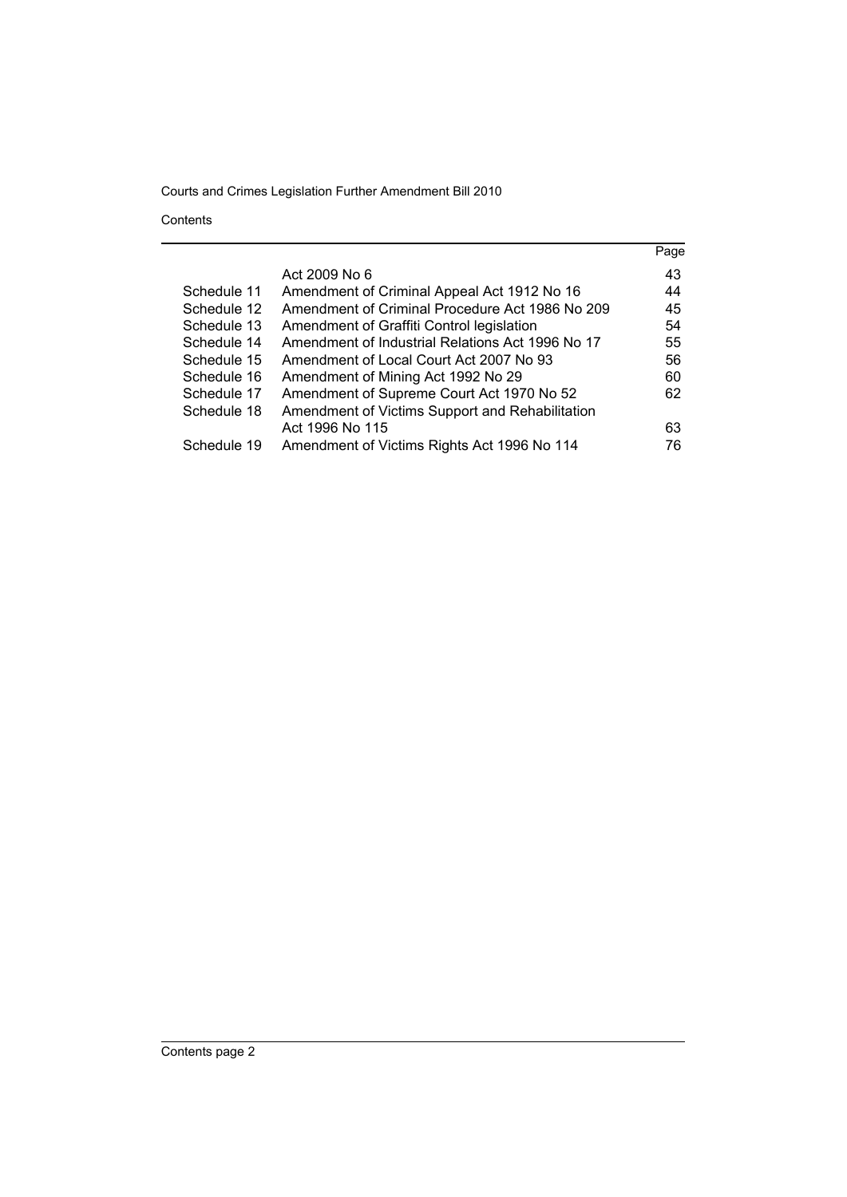| | | Page |
|---|---|---|
| | Act 2009 No 6 | 43 |
| Schedule 11 | Amendment of Criminal Appeal Act 1912 No 16 | 44 |
| Schedule 12 | Amendment of Criminal Procedure Act 1986 No 209 | 45 |
| Schedule 13 | Amendment of Graffiti Control legislation | 54 |
| Schedule 14 | Amendment of Industrial Relations Act 1996 No 17 | 55 |
| Schedule 15 | Amendment of Local Court Act 2007 No 93 | 56 |
| Schedule 16 | Amendment of Mining Act 1992 No 29 | 60 |
| Schedule 17 | Amendment of Supreme Court Act 1970 No 52 | 62 |
| Schedule 18 | Amendment of Victims Support and Rehabilitation Act 1996 No 115 | 63 |
| Schedule 19 | Amendment of Victims Rights Act 1996 No 114 | 76 |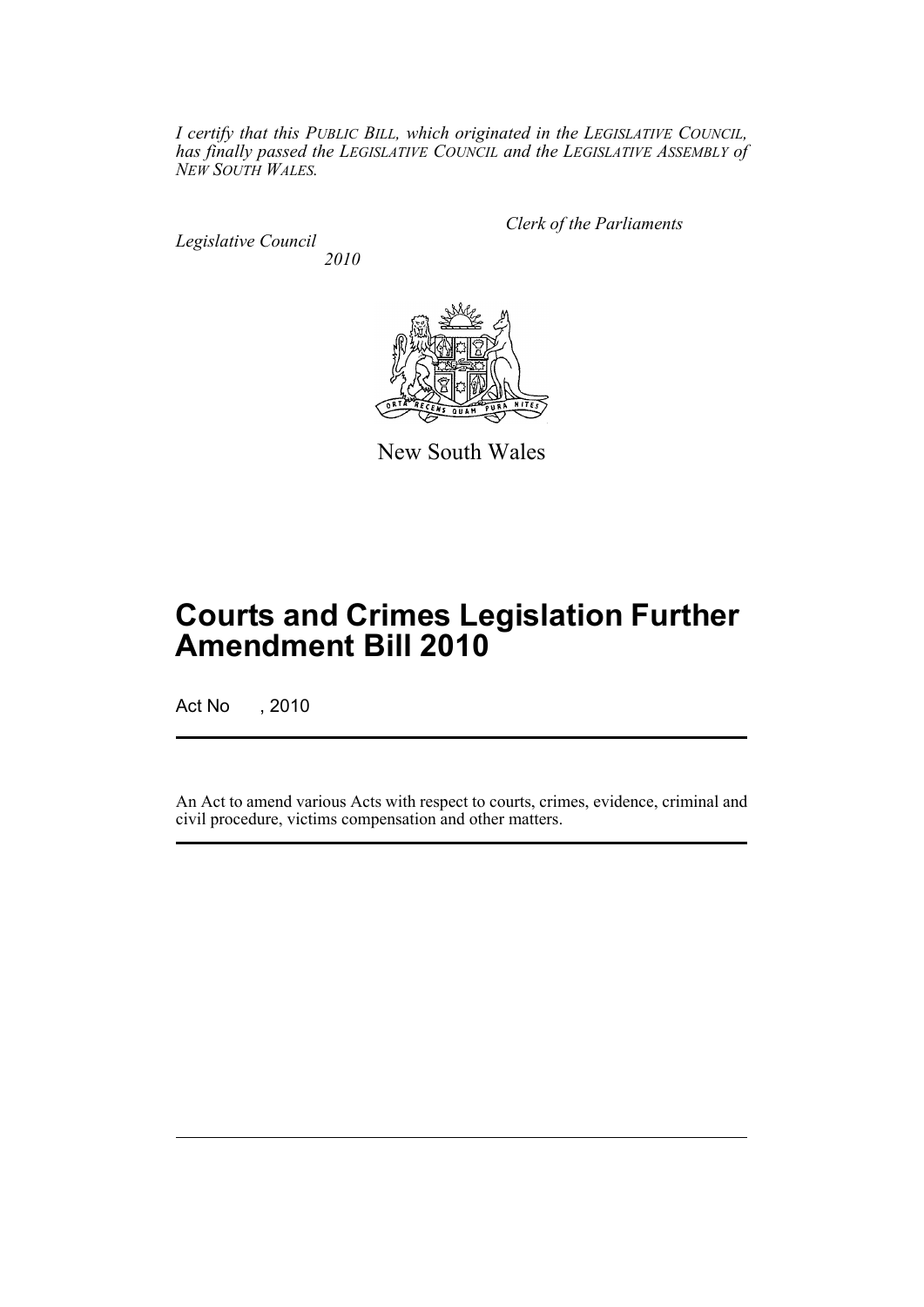*I certify that this PUBLIC BILL, which originated in the LEGISLATIVE COUNCIL, has finally passed the LEGISLATIVE COUNCIL and the LEGISLATIVE ASSEMBLY of NEW SOUTH WALES.*

*Clerk of the Parliaments*

*Legislative Council*

*2010*

New South Wales

# Courts and Crimes Legislation Further Amendment Bill 2010

Act No , 2010

An Act to amend various Acts with respect to courts, crimes, evidence, criminal and civil procedure, victims compensation and other matters.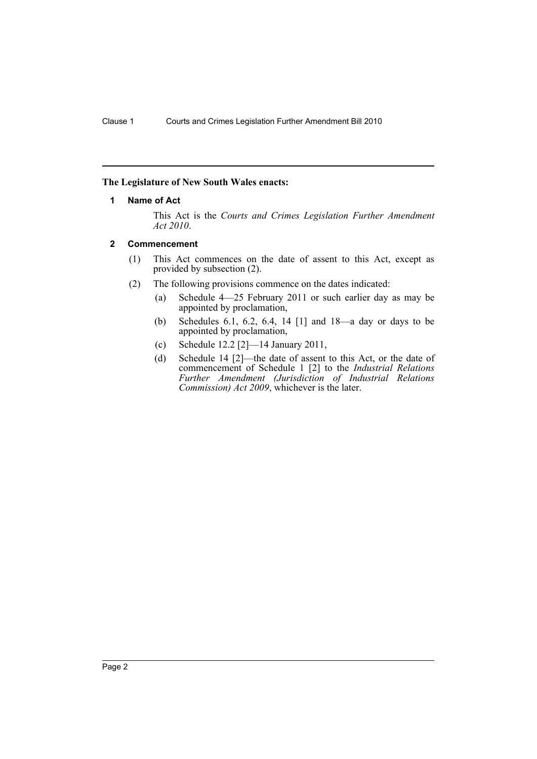**The Legislature of New South Wales enacts:**

## 1 Name of Act

This Act is the *Courts and Crimes Legislation Further Amendment Act 2010*.

## 2 Commencement

(1) This Act commences on the date of assent to this Act, except as provided by subsection (2).

(2) The following provisions commence on the dates indicated:

- (a) Schedule 4—25 February 2011 or such earlier day as may be appointed by proclamation,
- (b) Schedules 6.1, 6.2, 6.4, 14 [1] and 18—a day or days to be appointed by proclamation,
- (c) Schedule 12.2 [2]—14 January 2011,
- (d) Schedule 14 [2]—the date of assent to this Act, or the date of commencement of Schedule 1 [2] to the *Industrial Relations Further Amendment (Jurisdiction of Industrial Relations Commission) Act 2009*, whichever is the later.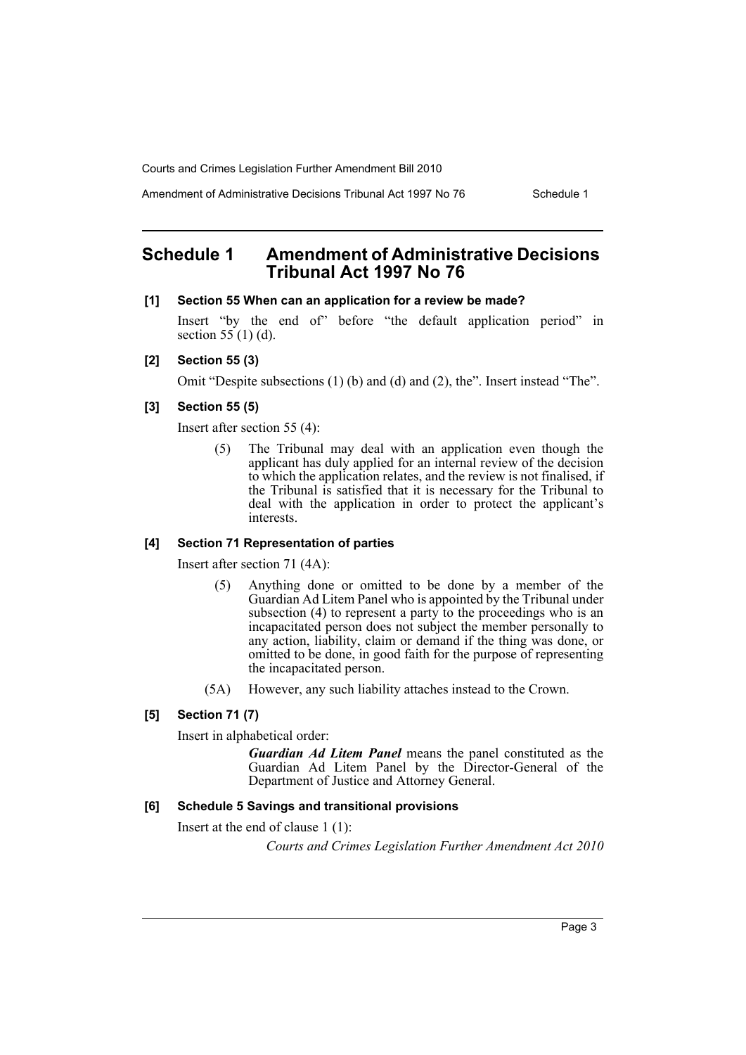## Schedule 1 Amendment of Administrative Decisions Tribunal Act 1997 No 76

**[1] Section 55 When can an application for a review be made?**

Insert "by the end of" before "the default application period" in section 55 (1) (d).

**[2] Section 55 (3)**

Omit "Despite subsections (1) (b) and (d) and (2), the". Insert instead "The".

**[3] Section 55 (5)**

Insert after section 55 (4):

> (5) The Tribunal may deal with an application even though the applicant has duly applied for an internal review of the decision to which the application relates, and the review is not finalised, if the Tribunal is satisfied that it is necessary for the Tribunal to deal with the application in order to protect the applicant's interests.

**[4] Section 71 Representation of parties**

Insert after section 71 (4A):

> (5) Anything done or omitted to be done by a member of the Guardian Ad Litem Panel who is appointed by the Tribunal under subsection (4) to represent a party to the proceedings who is an incapacitated person does not subject the member personally to any action, liability, claim or demand if the thing was done, or omitted to be done, in good faith for the purpose of representing the incapacitated person.
>
> (5A) However, any such liability attaches instead to the Crown.

**[5] Section 71 (7)**

Insert in alphabetical order:

> ***Guardian Ad Litem Panel*** means the panel constituted as the Guardian Ad Litem Panel by the Director-General of the Department of Justice and Attorney General.

**[6] Schedule 5 Savings and transitional provisions**

Insert at the end of clause 1 (1):

> *Courts and Crimes Legislation Further Amendment Act 2010*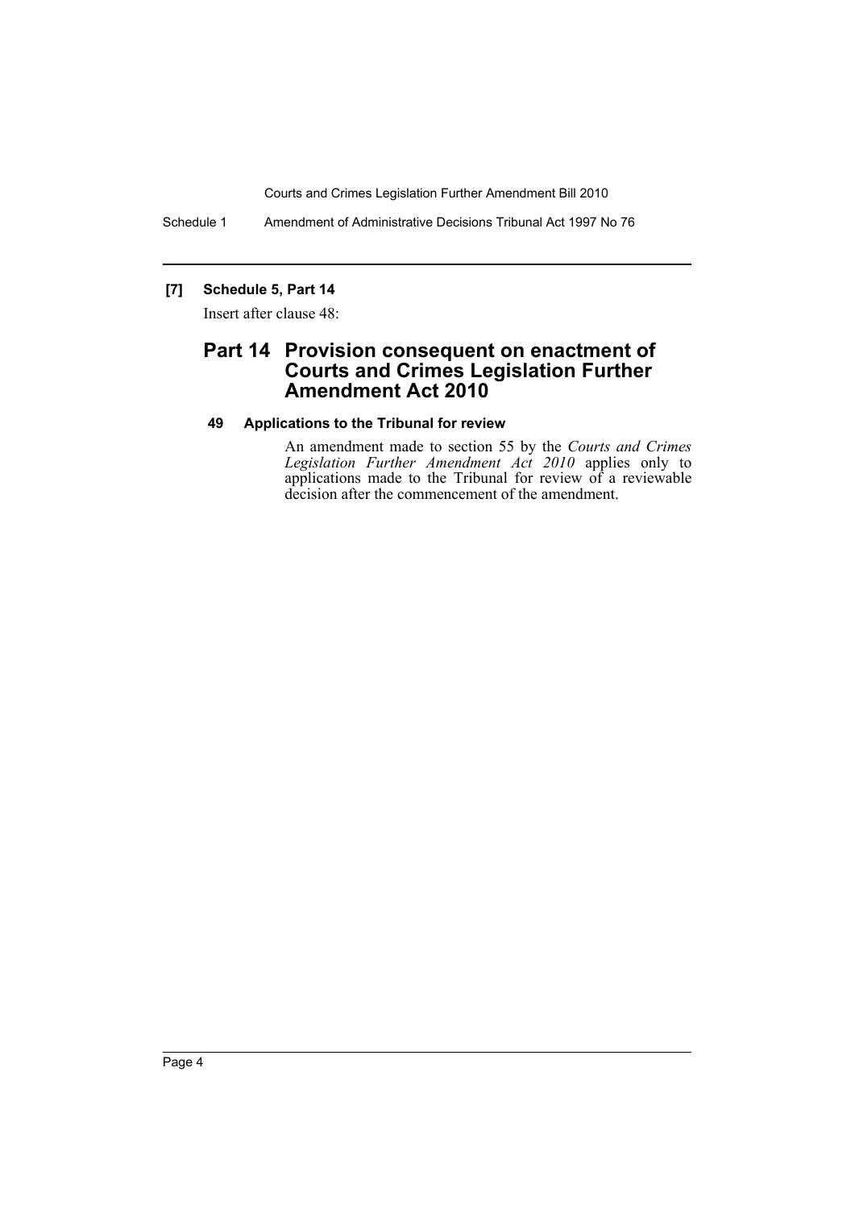**[7] Schedule 5, Part 14**

Insert after clause 48:

## Part 14 Provision consequent on enactment of Courts and Crimes Legislation Further Amendment Act 2010

### 49 Applications to the Tribunal for review

An amendment made to section 55 by the *Courts and Crimes Legislation Further Amendment Act 2010* applies only to applications made to the Tribunal for review of a reviewable decision after the commencement of the amendment.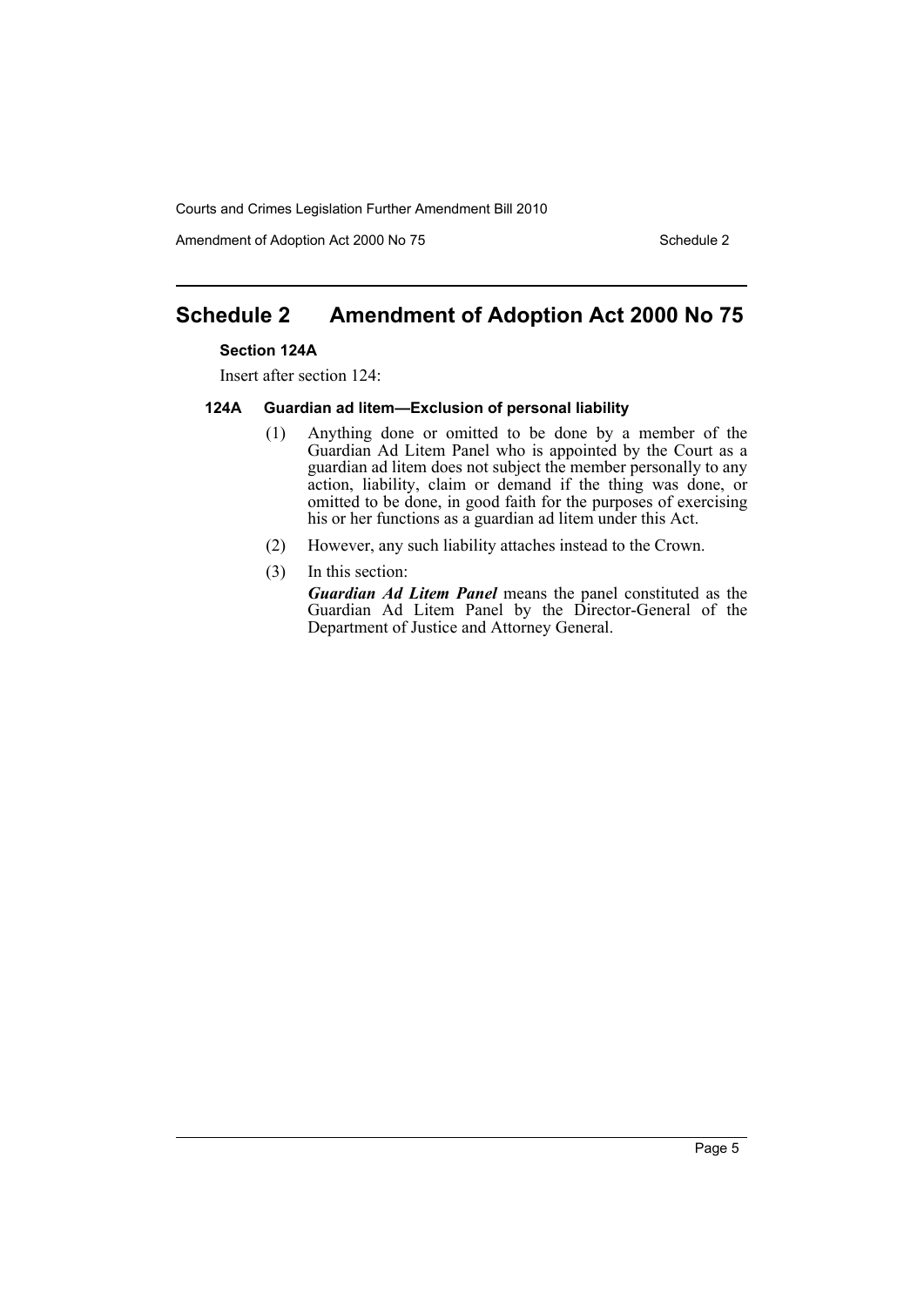# Schedule 2 Amendment of Adoption Act 2000 No 75

### Section 124A

Insert after section 124:

#### 124A Guardian ad litem—Exclusion of personal liability

(1) Anything done or omitted to be done by a member of the Guardian Ad Litem Panel who is appointed by the Court as a guardian ad litem does not subject the member personally to any action, liability, claim or demand if the thing was done, or omitted to be done, in good faith for the purposes of exercising his or her functions as a guardian ad litem under this Act.

(2) However, any such liability attaches instead to the Crown.

(3) In this section:

***Guardian Ad Litem Panel*** means the panel constituted as the Guardian Ad Litem Panel by the Director-General of the Department of Justice and Attorney General.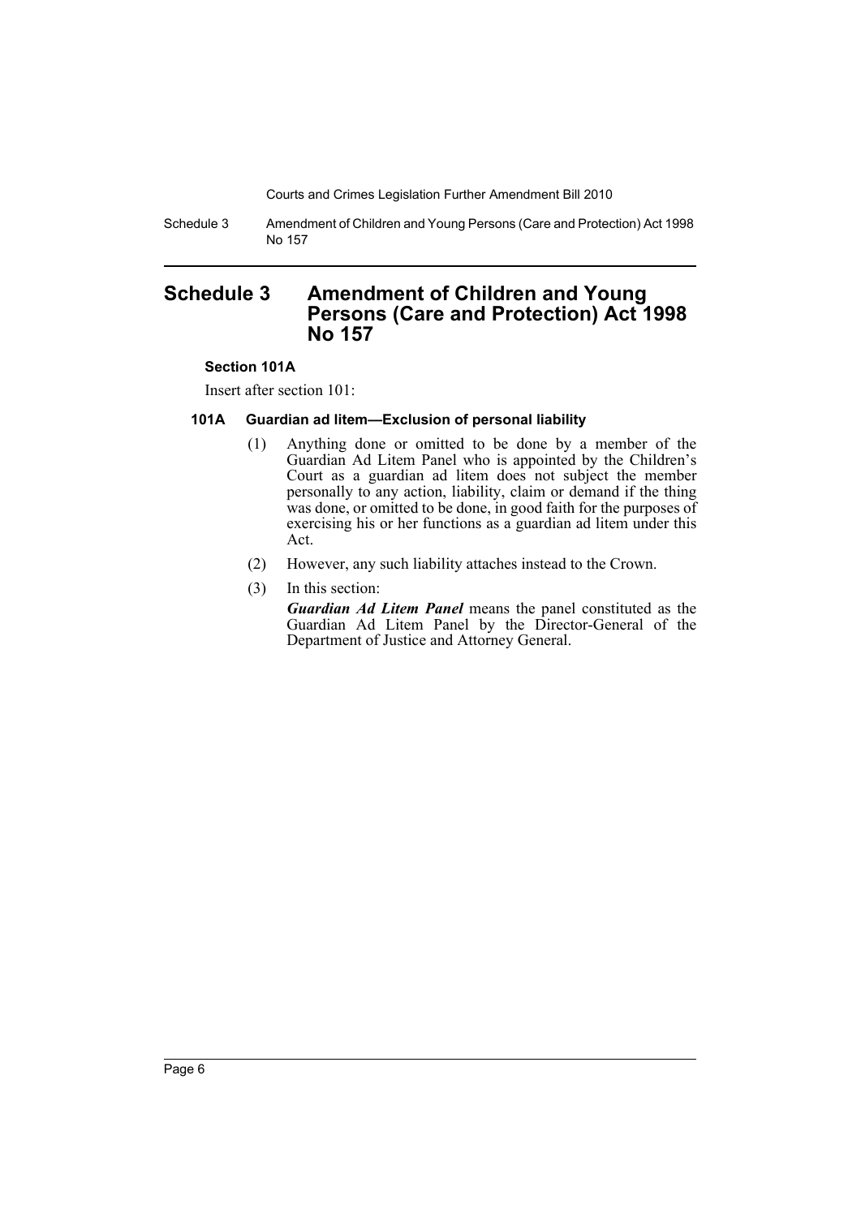# Schedule 3 Amendment of Children and Young Persons (Care and Protection) Act 1998 No 157

### Section 101A

Insert after section 101:

#### 101A Guardian ad litem—Exclusion of personal liability

(1) Anything done or omitted to be done by a member of the Guardian Ad Litem Panel who is appointed by the Children's Court as a guardian ad litem does not subject the member personally to any action, liability, claim or demand if the thing was done, or omitted to be done, in good faith for the purposes of exercising his or her functions as a guardian ad litem under this Act.

(2) However, any such liability attaches instead to the Crown.

(3) In this section:

***Guardian Ad Litem Panel*** means the panel constituted as the Guardian Ad Litem Panel by the Director-General of the Department of Justice and Attorney General.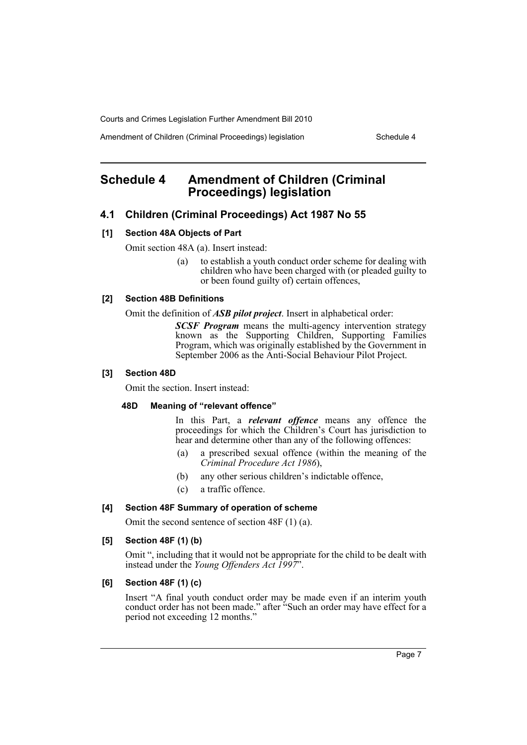## Schedule 4 Amendment of Children (Criminal Proceedings) legislation

### 4.1 Children (Criminal Proceedings) Act 1987 No 55

#### [1] Section 48A Objects of Part

Omit section 48A (a). Insert instead:

> (a) to establish a youth conduct order scheme for dealing with children who have been charged with (or pleaded guilty to or been found guilty of) certain offences,

#### [2] Section 48B Definitions

Omit the definition of ***ASB pilot project***. Insert in alphabetical order:

> ***SCSF Program*** means the multi-agency intervention strategy known as the Supporting Children, Supporting Families Program, which was originally established by the Government in September 2006 as the Anti-Social Behaviour Pilot Project.

#### [3] Section 48D

Omit the section. Insert instead:

> **48D Meaning of "relevant offence"**
>
> In this Part, a ***relevant offence*** means any offence the proceedings for which the Children's Court has jurisdiction to hear and determine other than any of the following offences:
>
> (a) a prescribed sexual offence (within the meaning of the *Criminal Procedure Act 1986*),
>
> (b) any other serious children's indictable offence,
>
> (c) a traffic offence.

#### [4] Section 48F Summary of operation of scheme

Omit the second sentence of section 48F (1) (a).

#### [5] Section 48F (1) (b)

Omit ", including that it would not be appropriate for the child to be dealt with instead under the *Young Offenders Act 1997*".

#### [6] Section 48F (1) (c)

Insert "A final youth conduct order may be made even if an interim youth conduct order has not been made." after "Such an order may have effect for a period not exceeding 12 months."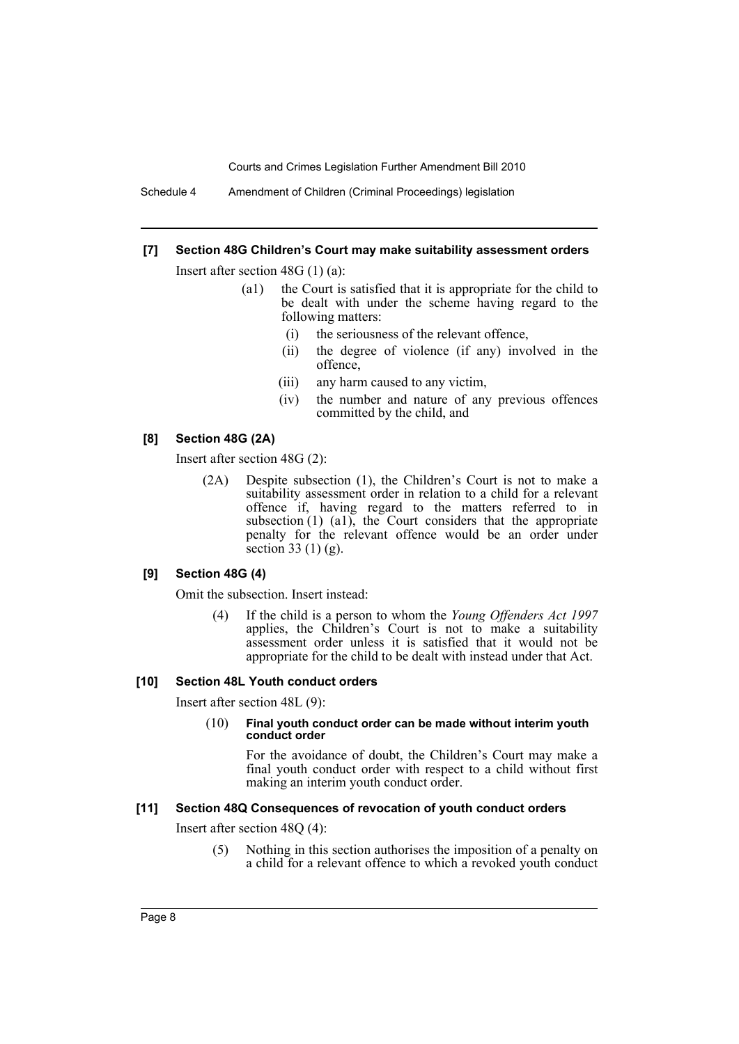#### [7] Section 48G Children's Court may make suitability assessment orders

Insert after section 48G (1) (a):

> (a1) the Court is satisfied that it is appropriate for the child to be dealt with under the scheme having regard to the following matters:
>
> (i) the seriousness of the relevant offence,
>
> (ii) the degree of violence (if any) involved in the offence,
>
> (iii) any harm caused to any victim,
>
> (iv) the number and nature of any previous offences committed by the child, and

#### [8] Section 48G (2A)

Insert after section 48G (2):

> (2A) Despite subsection (1), the Children's Court is not to make a suitability assessment order in relation to a child for a relevant offence if, having regard to the matters referred to in subsection (1) (a1), the Court considers that the appropriate penalty for the relevant offence would be an order under section 33 (1) (g).

#### [9] Section 48G (4)

Omit the subsection. Insert instead:

> (4) If the child is a person to whom the *Young Offenders Act 1997* applies, the Children's Court is not to make a suitability assessment order unless it is satisfied that it would not be appropriate for the child to be dealt with instead under that Act.

#### [10] Section 48L Youth conduct orders

Insert after section 48L (9):

> (10) **Final youth conduct order can be made without interim youth conduct order**
>
> For the avoidance of doubt, the Children's Court may make a final youth conduct order with respect to a child without first making an interim youth conduct order.

#### [11] Section 48Q Consequences of revocation of youth conduct orders

Insert after section 48Q (4):

> (5) Nothing in this section authorises the imposition of a penalty on a child for a relevant offence to which a revoked youth conduct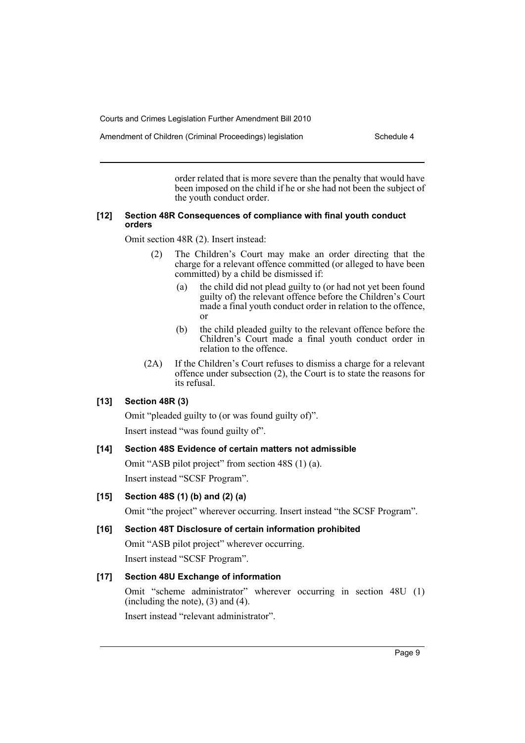order related that is more severe than the penalty that would have been imposed on the child if he or she had not been the subject of the youth conduct order.

#### [12] Section 48R Consequences of compliance with final youth conduct orders

Omit section 48R (2). Insert instead:

> (2) The Children's Court may make an order directing that the charge for a relevant offence committed (or alleged to have been committed) by a child be dismissed if:
>
> (a) the child did not plead guilty to (or had not yet been found guilty of) the relevant offence before the Children's Court made a final youth conduct order in relation to the offence, or
>
> (b) the child pleaded guilty to the relevant offence before the Children's Court made a final youth conduct order in relation to the offence.
>
> (2A) If the Children's Court refuses to dismiss a charge for a relevant offence under subsection (2), the Court is to state the reasons for its refusal.

#### [13] Section 48R (3)

Omit "pleaded guilty to (or was found guilty of)".

Insert instead "was found guilty of".

#### [14] Section 48S Evidence of certain matters not admissible

Omit "ASB pilot project" from section 48S (1) (a).

Insert instead "SCSF Program".

#### [15] Section 48S (1) (b) and (2) (a)

Omit "the project" wherever occurring. Insert instead "the SCSF Program".

#### [16] Section 48T Disclosure of certain information prohibited

Omit "ASB pilot project" wherever occurring.

Insert instead "SCSF Program".

#### [17] Section 48U Exchange of information

Omit "scheme administrator" wherever occurring in section 48U (1) (including the note), (3) and (4).

Insert instead "relevant administrator".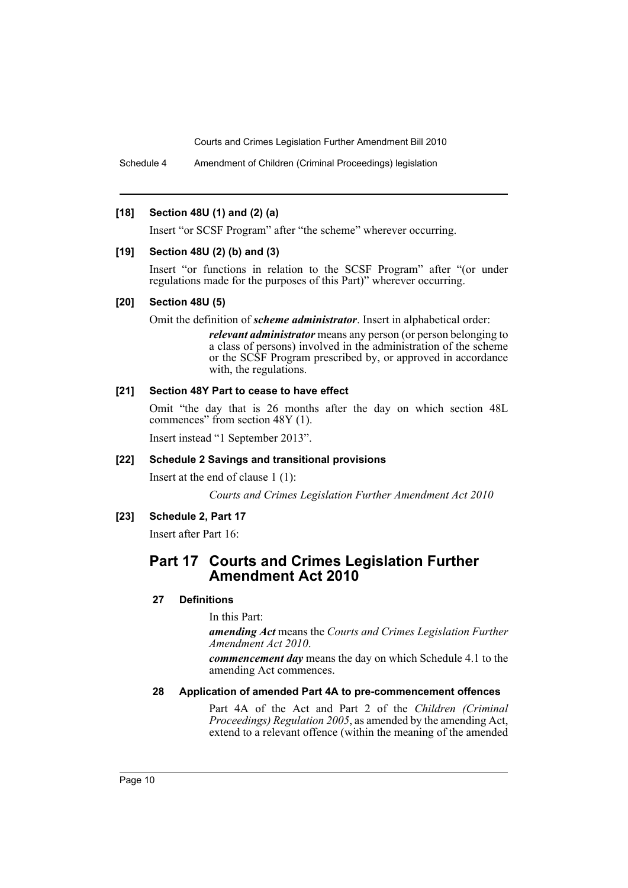**[18] Section 48U (1) and (2) (a)**

Insert "or SCSF Program" after "the scheme" wherever occurring.

**[19] Section 48U (2) (b) and (3)**

Insert "or functions in relation to the SCSF Program" after "(or under regulations made for the purposes of this Part)" wherever occurring.

**[20] Section 48U (5)**

Omit the definition of ***scheme administrator***. Insert in alphabetical order:

> ***relevant administrator*** means any person (or person belonging to a class of persons) involved in the administration of the scheme or the SCSF Program prescribed by, or approved in accordance with, the regulations.

**[21] Section 48Y Part to cease to have effect**

Omit "the day that is 26 months after the day on which section 48L commences" from section 48Y (1).

Insert instead "1 September 2013".

**[22] Schedule 2 Savings and transitional provisions**

Insert at the end of clause 1 (1):

> *Courts and Crimes Legislation Further Amendment Act 2010*

**[23] Schedule 2, Part 17**

Insert after Part 16:

## Part 17 Courts and Crimes Legislation Further Amendment Act 2010

### 27 Definitions

In this Part:

***amending Act*** means the *Courts and Crimes Legislation Further Amendment Act 2010*.

***commencement day*** means the day on which Schedule 4.1 to the amending Act commences.

### 28 Application of amended Part 4A to pre-commencement offences

Part 4A of the Act and Part 2 of the *Children (Criminal Proceedings) Regulation 2005*, as amended by the amending Act, extend to a relevant offence (within the meaning of the amended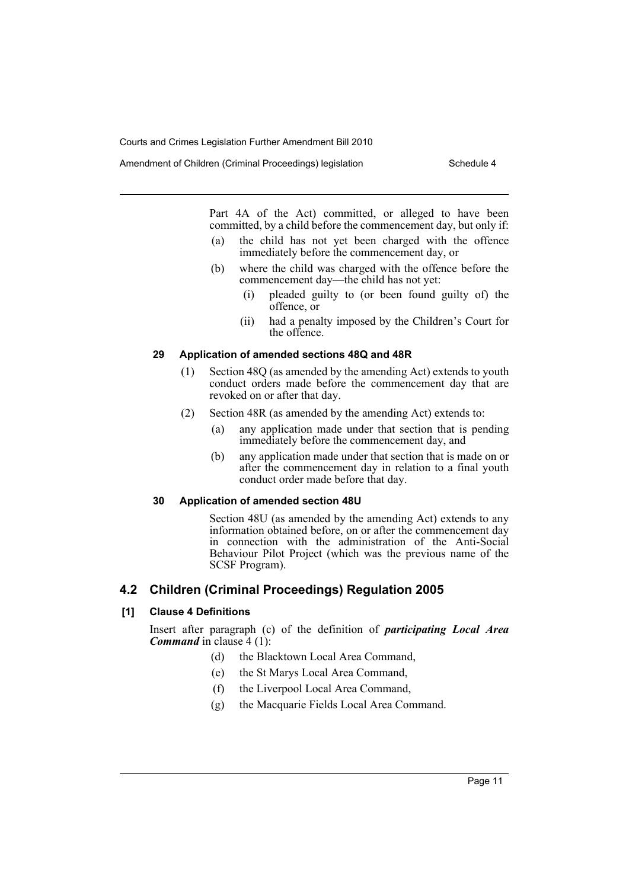Part 4A of the Act) committed, or alleged to have been committed, by a child before the commencement day, but only if:

(a) the child has not yet been charged with the offence immediately before the commencement day, or

(b) where the child was charged with the offence before the commencement day—the child has not yet:

   (i) pleaded guilty to (or been found guilty of) the offence, or

   (ii) had a penalty imposed by the Children's Court for the offence.

#### 29 Application of amended sections 48Q and 48R

(1) Section 48Q (as amended by the amending Act) extends to youth conduct orders made before the commencement day that are revoked on or after that day.

(2) Section 48R (as amended by the amending Act) extends to:

(a) any application made under that section that is pending immediately before the commencement day, and

(b) any application made under that section that is made on or after the commencement day in relation to a final youth conduct order made before that day.

#### 30 Application of amended section 48U

Section 48U (as amended by the amending Act) extends to any information obtained before, on or after the commencement day in connection with the administration of the Anti-Social Behaviour Pilot Project (which was the previous name of the SCSF Program).

## 4.2 Children (Criminal Proceedings) Regulation 2005

#### [1] Clause 4 Definitions

Insert after paragraph (c) of the definition of ***participating Local Area Command*** in clause 4 (1):

(d) the Blacktown Local Area Command,

(e) the St Marys Local Area Command,

(f) the Liverpool Local Area Command,

(g) the Macquarie Fields Local Area Command.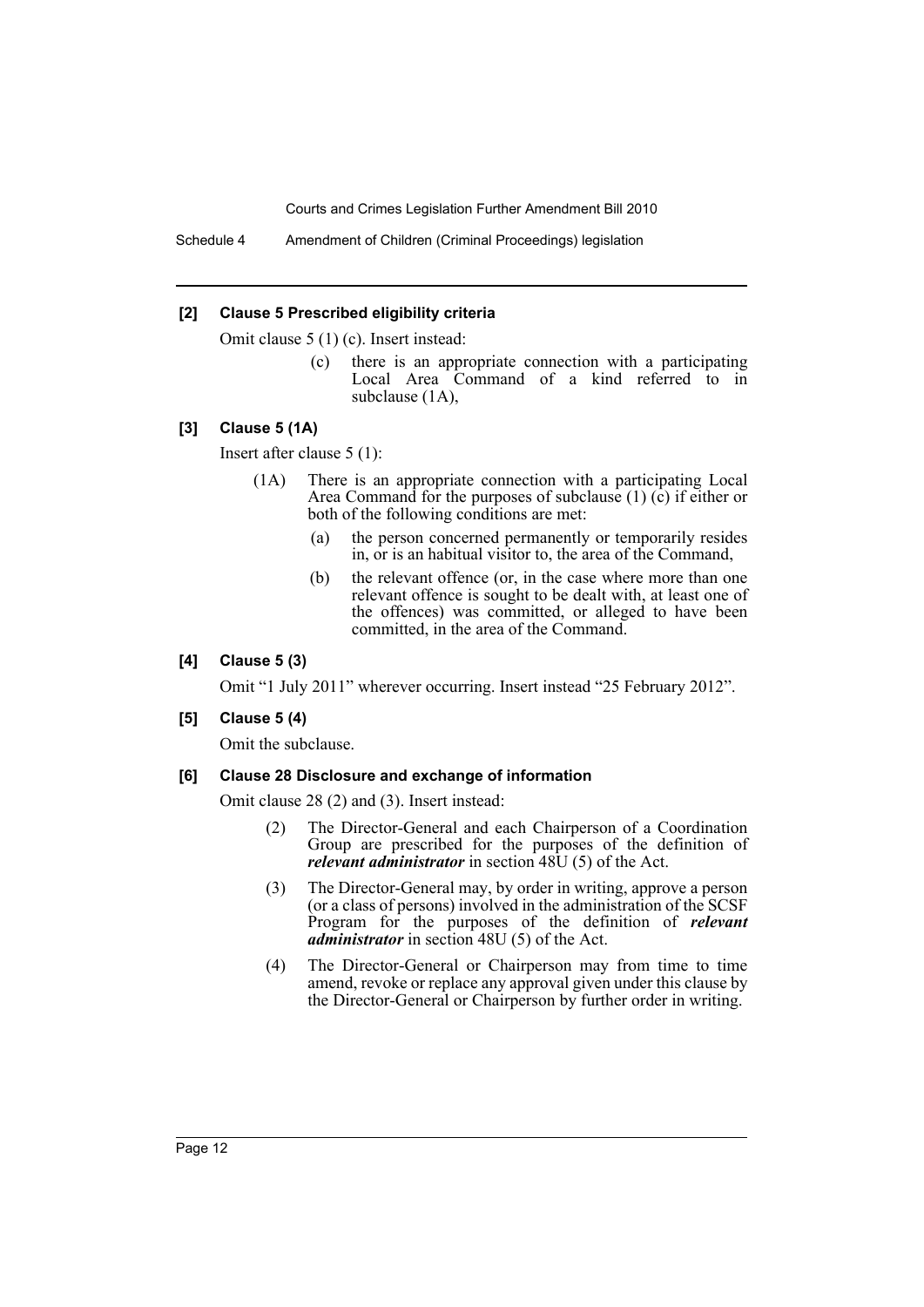**[2] Clause 5 Prescribed eligibility criteria**

Omit clause 5 (1) (c). Insert instead:

> (c) there is an appropriate connection with a participating Local Area Command of a kind referred to in subclause (1A),

**[3] Clause 5 (1A)**

Insert after clause 5 (1):

> (1A) There is an appropriate connection with a participating Local Area Command for the purposes of subclause (1) (c) if either or both of the following conditions are met:
>
> (a) the person concerned permanently or temporarily resides in, or is an habitual visitor to, the area of the Command,
>
> (b) the relevant offence (or, in the case where more than one relevant offence is sought to be dealt with, at least one of the offences) was committed, or alleged to have been committed, in the area of the Command.

**[4] Clause 5 (3)**

Omit "1 July 2011" wherever occurring. Insert instead "25 February 2012".

**[5] Clause 5 (4)**

Omit the subclause.

**[6] Clause 28 Disclosure and exchange of information**

Omit clause 28 (2) and (3). Insert instead:

> (2) The Director-General and each Chairperson of a Coordination Group are prescribed for the purposes of the definition of ***relevant administrator*** in section 48U (5) of the Act.
>
> (3) The Director-General may, by order in writing, approve a person (or a class of persons) involved in the administration of the SCSF Program for the purposes of the definition of ***relevant administrator*** in section 48U (5) of the Act.
>
> (4) The Director-General or Chairperson may from time to time amend, revoke or replace any approval given under this clause by the Director-General or Chairperson by further order in writing.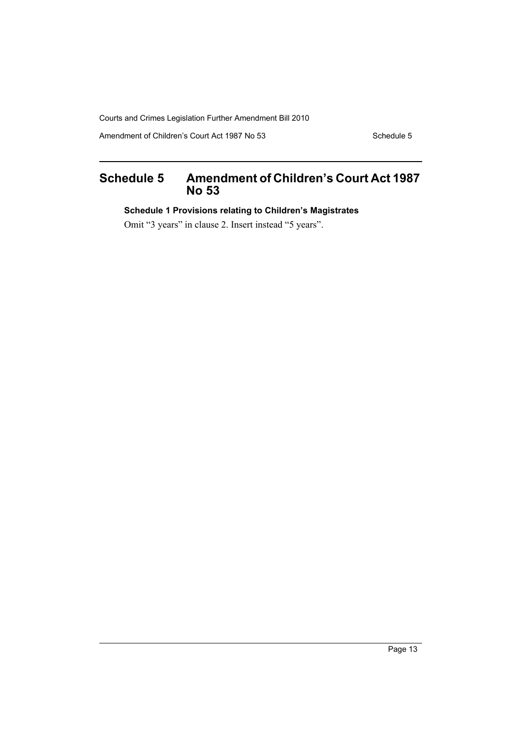# Schedule 5 Amendment of Children's Court Act 1987 No 53

### Schedule 1 Provisions relating to Children's Magistrates

Omit "3 years" in clause 2. Insert instead "5 years".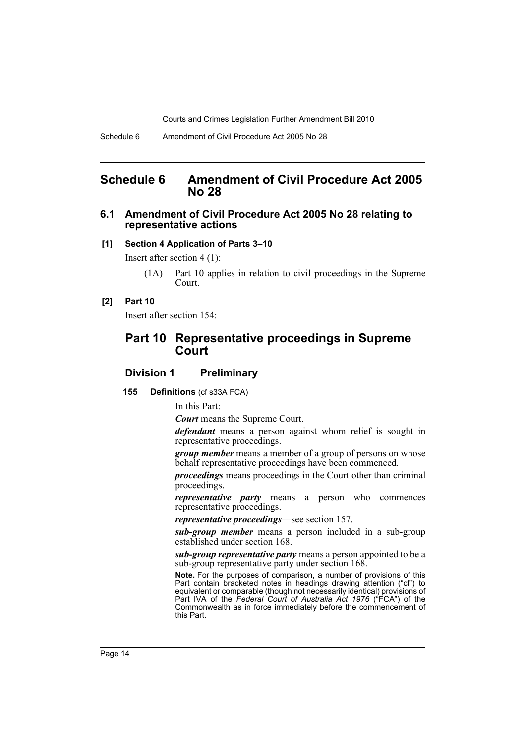# Schedule 6 Amendment of Civil Procedure Act 2005 No 28

## 6.1 Amendment of Civil Procedure Act 2005 No 28 relating to representative actions

### [1] Section 4 Application of Parts 3–10

Insert after section 4 (1):

(1A) Part 10 applies in relation to civil proceedings in the Supreme Court.

### [2] Part 10

Insert after section 154:

## Part 10 Representative proceedings in Supreme Court

### Division 1 Preliminary

**155 Definitions** (cf s33A FCA)

In this Part:

***Court*** means the Supreme Court.

***defendant*** means a person against whom relief is sought in representative proceedings.

***group member*** means a member of a group of persons on whose behalf representative proceedings have been commenced.

***proceedings*** means proceedings in the Court other than criminal proceedings.

***representative party*** means a person who commences representative proceedings.

***representative proceedings***—see section 157.

***sub-group member*** means a person included in a sub-group established under section 168.

***sub-group representative party*** means a person appointed to be a sub-group representative party under section 168.

**Note.** For the purposes of comparison, a number of provisions of this Part contain bracketed notes in headings drawing attention ("cf") to equivalent or comparable (though not necessarily identical) provisions of Part IVA of the *Federal Court of Australia Act 1976* ("FCA") of the Commonwealth as in force immediately before the commencement of this Part.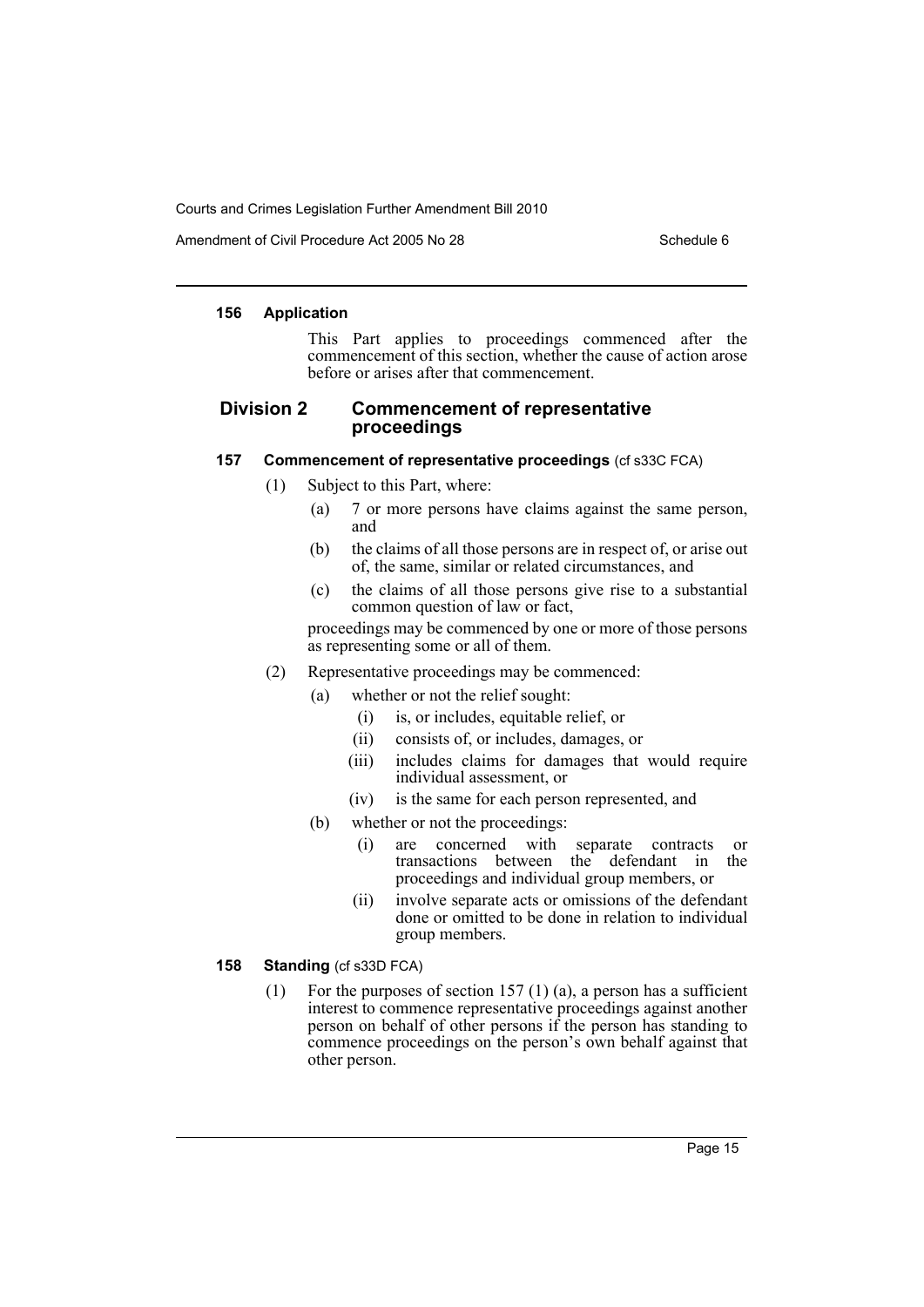#### 156 Application

This Part applies to proceedings commenced after the commencement of this section, whether the cause of action arose before or arises after that commencement.

### Division 2 Commencement of representative proceedings

#### 157 Commencement of representative proceedings (cf s33C FCA)

(1) Subject to this Part, where:

- (a) 7 or more persons have claims against the same person, and
- (b) the claims of all those persons are in respect of, or arise out of, the same, similar or related circumstances, and
- (c) the claims of all those persons give rise to a substantial common question of law or fact,

proceedings may be commenced by one or more of those persons as representing some or all of them.

(2) Representative proceedings may be commenced:

- (a) whether or not the relief sought:
  - (i) is, or includes, equitable relief, or
  - (ii) consists of, or includes, damages, or
  - (iii) includes claims for damages that would require individual assessment, or
  - (iv) is the same for each person represented, and
- (b) whether or not the proceedings:
  - (i) are concerned with separate contracts or transactions between the defendant in the proceedings and individual group members, or
  - (ii) involve separate acts or omissions of the defendant done or omitted to be done in relation to individual group members.

#### 158 Standing (cf s33D FCA)

(1) For the purposes of section 157 (1) (a), a person has a sufficient interest to commence representative proceedings against another person on behalf of other persons if the person has standing to commence proceedings on the person's own behalf against that other person.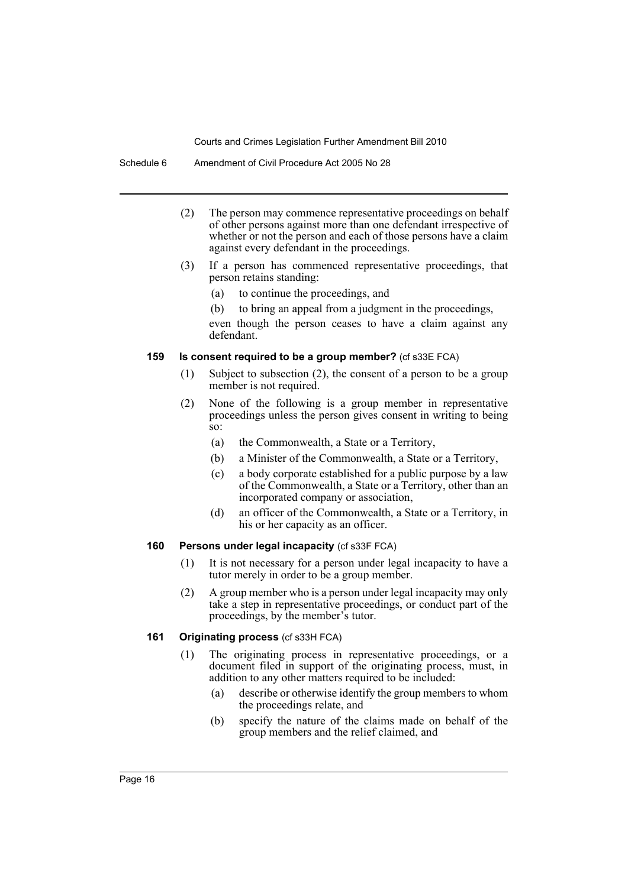(2) The person may commence representative proceedings on behalf of other persons against more than one defendant irrespective of whether or not the person and each of those persons have a claim against every defendant in the proceedings.

(3) If a person has commenced representative proceedings, that person retains standing:

(a) to continue the proceedings, and

(b) to bring an appeal from a judgment in the proceedings,

even though the person ceases to have a claim against any defendant.

### 159 Is consent required to be a group member? (cf s33E FCA)

(1) Subject to subsection (2), the consent of a person to be a group member is not required.

(2) None of the following is a group member in representative proceedings unless the person gives consent in writing to being so:

(a) the Commonwealth, a State or a Territory,

(b) a Minister of the Commonwealth, a State or a Territory,

(c) a body corporate established for a public purpose by a law of the Commonwealth, a State or a Territory, other than an incorporated company or association,

(d) an officer of the Commonwealth, a State or a Territory, in his or her capacity as an officer.

### 160 Persons under legal incapacity (cf s33F FCA)

(1) It is not necessary for a person under legal incapacity to have a tutor merely in order to be a group member.

(2) A group member who is a person under legal incapacity may only take a step in representative proceedings, or conduct part of the proceedings, by the member's tutor.

### 161 Originating process (cf s33H FCA)

(1) The originating process in representative proceedings, or a document filed in support of the originating process, must, in addition to any other matters required to be included:

(a) describe or otherwise identify the group members to whom the proceedings relate, and

(b) specify the nature of the claims made on behalf of the group members and the relief claimed, and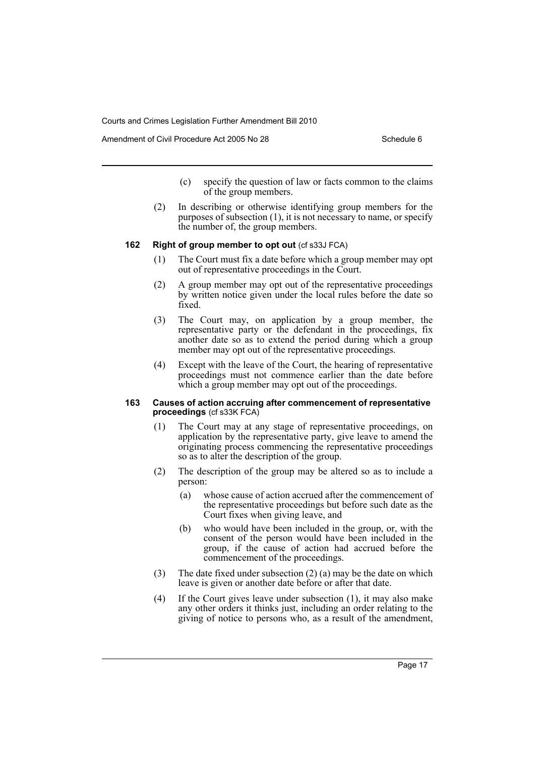(c) specify the question of law or facts common to the claims of the group members.

(2) In describing or otherwise identifying group members for the purposes of subsection (1), it is not necessary to name, or specify the number of, the group members.

**162 Right of group member to opt out** (cf s33J FCA)

(1) The Court must fix a date before which a group member may opt out of representative proceedings in the Court.

(2) A group member may opt out of the representative proceedings by written notice given under the local rules before the date so fixed.

(3) The Court may, on application by a group member, the representative party or the defendant in the proceedings, fix another date so as to extend the period during which a group member may opt out of the representative proceedings.

(4) Except with the leave of the Court, the hearing of representative proceedings must not commence earlier than the date before which a group member may opt out of the proceedings.

**163 Causes of action accruing after commencement of representative proceedings** (cf s33K FCA)

(1) The Court may at any stage of representative proceedings, on application by the representative party, give leave to amend the originating process commencing the representative proceedings so as to alter the description of the group.

(2) The description of the group may be altered so as to include a person:

(a) whose cause of action accrued after the commencement of the representative proceedings but before such date as the Court fixes when giving leave, and

(b) who would have been included in the group, or, with the consent of the person would have been included in the group, if the cause of action had accrued before the commencement of the proceedings.

(3) The date fixed under subsection (2) (a) may be the date on which leave is given or another date before or after that date.

(4) If the Court gives leave under subsection (1), it may also make any other orders it thinks just, including an order relating to the giving of notice to persons who, as a result of the amendment,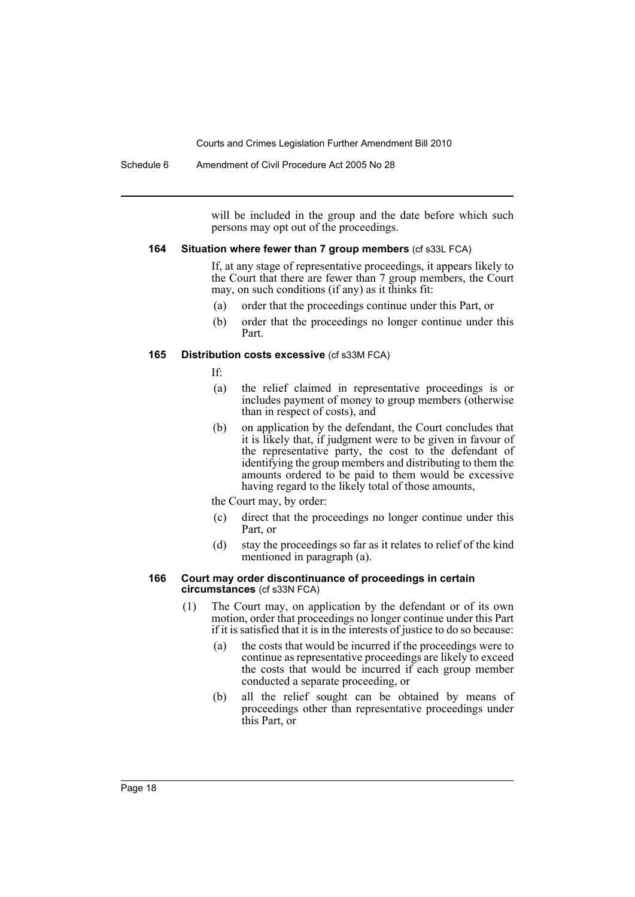will be included in the group and the date before which such persons may opt out of the proceedings.

**164 Situation where fewer than 7 group members** (cf s33L FCA)

If, at any stage of representative proceedings, it appears likely to the Court that there are fewer than 7 group members, the Court may, on such conditions (if any) as it thinks fit:

- (a) order that the proceedings continue under this Part, or
- (b) order that the proceedings no longer continue under this Part.

**165 Distribution costs excessive** (cf s33M FCA)

If:

- (a) the relief claimed in representative proceedings is or includes payment of money to group members (otherwise than in respect of costs), and
- (b) on application by the defendant, the Court concludes that it is likely that, if judgment were to be given in favour of the representative party, the cost to the defendant of identifying the group members and distributing to them the amounts ordered to be paid to them would be excessive having regard to the likely total of those amounts,

the Court may, by order:

- (c) direct that the proceedings no longer continue under this Part, or
- (d) stay the proceedings so far as it relates to relief of the kind mentioned in paragraph (a).

**166 Court may order discontinuance of proceedings in certain circumstances** (cf s33N FCA)

(1) The Court may, on application by the defendant or of its own motion, order that proceedings no longer continue under this Part if it is satisfied that it is in the interests of justice to do so because:

- (a) the costs that would be incurred if the proceedings were to continue as representative proceedings are likely to exceed the costs that would be incurred if each group member conducted a separate proceeding, or
- (b) all the relief sought can be obtained by means of proceedings other than representative proceedings under this Part, or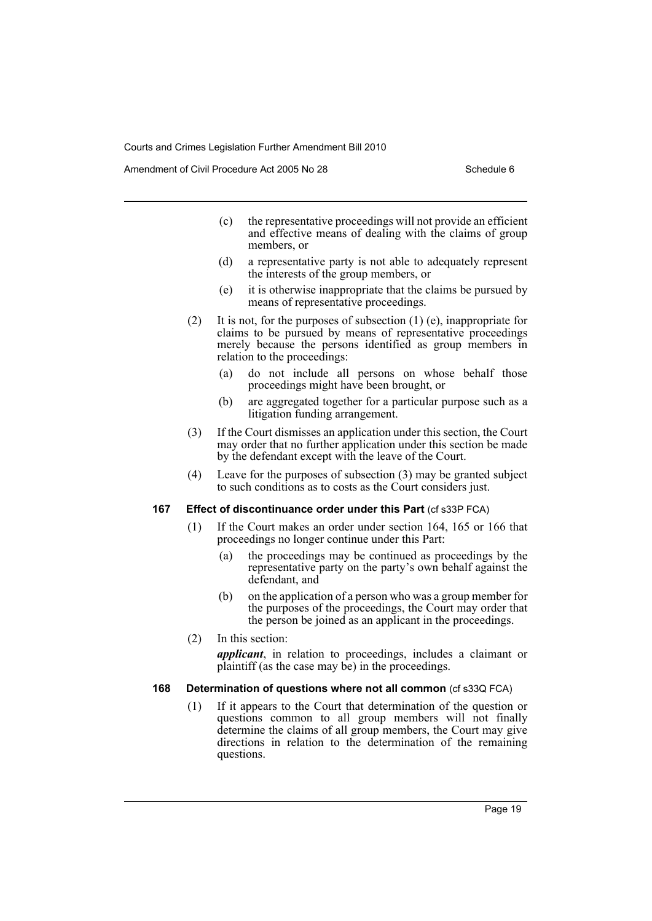(c) the representative proceedings will not provide an efficient and effective means of dealing with the claims of group members, or

(d) a representative party is not able to adequately represent the interests of the group members, or

(e) it is otherwise inappropriate that the claims be pursued by means of representative proceedings.

(2) It is not, for the purposes of subsection (1) (e), inappropriate for claims to be pursued by means of representative proceedings merely because the persons identified as group members in relation to the proceedings:

(a) do not include all persons on whose behalf those proceedings might have been brought, or

(b) are aggregated together for a particular purpose such as a litigation funding arrangement.

(3) If the Court dismisses an application under this section, the Court may order that no further application under this section be made by the defendant except with the leave of the Court.

(4) Leave for the purposes of subsection (3) may be granted subject to such conditions as to costs as the Court considers just.

**167 Effect of discontinuance order under this Part** (cf s33P FCA)

(1) If the Court makes an order under section 164, 165 or 166 that proceedings no longer continue under this Part:

(a) the proceedings may be continued as proceedings by the representative party on the party's own behalf against the defendant, and

(b) on the application of a person who was a group member for the purposes of the proceedings, the Court may order that the person be joined as an applicant in the proceedings.

(2) In this section:

***applicant***, in relation to proceedings, includes a claimant or plaintiff (as the case may be) in the proceedings.

**168 Determination of questions where not all common** (cf s33Q FCA)

(1) If it appears to the Court that determination of the question or questions common to all group members will not finally determine the claims of all group members, the Court may give directions in relation to the determination of the remaining questions.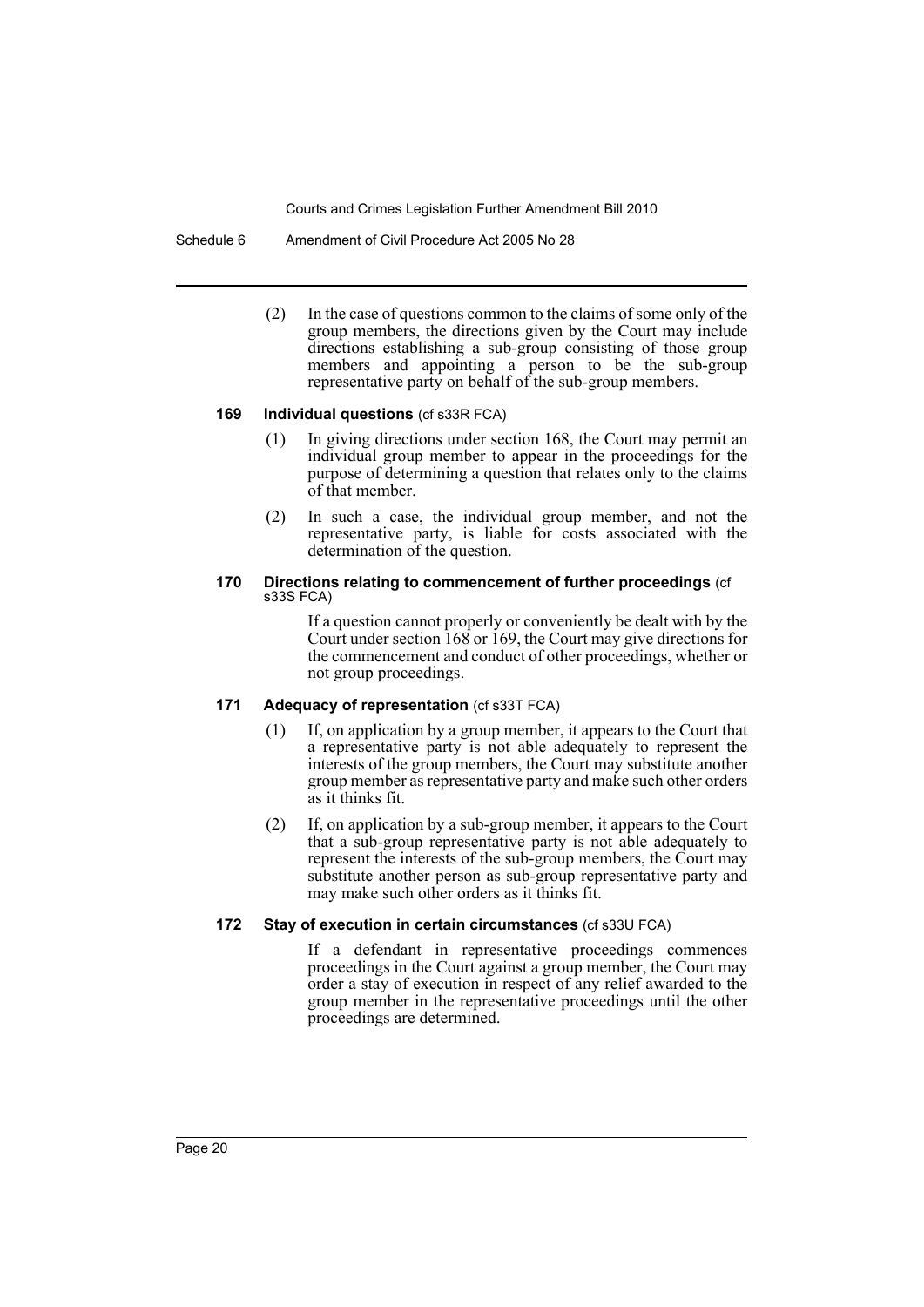(2) In the case of questions common to the claims of some only of the group members, the directions given by the Court may include directions establishing a sub-group consisting of those group members and appointing a person to be the sub-group representative party on behalf of the sub-group members.

#### 169 Individual questions (cf s33R FCA)

(1) In giving directions under section 168, the Court may permit an individual group member to appear in the proceedings for the purpose of determining a question that relates only to the claims of that member.

(2) In such a case, the individual group member, and not the representative party, is liable for costs associated with the determination of the question.

#### 170 Directions relating to commencement of further proceedings (cf s33S FCA)

If a question cannot properly or conveniently be dealt with by the Court under section 168 or 169, the Court may give directions for the commencement and conduct of other proceedings, whether or not group proceedings.

#### 171 Adequacy of representation (cf s33T FCA)

(1) If, on application by a group member, it appears to the Court that a representative party is not able adequately to represent the interests of the group members, the Court may substitute another group member as representative party and make such other orders as it thinks fit.

(2) If, on application by a sub-group member, it appears to the Court that a sub-group representative party is not able adequately to represent the interests of the sub-group members, the Court may substitute another person as sub-group representative party and may make such other orders as it thinks fit.

#### 172 Stay of execution in certain circumstances (cf s33U FCA)

If a defendant in representative proceedings commences proceedings in the Court against a group member, the Court may order a stay of execution in respect of any relief awarded to the group member in the representative proceedings until the other proceedings are determined.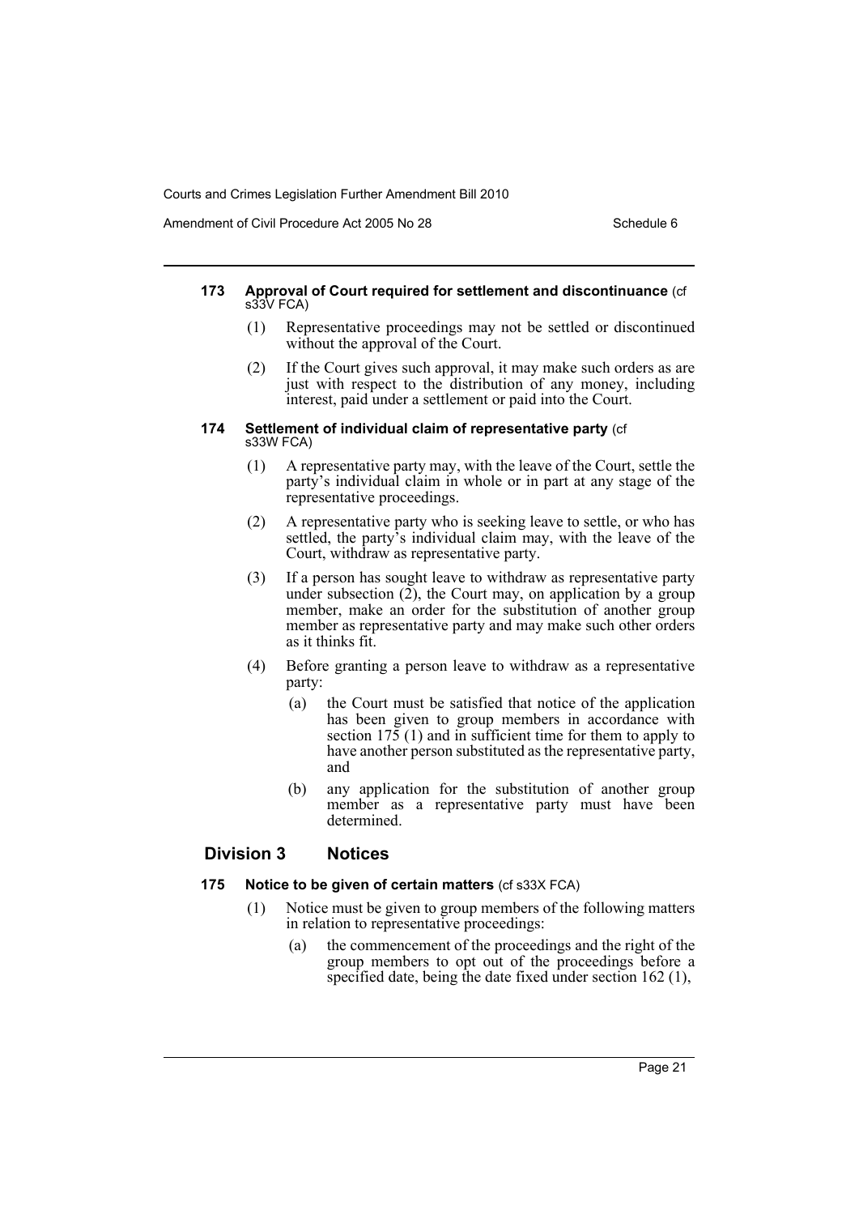#### 173 Approval of Court required for settlement and discontinuance (cf s33V FCA)

(1) Representative proceedings may not be settled or discontinued without the approval of the Court.

(2) If the Court gives such approval, it may make such orders as are just with respect to the distribution of any money, including interest, paid under a settlement or paid into the Court.

#### 174 Settlement of individual claim of representative party (cf s33W FCA)

(1) A representative party may, with the leave of the Court, settle the party's individual claim in whole or in part at any stage of the representative proceedings.

(2) A representative party who is seeking leave to settle, or who has settled, the party's individual claim may, with the leave of the Court, withdraw as representative party.

(3) If a person has sought leave to withdraw as representative party under subsection (2), the Court may, on application by a group member, make an order for the substitution of another group member as representative party and may make such other orders as it thinks fit.

(4) Before granting a person leave to withdraw as a representative party:

(a) the Court must be satisfied that notice of the application has been given to group members in accordance with section 175 (1) and in sufficient time for them to apply to have another person substituted as the representative party, and

(b) any application for the substitution of another group member as a representative party must have been determined.

### Division 3 Notices

#### 175 Notice to be given of certain matters (cf s33X FCA)

(1) Notice must be given to group members of the following matters in relation to representative proceedings:

(a) the commencement of the proceedings and the right of the group members to opt out of the proceedings before a specified date, being the date fixed under section 162 (1),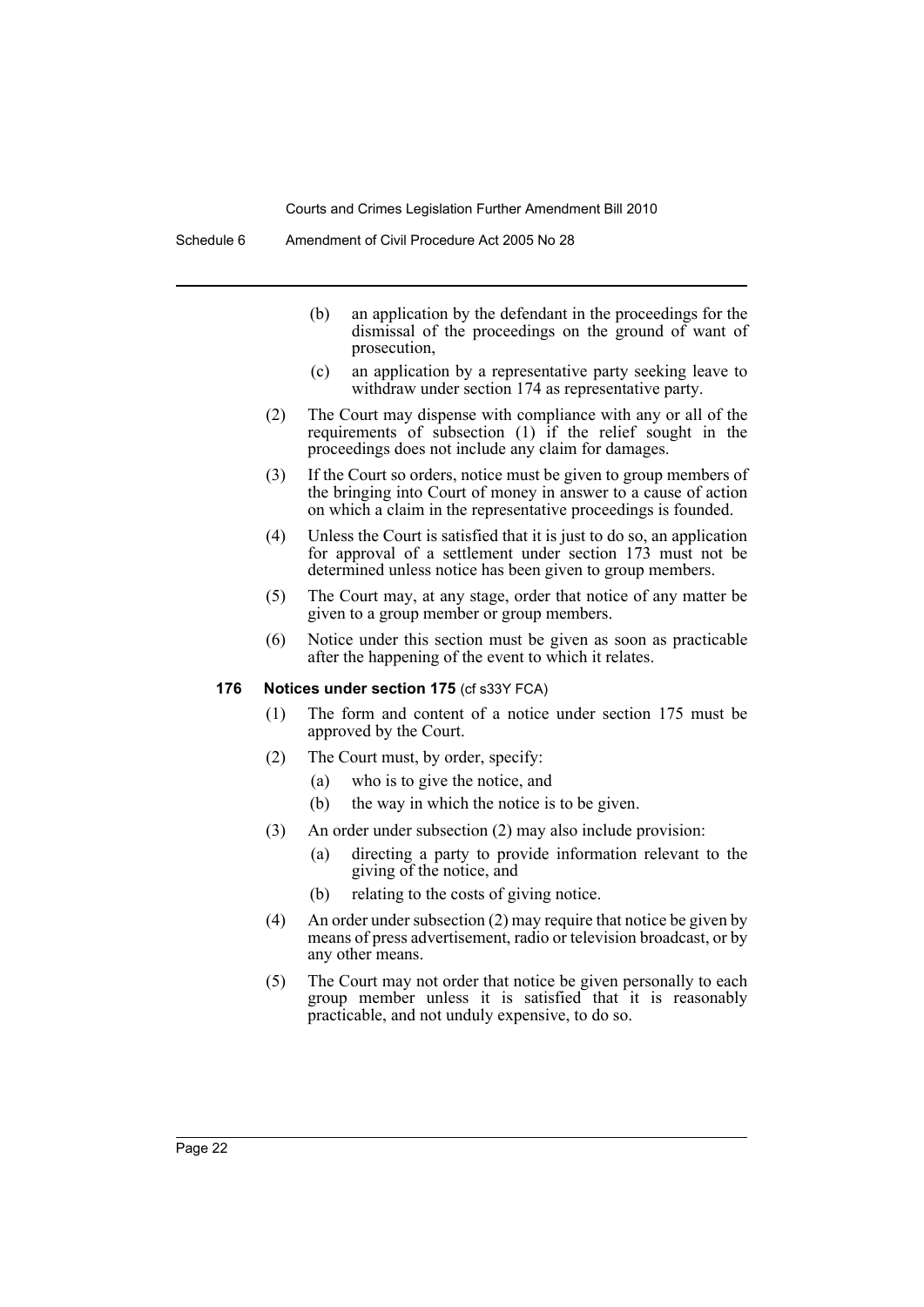(b) an application by the defendant in the proceedings for the dismissal of the proceedings on the ground of want of prosecution,

(c) an application by a representative party seeking leave to withdraw under section 174 as representative party.

(2) The Court may dispense with compliance with any or all of the requirements of subsection (1) if the relief sought in the proceedings does not include any claim for damages.

(3) If the Court so orders, notice must be given to group members of the bringing into Court of money in answer to a cause of action on which a claim in the representative proceedings is founded.

(4) Unless the Court is satisfied that it is just to do so, an application for approval of a settlement under section 173 must not be determined unless notice has been given to group members.

(5) The Court may, at any stage, order that notice of any matter be given to a group member or group members.

(6) Notice under this section must be given as soon as practicable after the happening of the event to which it relates.

**176 Notices under section 175** (cf s33Y FCA)

(1) The form and content of a notice under section 175 must be approved by the Court.

(2) The Court must, by order, specify:

(a) who is to give the notice, and

(b) the way in which the notice is to be given.

(3) An order under subsection (2) may also include provision:

(a) directing a party to provide information relevant to the giving of the notice, and

(b) relating to the costs of giving notice.

(4) An order under subsection (2) may require that notice be given by means of press advertisement, radio or television broadcast, or by any other means.

(5) The Court may not order that notice be given personally to each group member unless it is satisfied that it is reasonably practicable, and not unduly expensive, to do so.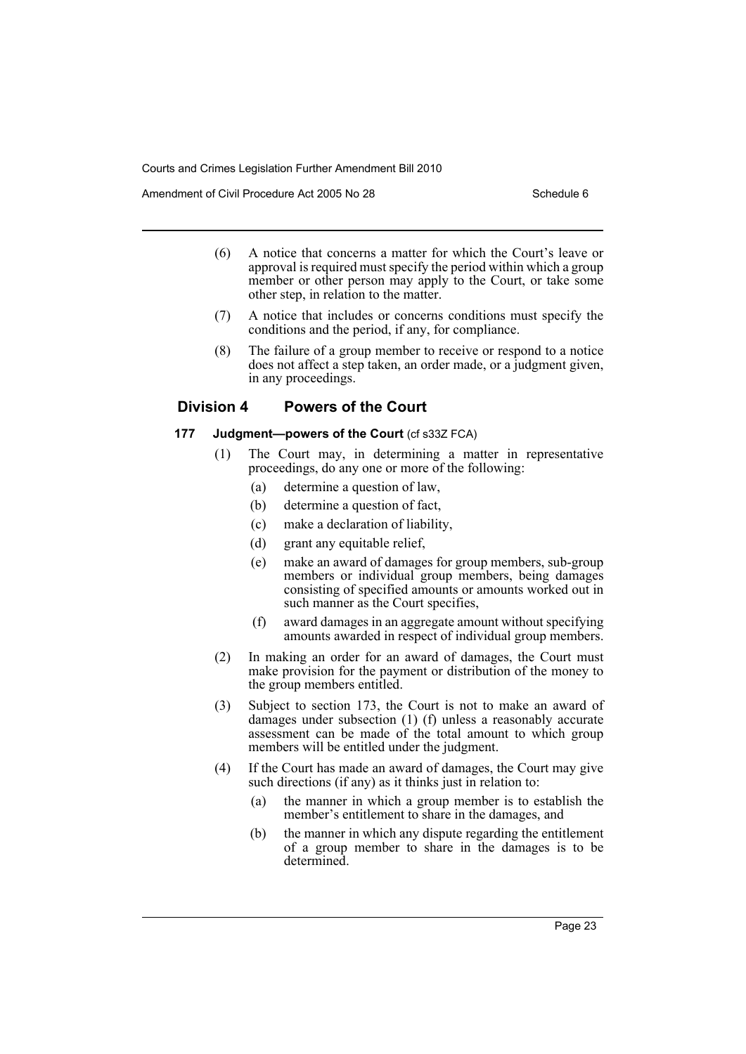(6) A notice that concerns a matter for which the Court's leave or approval is required must specify the period within which a group member or other person may apply to the Court, or take some other step, in relation to the matter.

(7) A notice that includes or concerns conditions must specify the conditions and the period, if any, for compliance.

(8) The failure of a group member to receive or respond to a notice does not affect a step taken, an order made, or a judgment given, in any proceedings.

## Division 4 Powers of the Court

### 177 Judgment—powers of the Court (cf s33Z FCA)

(1) The Court may, in determining a matter in representative proceedings, do any one or more of the following:

- (a) determine a question of law,
- (b) determine a question of fact,
- (c) make a declaration of liability,
- (d) grant any equitable relief,
- (e) make an award of damages for group members, sub-group members or individual group members, being damages consisting of specified amounts or amounts worked out in such manner as the Court specifies,
- (f) award damages in an aggregate amount without specifying amounts awarded in respect of individual group members.

(2) In making an order for an award of damages, the Court must make provision for the payment or distribution of the money to the group members entitled.

(3) Subject to section 173, the Court is not to make an award of damages under subsection (1) (f) unless a reasonably accurate assessment can be made of the total amount to which group members will be entitled under the judgment.

(4) If the Court has made an award of damages, the Court may give such directions (if any) as it thinks just in relation to:

- (a) the manner in which a group member is to establish the member's entitlement to share in the damages, and
- (b) the manner in which any dispute regarding the entitlement of a group member to share in the damages is to be determined.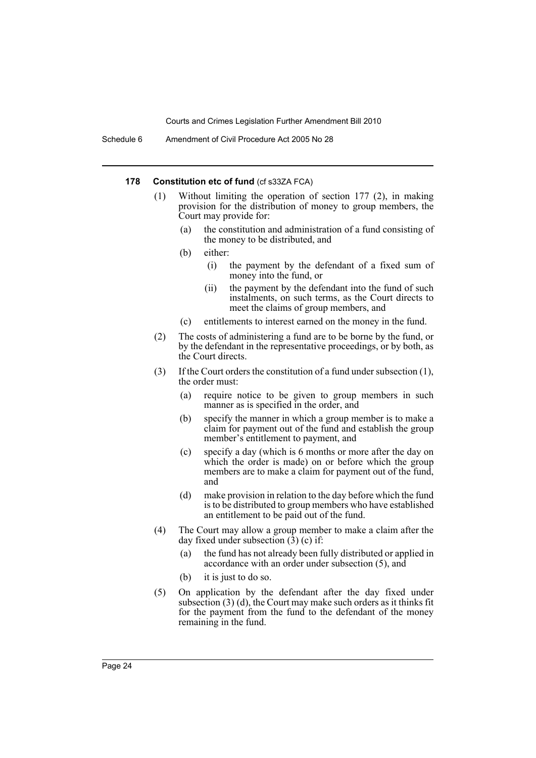#### 178 Constitution etc of fund (cf s33ZA FCA)

(1) Without limiting the operation of section 177 (2), in making provision for the distribution of money to group members, the Court may provide for:

- (a) the constitution and administration of a fund consisting of the money to be distributed, and
- (b) either:
  - (i) the payment by the defendant of a fixed sum of money into the fund, or
  - (ii) the payment by the defendant into the fund of such instalments, on such terms, as the Court directs to meet the claims of group members, and
- (c) entitlements to interest earned on the money in the fund.

(2) The costs of administering a fund are to be borne by the fund, or by the defendant in the representative proceedings, or by both, as the Court directs.

(3) If the Court orders the constitution of a fund under subsection (1), the order must:

- (a) require notice to be given to group members in such manner as is specified in the order, and
- (b) specify the manner in which a group member is to make a claim for payment out of the fund and establish the group member's entitlement to payment, and
- (c) specify a day (which is 6 months or more after the day on which the order is made) on or before which the group members are to make a claim for payment out of the fund, and
- (d) make provision in relation to the day before which the fund is to be distributed to group members who have established an entitlement to be paid out of the fund.

(4) The Court may allow a group member to make a claim after the day fixed under subsection (3) (c) if:

- (a) the fund has not already been fully distributed or applied in accordance with an order under subsection (5), and
- (b) it is just to do so.

(5) On application by the defendant after the day fixed under subsection (3) (d), the Court may make such orders as it thinks fit for the payment from the fund to the defendant of the money remaining in the fund.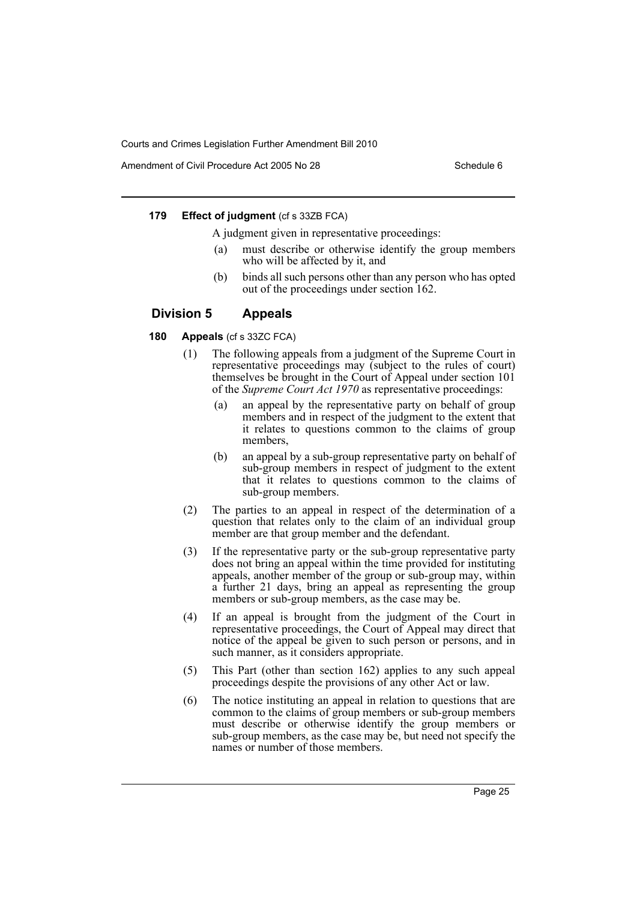**179 Effect of judgment** (cf s 33ZB FCA)

A judgment given in representative proceedings:

(a) must describe or otherwise identify the group members who will be affected by it, and

(b) binds all such persons other than any person who has opted out of the proceedings under section 162.

## Division 5 Appeals

**180 Appeals** (cf s 33ZC FCA)

(1) The following appeals from a judgment of the Supreme Court in representative proceedings may (subject to the rules of court) themselves be brought in the Court of Appeal under section 101 of the *Supreme Court Act 1970* as representative proceedings:

(a) an appeal by the representative party on behalf of group members and in respect of the judgment to the extent that it relates to questions common to the claims of group members,

(b) an appeal by a sub-group representative party on behalf of sub-group members in respect of judgment to the extent that it relates to questions common to the claims of sub-group members.

(2) The parties to an appeal in respect of the determination of a question that relates only to the claim of an individual group member are that group member and the defendant.

(3) If the representative party or the sub-group representative party does not bring an appeal within the time provided for instituting appeals, another member of the group or sub-group may, within a further 21 days, bring an appeal as representing the group members or sub-group members, as the case may be.

(4) If an appeal is brought from the judgment of the Court in representative proceedings, the Court of Appeal may direct that notice of the appeal be given to such person or persons, and in such manner, as it considers appropriate.

(5) This Part (other than section 162) applies to any such appeal proceedings despite the provisions of any other Act or law.

(6) The notice instituting an appeal in relation to questions that are common to the claims of group members or sub-group members must describe or otherwise identify the group members or sub-group members, as the case may be, but need not specify the names or number of those members.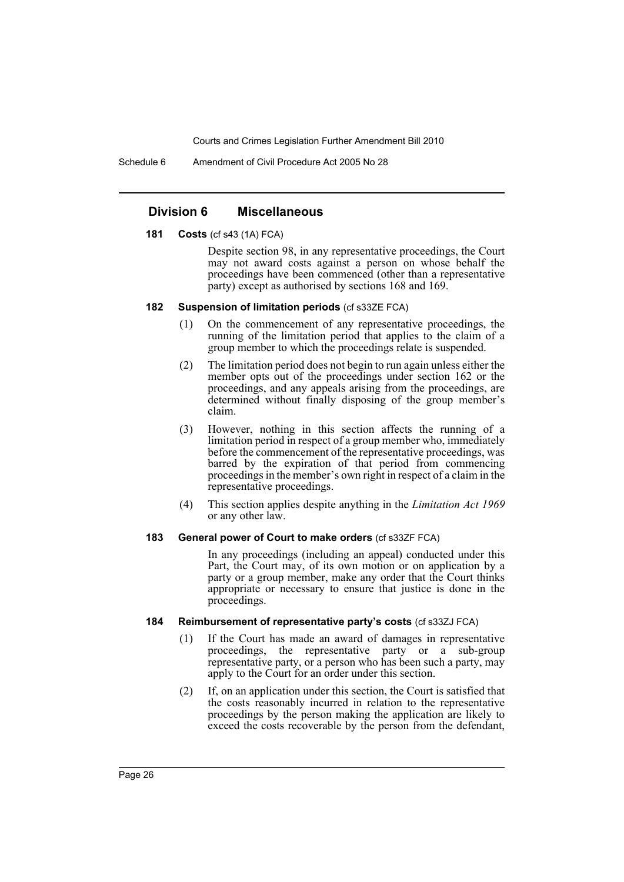## Division 6 Miscellaneous

**181 Costs** (cf s43 (1A) FCA)

Despite section 98, in any representative proceedings, the Court may not award costs against a person on whose behalf the proceedings have been commenced (other than a representative party) except as authorised by sections 168 and 169.

**182 Suspension of limitation periods** (cf s33ZE FCA)

(1) On the commencement of any representative proceedings, the running of the limitation period that applies to the claim of a group member to which the proceedings relate is suspended.

(2) The limitation period does not begin to run again unless either the member opts out of the proceedings under section 162 or the proceedings, and any appeals arising from the proceedings, are determined without finally disposing of the group member's claim.

(3) However, nothing in this section affects the running of a limitation period in respect of a group member who, immediately before the commencement of the representative proceedings, was barred by the expiration of that period from commencing proceedings in the member's own right in respect of a claim in the representative proceedings.

(4) This section applies despite anything in the *Limitation Act 1969* or any other law.

**183 General power of Court to make orders** (cf s33ZF FCA)

In any proceedings (including an appeal) conducted under this Part, the Court may, of its own motion or on application by a party or a group member, make any order that the Court thinks appropriate or necessary to ensure that justice is done in the proceedings.

**184 Reimbursement of representative party's costs** (cf s33ZJ FCA)

(1) If the Court has made an award of damages in representative proceedings, the representative party or a sub-group representative party, or a person who has been such a party, may apply to the Court for an order under this section.

(2) If, on an application under this section, the Court is satisfied that the costs reasonably incurred in relation to the representative proceedings by the person making the application are likely to exceed the costs recoverable by the person from the defendant,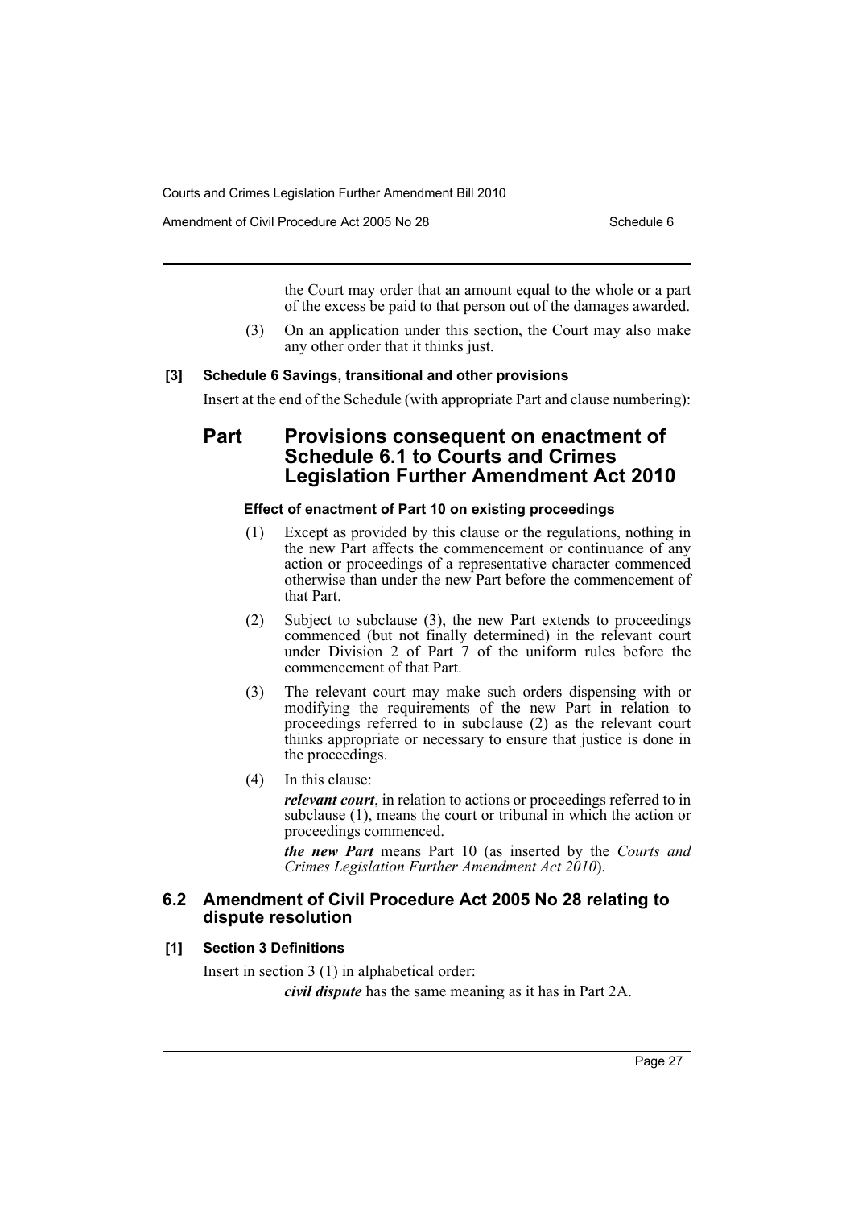the Court may order that an amount equal to the whole or a part of the excess be paid to that person out of the damages awarded.

(3) On an application under this section, the Court may also make any other order that it thinks just.

**[3] Schedule 6 Savings, transitional and other provisions**

Insert at the end of the Schedule (with appropriate Part and clause numbering):

## Part Provisions consequent on enactment of Schedule 6.1 to Courts and Crimes Legislation Further Amendment Act 2010

#### Effect of enactment of Part 10 on existing proceedings

(1) Except as provided by this clause or the regulations, nothing in the new Part affects the commencement or continuance of any action or proceedings of a representative character commenced otherwise than under the new Part before the commencement of that Part.

(2) Subject to subclause (3), the new Part extends to proceedings commenced (but not finally determined) in the relevant court under Division 2 of Part 7 of the uniform rules before the commencement of that Part.

(3) The relevant court may make such orders dispensing with or modifying the requirements of the new Part in relation to proceedings referred to in subclause (2) as the relevant court thinks appropriate or necessary to ensure that justice is done in the proceedings.

(4) In this clause:

***relevant court***, in relation to actions or proceedings referred to in subclause (1), means the court or tribunal in which the action or proceedings commenced.

***the new Part*** means Part 10 (as inserted by the *Courts and Crimes Legislation Further Amendment Act 2010*).

### 6.2 Amendment of Civil Procedure Act 2005 No 28 relating to dispute resolution

**[1] Section 3 Definitions**

Insert in section 3 (1) in alphabetical order:

***civil dispute*** has the same meaning as it has in Part 2A.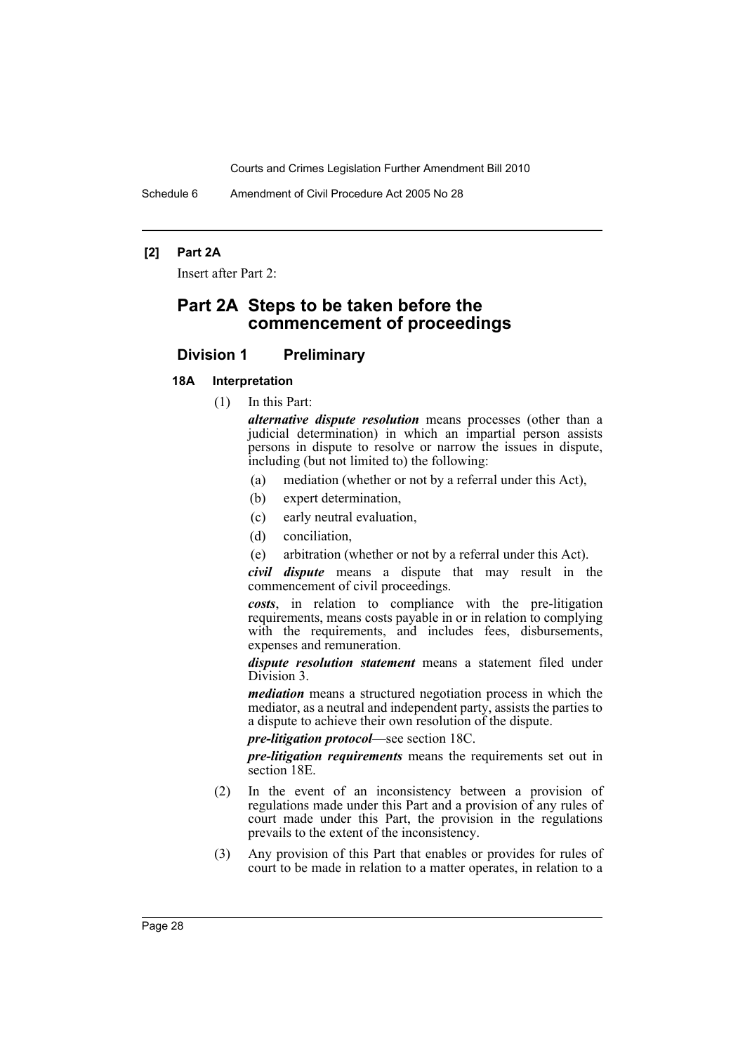**[2] Part 2A**

Insert after Part 2:

# Part 2A Steps to be taken before the commencement of proceedings

## Division 1 Preliminary

### 18A Interpretation

(1) In this Part:

***alternative dispute resolution*** means processes (other than a judicial determination) in which an impartial person assists persons in dispute to resolve or narrow the issues in dispute, including (but not limited to) the following:

- (a) mediation (whether or not by a referral under this Act),
- (b) expert determination,
- (c) early neutral evaluation,
- (d) conciliation,
- (e) arbitration (whether or not by a referral under this Act).

***civil dispute*** means a dispute that may result in the commencement of civil proceedings.

***costs***, in relation to compliance with the pre-litigation requirements, means costs payable in or in relation to complying with the requirements, and includes fees, disbursements, expenses and remuneration.

***dispute resolution statement*** means a statement filed under Division 3.

***mediation*** means a structured negotiation process in which the mediator, as a neutral and independent party, assists the parties to a dispute to achieve their own resolution of the dispute.

***pre-litigation protocol***—see section 18C.

***pre-litigation requirements*** means the requirements set out in section 18E.

(2) In the event of an inconsistency between a provision of regulations made under this Part and a provision of any rules of court made under this Part, the provision in the regulations prevails to the extent of the inconsistency.

(3) Any provision of this Part that enables or provides for rules of court to be made in relation to a matter operates, in relation to a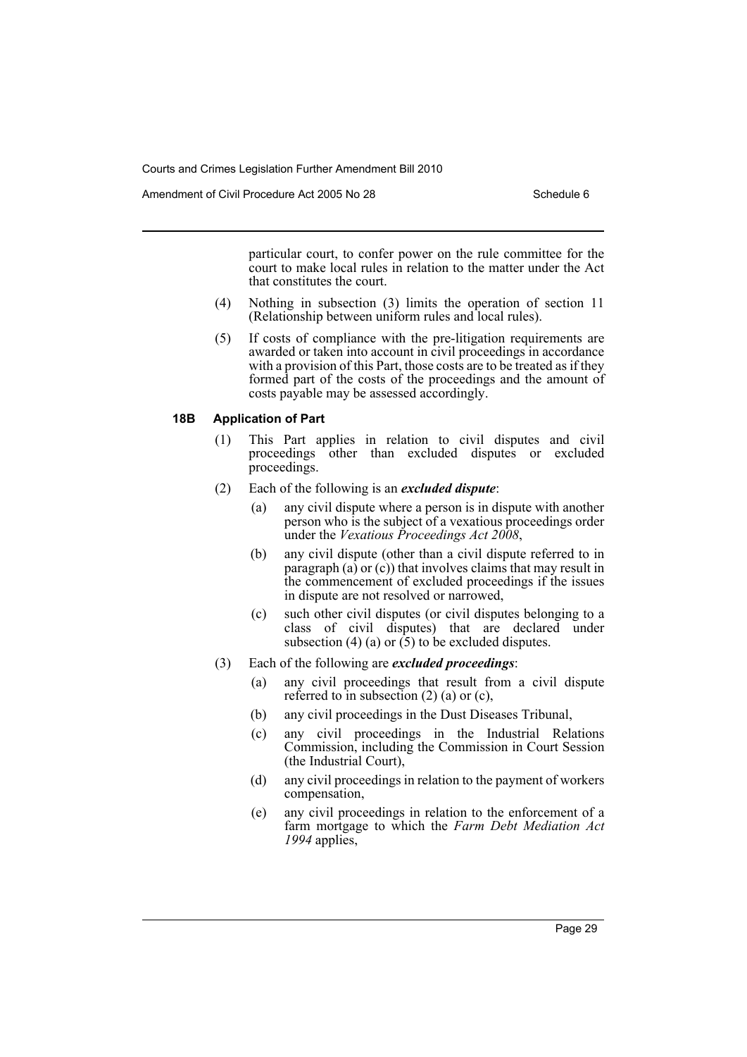particular court, to confer power on the rule committee for the court to make local rules in relation to the matter under the Act that constitutes the court.

(4) Nothing in subsection (3) limits the operation of section 11 (Relationship between uniform rules and local rules).

(5) If costs of compliance with the pre-litigation requirements are awarded or taken into account in civil proceedings in accordance with a provision of this Part, those costs are to be treated as if they formed part of the costs of the proceedings and the amount of costs payable may be assessed accordingly.

#### 18B Application of Part

(1) This Part applies in relation to civil disputes and civil proceedings other than excluded disputes or excluded proceedings.

(2) Each of the following is an ***excluded dispute***:

- (a) any civil dispute where a person is in dispute with another person who is the subject of a vexatious proceedings order under the *Vexatious Proceedings Act 2008*,
- (b) any civil dispute (other than a civil dispute referred to in paragraph (a) or (c)) that involves claims that may result in the commencement of excluded proceedings if the issues in dispute are not resolved or narrowed,
- (c) such other civil disputes (or civil disputes belonging to a class of civil disputes) that are declared under subsection (4) (a) or (5) to be excluded disputes.

(3) Each of the following are ***excluded proceedings***:

- (a) any civil proceedings that result from a civil dispute referred to in subsection (2) (a) or (c),
- (b) any civil proceedings in the Dust Diseases Tribunal,
- (c) any civil proceedings in the Industrial Relations Commission, including the Commission in Court Session (the Industrial Court),
- (d) any civil proceedings in relation to the payment of workers compensation,
- (e) any civil proceedings in relation to the enforcement of a farm mortgage to which the *Farm Debt Mediation Act 1994* applies,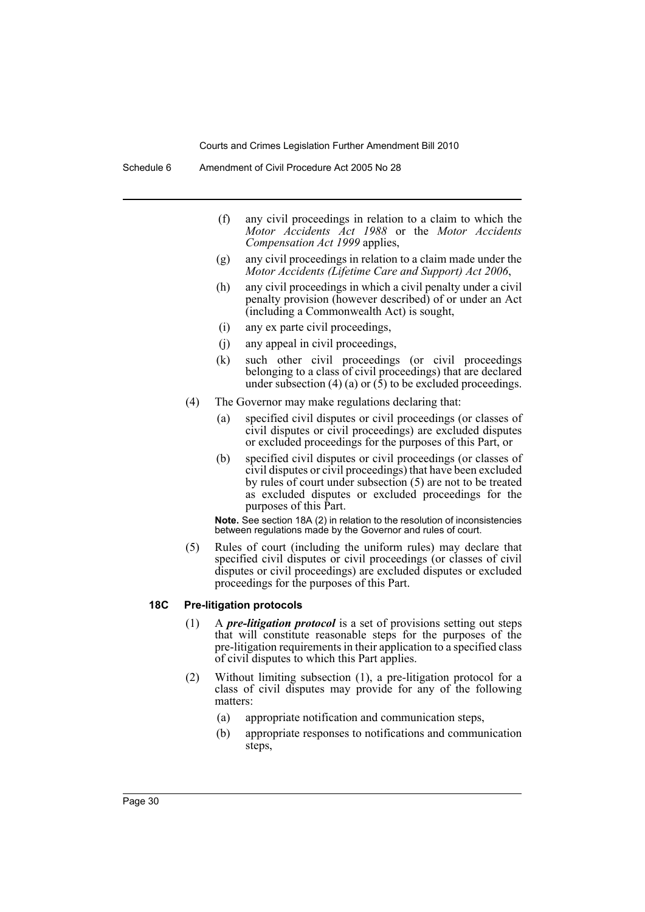(f) any civil proceedings in relation to a claim to which the *Motor Accidents Act 1988* or the *Motor Accidents Compensation Act 1999* applies,

(g) any civil proceedings in relation to a claim made under the *Motor Accidents (Lifetime Care and Support) Act 2006*,

(h) any civil proceedings in which a civil penalty under a civil penalty provision (however described) of or under an Act (including a Commonwealth Act) is sought,

(i) any ex parte civil proceedings,

(j) any appeal in civil proceedings,

(k) such other civil proceedings (or civil proceedings belonging to a class of civil proceedings) that are declared under subsection (4) (a) or (5) to be excluded proceedings.

(4) The Governor may make regulations declaring that:

(a) specified civil disputes or civil proceedings (or classes of civil disputes or civil proceedings) are excluded disputes or excluded proceedings for the purposes of this Part, or

(b) specified civil disputes or civil proceedings (or classes of civil disputes or civil proceedings) that have been excluded by rules of court under subsection (5) are not to be treated as excluded disputes or excluded proceedings for the purposes of this Part.

**Note.** See section 18A (2) in relation to the resolution of inconsistencies between regulations made by the Governor and rules of court.

(5) Rules of court (including the uniform rules) may declare that specified civil disputes or civil proceedings (or classes of civil disputes or civil proceedings) are excluded disputes or excluded proceedings for the purposes of this Part.

### 18C Pre-litigation protocols

(1) A ***pre-litigation protocol*** is a set of provisions setting out steps that will constitute reasonable steps for the purposes of the pre-litigation requirements in their application to a specified class of civil disputes to which this Part applies.

(2) Without limiting subsection (1), a pre-litigation protocol for a class of civil disputes may provide for any of the following matters:

(a) appropriate notification and communication steps,

(b) appropriate responses to notifications and communication steps,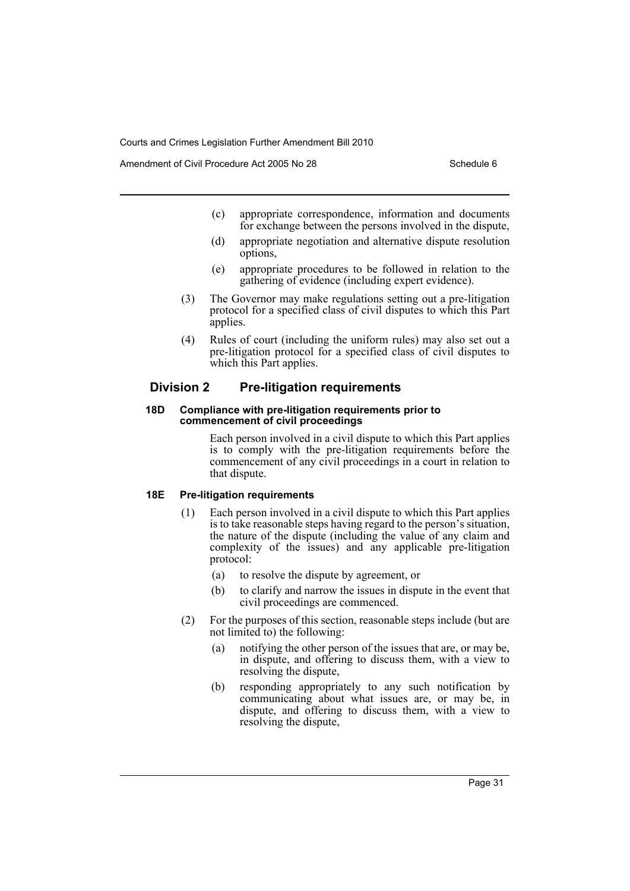(c) appropriate correspondence, information and documents for exchange between the persons involved in the dispute,

(d) appropriate negotiation and alternative dispute resolution options,

(e) appropriate procedures to be followed in relation to the gathering of evidence (including expert evidence).

(3) The Governor may make regulations setting out a pre-litigation protocol for a specified class of civil disputes to which this Part applies.

(4) Rules of court (including the uniform rules) may also set out a pre-litigation protocol for a specified class of civil disputes to which this Part applies.

## Division 2 Pre-litigation requirements

#### 18D Compliance with pre-litigation requirements prior to commencement of civil proceedings

Each person involved in a civil dispute to which this Part applies is to comply with the pre-litigation requirements before the commencement of any civil proceedings in a court in relation to that dispute.

#### 18E Pre-litigation requirements

(1) Each person involved in a civil dispute to which this Part applies is to take reasonable steps having regard to the person's situation, the nature of the dispute (including the value of any claim and complexity of the issues) and any applicable pre-litigation protocol:

(a) to resolve the dispute by agreement, or

(b) to clarify and narrow the issues in dispute in the event that civil proceedings are commenced.

(2) For the purposes of this section, reasonable steps include (but are not limited to) the following:

(a) notifying the other person of the issues that are, or may be, in dispute, and offering to discuss them, with a view to resolving the dispute,

(b) responding appropriately to any such notification by communicating about what issues are, or may be, in dispute, and offering to discuss them, with a view to resolving the dispute,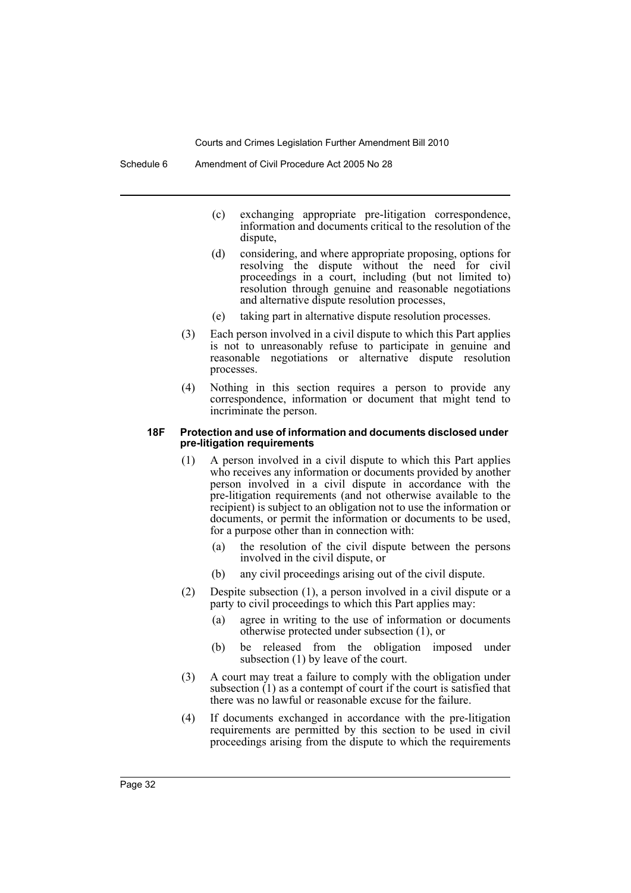(c) exchanging appropriate pre-litigation correspondence, information and documents critical to the resolution of the dispute,

(d) considering, and where appropriate proposing, options for resolving the dispute without the need for civil proceedings in a court, including (but not limited to) resolution through genuine and reasonable negotiations and alternative dispute resolution processes,

(e) taking part in alternative dispute resolution processes.

(3) Each person involved in a civil dispute to which this Part applies is not to unreasonably refuse to participate in genuine and reasonable negotiations or alternative dispute resolution processes.

(4) Nothing in this section requires a person to provide any correspondence, information or document that might tend to incriminate the person.

**18F Protection and use of information and documents disclosed under pre-litigation requirements**

(1) A person involved in a civil dispute to which this Part applies who receives any information or documents provided by another person involved in a civil dispute in accordance with the pre-litigation requirements (and not otherwise available to the recipient) is subject to an obligation not to use the information or documents, or permit the information or documents to be used, for a purpose other than in connection with:

(a) the resolution of the civil dispute between the persons involved in the civil dispute, or

(b) any civil proceedings arising out of the civil dispute.

(2) Despite subsection (1), a person involved in a civil dispute or a party to civil proceedings to which this Part applies may:

(a) agree in writing to the use of information or documents otherwise protected under subsection (1), or

(b) be released from the obligation imposed under subsection (1) by leave of the court.

(3) A court may treat a failure to comply with the obligation under subsection (1) as a contempt of court if the court is satisfied that there was no lawful or reasonable excuse for the failure.

(4) If documents exchanged in accordance with the pre-litigation requirements are permitted by this section to be used in civil proceedings arising from the dispute to which the requirements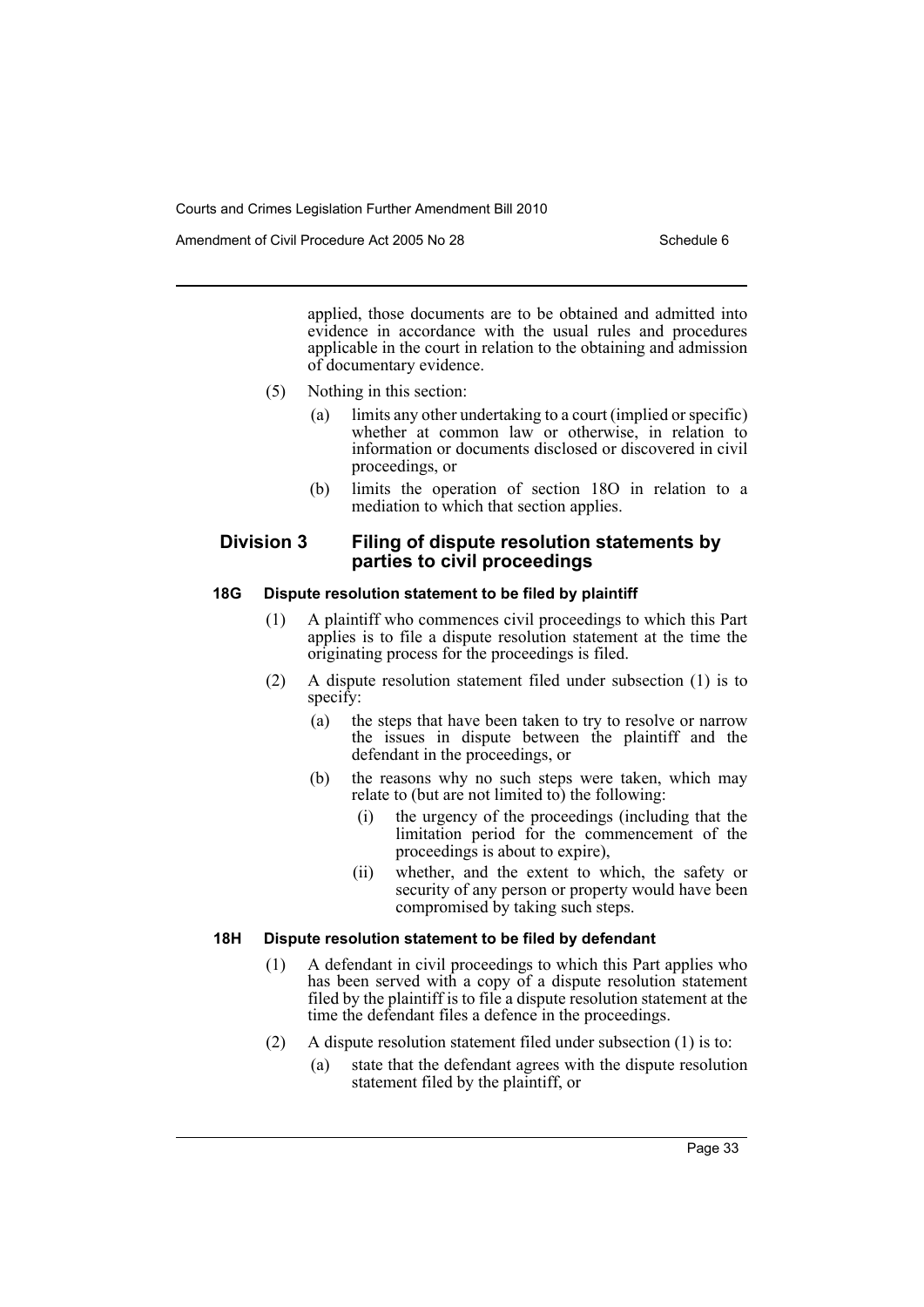applied, those documents are to be obtained and admitted into evidence in accordance with the usual rules and procedures applicable in the court in relation to the obtaining and admission of documentary evidence.

(5) Nothing in this section:

(a) limits any other undertaking to a court (implied or specific) whether at common law or otherwise, in relation to information or documents disclosed or discovered in civil proceedings, or

(b) limits the operation of section 18O in relation to a mediation to which that section applies.

## Division 3 Filing of dispute resolution statements by parties to civil proceedings

### 18G Dispute resolution statement to be filed by plaintiff

(1) A plaintiff who commences civil proceedings to which this Part applies is to file a dispute resolution statement at the time the originating process for the proceedings is filed.

(2) A dispute resolution statement filed under subsection (1) is to specify:

(a) the steps that have been taken to try to resolve or narrow the issues in dispute between the plaintiff and the defendant in the proceedings, or

(b) the reasons why no such steps were taken, which may relate to (but are not limited to) the following:

(i) the urgency of the proceedings (including that the limitation period for the commencement of the proceedings is about to expire),

(ii) whether, and the extent to which, the safety or security of any person or property would have been compromised by taking such steps.

### 18H Dispute resolution statement to be filed by defendant

(1) A defendant in civil proceedings to which this Part applies who has been served with a copy of a dispute resolution statement filed by the plaintiff is to file a dispute resolution statement at the time the defendant files a defence in the proceedings.

(2) A dispute resolution statement filed under subsection (1) is to:

(a) state that the defendant agrees with the dispute resolution statement filed by the plaintiff, or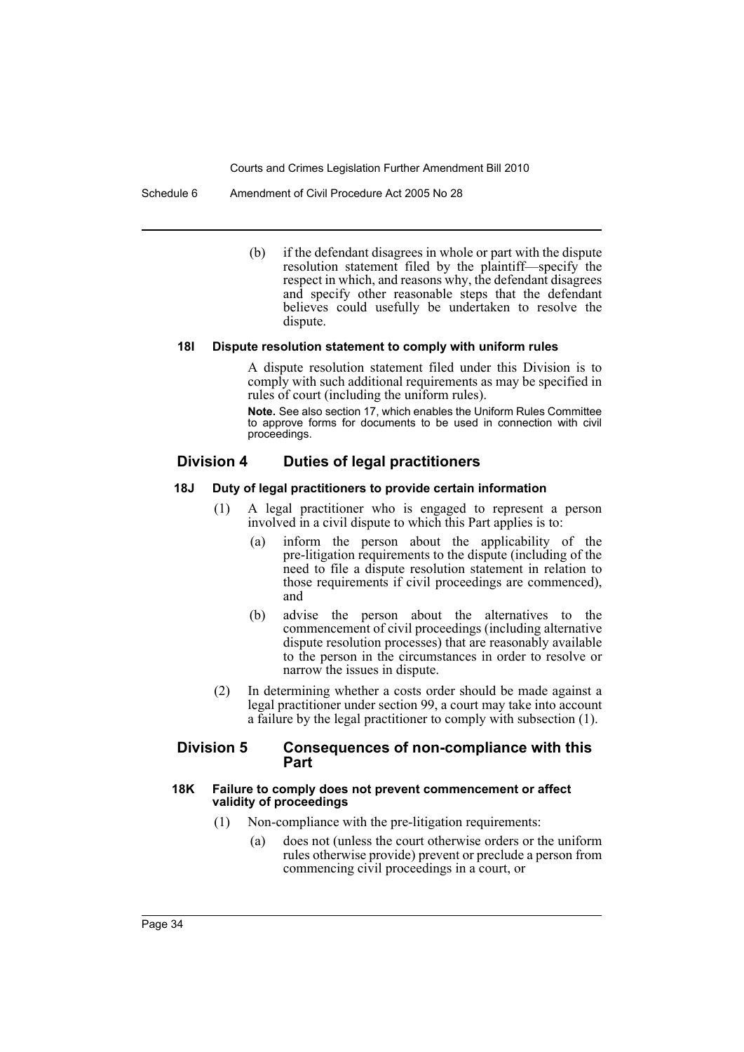(b) if the defendant disagrees in whole or part with the dispute resolution statement filed by the plaintiff—specify the respect in which, and reasons why, the defendant disagrees and specify other reasonable steps that the defendant believes could usefully be undertaken to resolve the dispute.

#### 18I Dispute resolution statement to comply with uniform rules

A dispute resolution statement filed under this Division is to comply with such additional requirements as may be specified in rules of court (including the uniform rules).

**Note.** See also section 17, which enables the Uniform Rules Committee to approve forms for documents to be used in connection with civil proceedings.

### Division 4 Duties of legal practitioners

#### 18J Duty of legal practitioners to provide certain information

(1) A legal practitioner who is engaged to represent a person involved in a civil dispute to which this Part applies is to:

(a) inform the person about the applicability of the pre-litigation requirements to the dispute (including of the need to file a dispute resolution statement in relation to those requirements if civil proceedings are commenced), and

(b) advise the person about the alternatives to the commencement of civil proceedings (including alternative dispute resolution processes) that are reasonably available to the person in the circumstances in order to resolve or narrow the issues in dispute.

(2) In determining whether a costs order should be made against a legal practitioner under section 99, a court may take into account a failure by the legal practitioner to comply with subsection (1).

### Division 5 Consequences of non-compliance with this Part

#### 18K Failure to comply does not prevent commencement or affect validity of proceedings

(1) Non-compliance with the pre-litigation requirements:

(a) does not (unless the court otherwise orders or the uniform rules otherwise provide) prevent or preclude a person from commencing civil proceedings in a court, or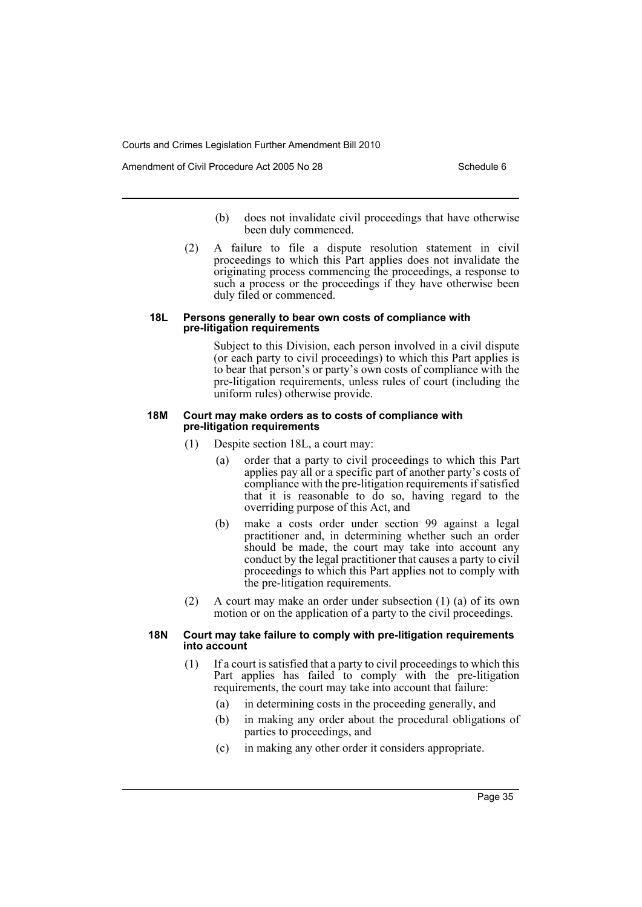(b) does not invalidate civil proceedings that have otherwise been duly commenced.

(2) A failure to file a dispute resolution statement in civil proceedings to which this Part applies does not invalidate the originating process commencing the proceedings, a response to such a process or the proceedings if they have otherwise been duly filed or commenced.

#### 18L Persons generally to bear own costs of compliance with pre-litigation requirements

Subject to this Division, each person involved in a civil dispute (or each party to civil proceedings) to which this Part applies is to bear that person's or party's own costs of compliance with the pre-litigation requirements, unless rules of court (including the uniform rules) otherwise provide.

#### 18M Court may make orders as to costs of compliance with pre-litigation requirements

(1) Despite section 18L, a court may:

(a) order that a party to civil proceedings to which this Part applies pay all or a specific part of another party's costs of compliance with the pre-litigation requirements if satisfied that it is reasonable to do so, having regard to the overriding purpose of this Act, and

(b) make a costs order under section 99 against a legal practitioner and, in determining whether such an order should be made, the court may take into account any conduct by the legal practitioner that causes a party to civil proceedings to which this Part applies not to comply with the pre-litigation requirements.

(2) A court may make an order under subsection (1) (a) of its own motion or on the application of a party to the civil proceedings.

#### 18N Court may take failure to comply with pre-litigation requirements into account

(1) If a court is satisfied that a party to civil proceedings to which this Part applies has failed to comply with the pre-litigation requirements, the court may take into account that failure:

(a) in determining costs in the proceeding generally, and

(b) in making any order about the procedural obligations of parties to proceedings, and

(c) in making any other order it considers appropriate.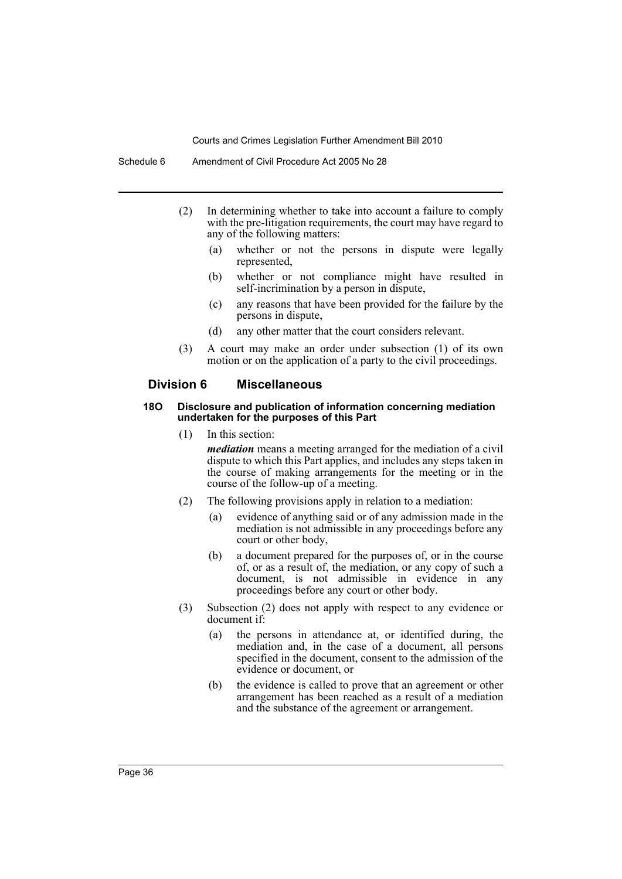(2) In determining whether to take into account a failure to comply with the pre-litigation requirements, the court may have regard to any of the following matters:

(a) whether or not the persons in dispute were legally represented,

(b) whether or not compliance might have resulted in self-incrimination by a person in dispute,

(c) any reasons that have been provided for the failure by the persons in dispute,

(d) any other matter that the court considers relevant.

(3) A court may make an order under subsection (1) of its own motion or on the application of a party to the civil proceedings.

## Division 6 Miscellaneous

### 18O Disclosure and publication of information concerning mediation undertaken for the purposes of this Part

(1) In this section:

***mediation*** means a meeting arranged for the mediation of a civil dispute to which this Part applies, and includes any steps taken in the course of making arrangements for the meeting or in the course of the follow-up of a meeting.

(2) The following provisions apply in relation to a mediation:

(a) evidence of anything said or of any admission made in the mediation is not admissible in any proceedings before any court or other body,

(b) a document prepared for the purposes of, or in the course of, or as a result of, the mediation, or any copy of such a document, is not admissible in evidence in any proceedings before any court or other body.

(3) Subsection (2) does not apply with respect to any evidence or document if:

(a) the persons in attendance at, or identified during, the mediation and, in the case of a document, all persons specified in the document, consent to the admission of the evidence or document, or

(b) the evidence is called to prove that an agreement or other arrangement has been reached as a result of a mediation and the substance of the agreement or arrangement.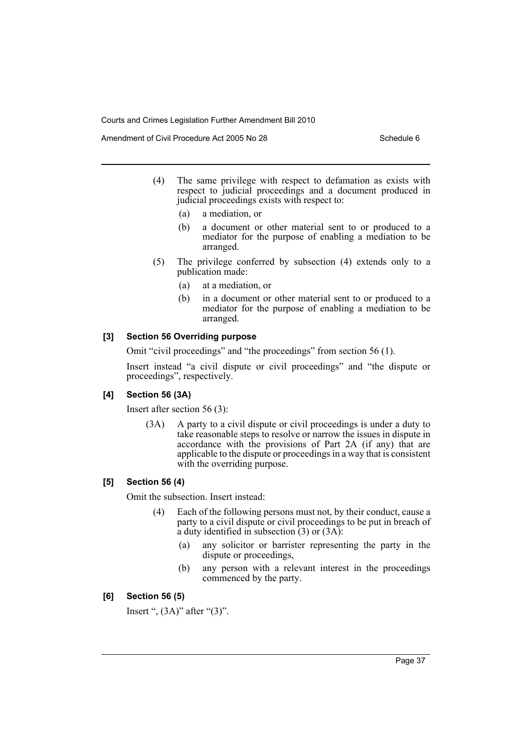(4) The same privilege with respect to defamation as exists with respect to judicial proceedings and a document produced in judicial proceedings exists with respect to:

(a) a mediation, or

(b) a document or other material sent to or produced to a mediator for the purpose of enabling a mediation to be arranged.

(5) The privilege conferred by subsection (4) extends only to a publication made:

(a) at a mediation, or

(b) in a document or other material sent to or produced to a mediator for the purpose of enabling a mediation to be arranged.

#### [3] Section 56 Overriding purpose

Omit "civil proceedings" and "the proceedings" from section 56 (1).

Insert instead "a civil dispute or civil proceedings" and "the dispute or proceedings", respectively.

#### [4] Section 56 (3A)

Insert after section 56 (3):

(3A) A party to a civil dispute or civil proceedings is under a duty to take reasonable steps to resolve or narrow the issues in dispute in accordance with the provisions of Part 2A (if any) that are applicable to the dispute or proceedings in a way that is consistent with the overriding purpose.

#### [5] Section 56 (4)

Omit the subsection. Insert instead:

(4) Each of the following persons must not, by their conduct, cause a party to a civil dispute or civil proceedings to be put in breach of a duty identified in subsection (3) or (3A):

(a) any solicitor or barrister representing the party in the dispute or proceedings,

(b) any person with a relevant interest in the proceedings commenced by the party.

#### [6] Section 56 (5)

Insert ", (3A)" after "(3)".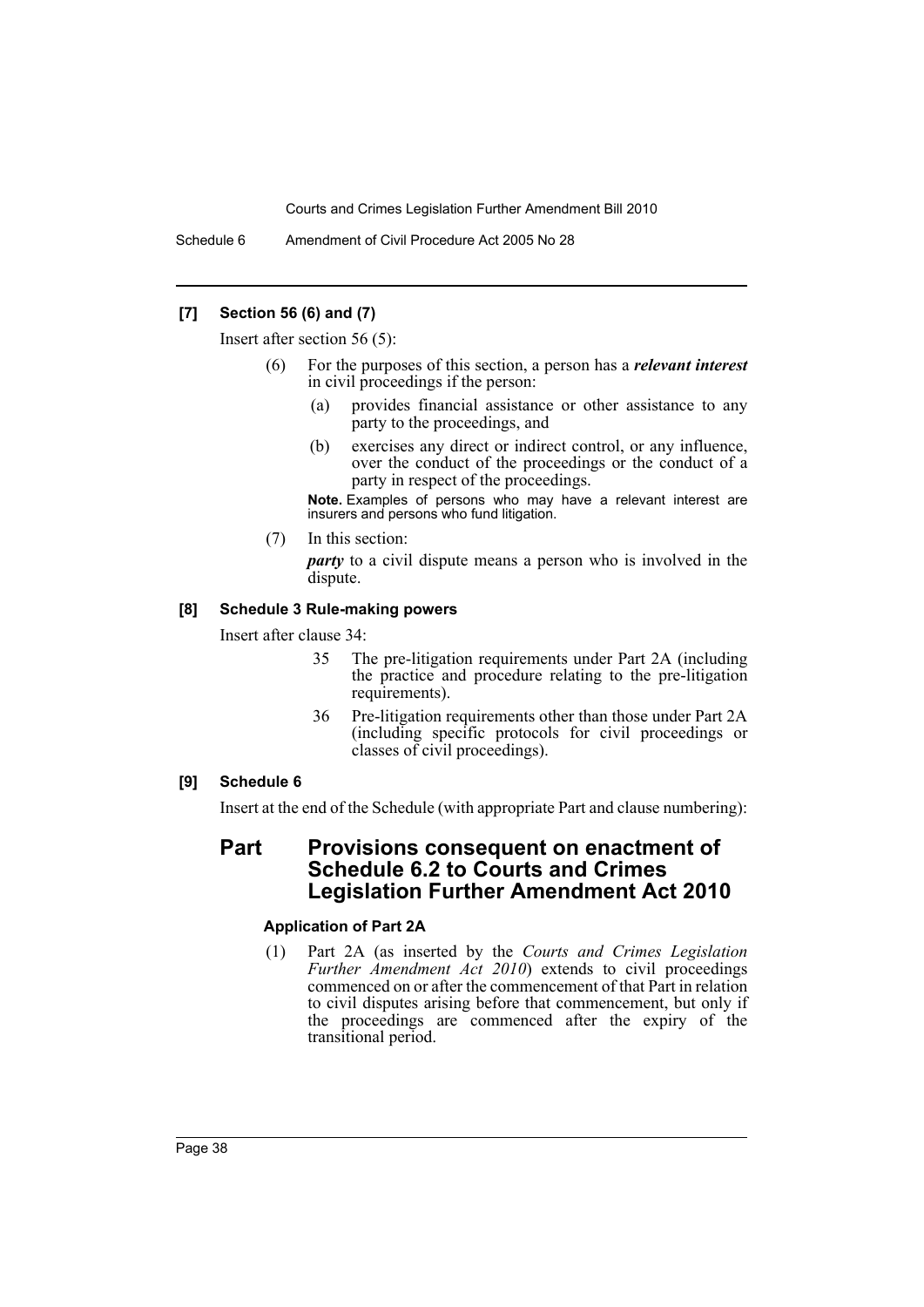**[7] Section 56 (6) and (7)**

Insert after section 56 (5):

(6) For the purposes of this section, a person has a ***relevant interest*** in civil proceedings if the person:

(a) provides financial assistance or other assistance to any party to the proceedings, and

(b) exercises any direct or indirect control, or any influence, over the conduct of the proceedings or the conduct of a party in respect of the proceedings.

**Note.** Examples of persons who may have a relevant interest are insurers and persons who fund litigation.

(7) In this section:

***party*** to a civil dispute means a person who is involved in the dispute.

**[8] Schedule 3 Rule-making powers**

Insert after clause 34:

35 The pre-litigation requirements under Part 2A (including the practice and procedure relating to the pre-litigation requirements).

36 Pre-litigation requirements other than those under Part 2A (including specific protocols for civil proceedings or classes of civil proceedings).

**[9] Schedule 6**

Insert at the end of the Schedule (with appropriate Part and clause numbering):

## Part Provisions consequent on enactment of Schedule 6.2 to Courts and Crimes Legislation Further Amendment Act 2010

**Application of Part 2A**

(1) Part 2A (as inserted by the *Courts and Crimes Legislation Further Amendment Act 2010*) extends to civil proceedings commenced on or after the commencement of that Part in relation to civil disputes arising before that commencement, but only if the proceedings are commenced after the expiry of the transitional period.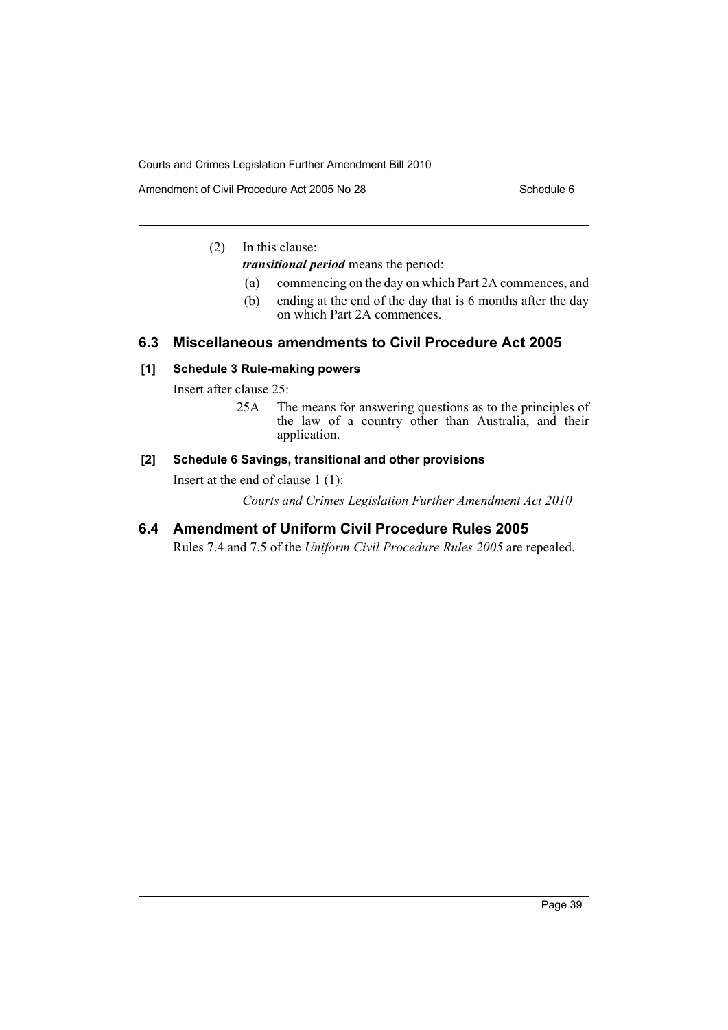(2) In this clause:

*transitional period* means the period:

(a) commencing on the day on which Part 2A commences, and

(b) ending at the end of the day that is 6 months after the day on which Part 2A commences.

## 6.3 Miscellaneous amendments to Civil Procedure Act 2005

### [1] Schedule 3 Rule-making powers

Insert after clause 25:

25A The means for answering questions as to the principles of the law of a country other than Australia, and their application.

### [2] Schedule 6 Savings, transitional and other provisions

Insert at the end of clause 1 (1):

*Courts and Crimes Legislation Further Amendment Act 2010*

## 6.4 Amendment of Uniform Civil Procedure Rules 2005

Rules 7.4 and 7.5 of the *Uniform Civil Procedure Rules 2005* are repealed.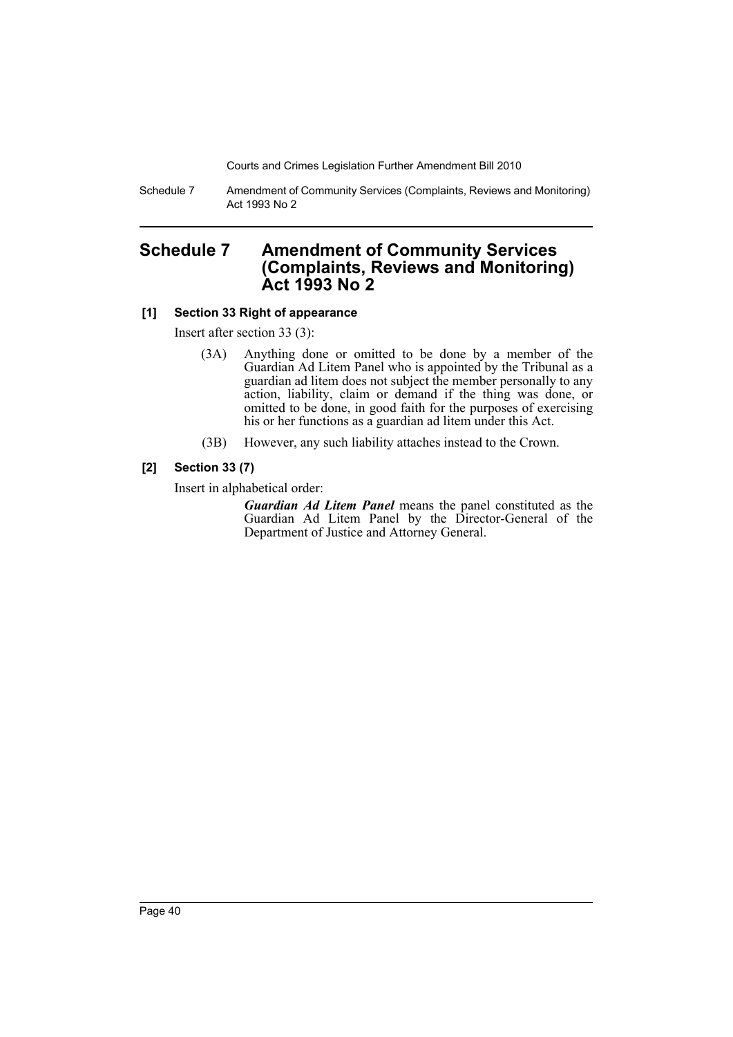# Schedule 7 Amendment of Community Services (Complaints, Reviews and Monitoring) Act 1993 No 2

**[1] Section 33 Right of appearance**

Insert after section 33 (3):

> (3A) Anything done or omitted to be done by a member of the Guardian Ad Litem Panel who is appointed by the Tribunal as a guardian ad litem does not subject the member personally to any action, liability, claim or demand if the thing was done, or omitted to be done, in good faith for the purposes of exercising his or her functions as a guardian ad litem under this Act.
>
> (3B) However, any such liability attaches instead to the Crown.

**[2] Section 33 (7)**

Insert in alphabetical order:

> ***Guardian Ad Litem Panel*** means the panel constituted as the Guardian Ad Litem Panel by the Director-General of the Department of Justice and Attorney General.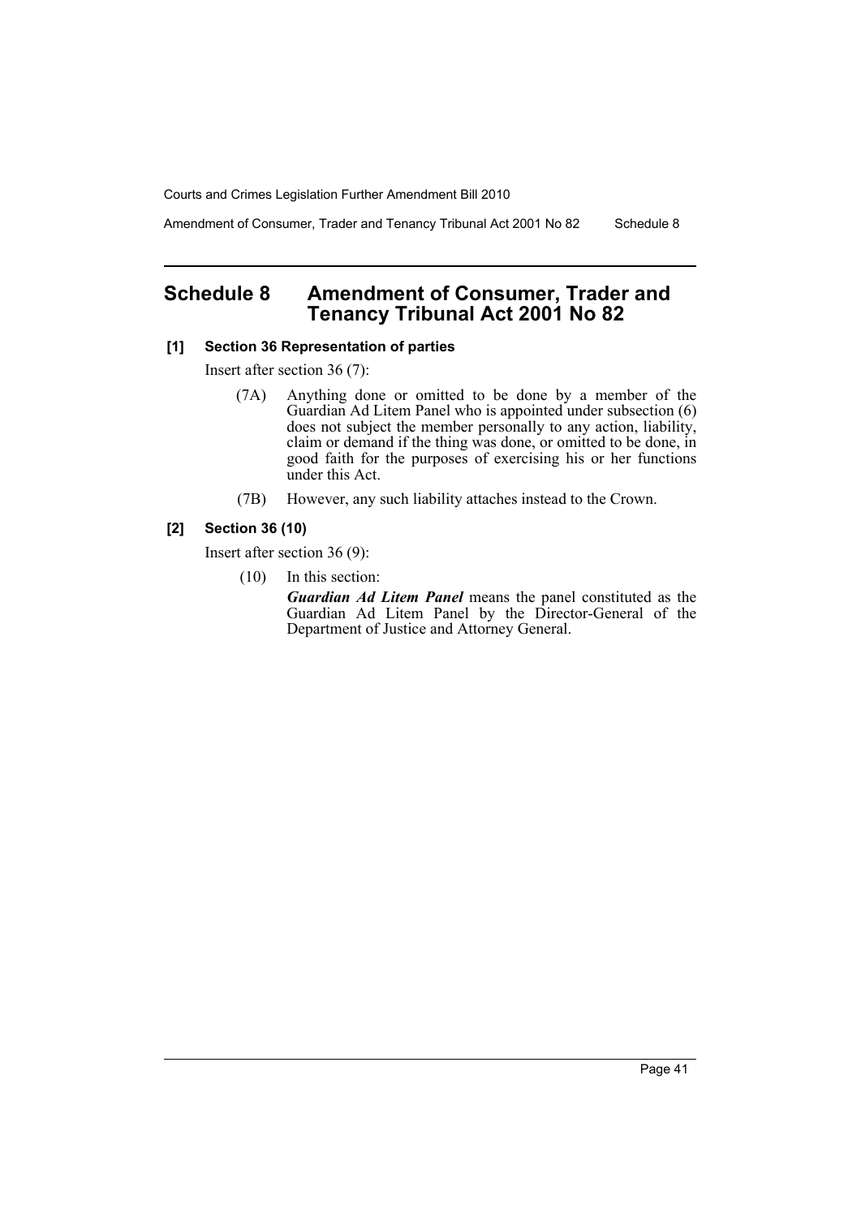## Schedule 8 Amendment of Consumer, Trader and Tenancy Tribunal Act 2001 No 82

### [1] Section 36 Representation of parties

Insert after section 36 (7):

(7A) Anything done or omitted to be done by a member of the Guardian Ad Litem Panel who is appointed under subsection (6) does not subject the member personally to any action, liability, claim or demand if the thing was done, or omitted to be done, in good faith for the purposes of exercising his or her functions under this Act.

(7B) However, any such liability attaches instead to the Crown.

### [2] Section 36 (10)

Insert after section 36 (9):

(10) In this section:

***Guardian Ad Litem Panel*** means the panel constituted as the Guardian Ad Litem Panel by the Director-General of the Department of Justice and Attorney General.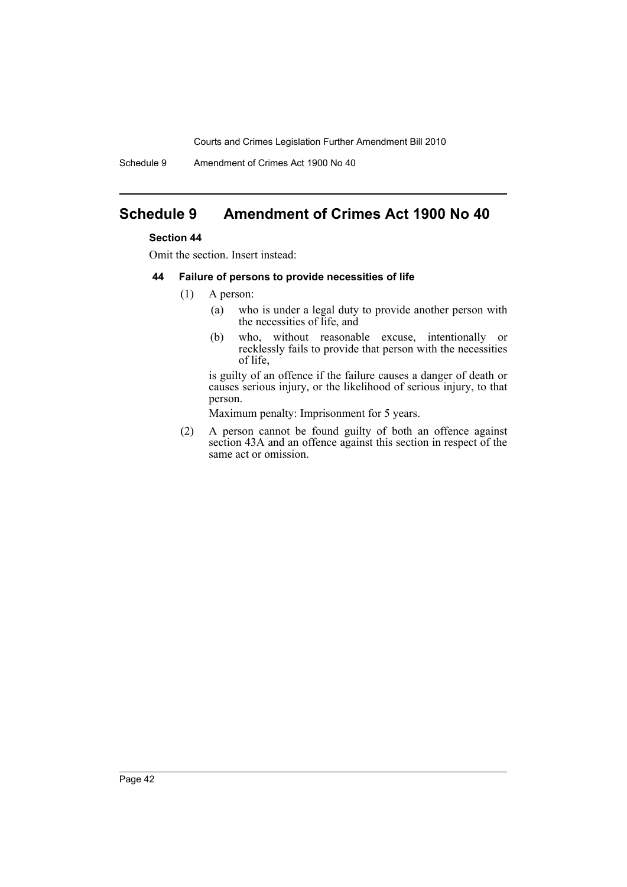# Schedule 9 Amendment of Crimes Act 1900 No 40

### Section 44

Omit the section. Insert instead:

#### 44 Failure of persons to provide necessities of life

(1) A person:

   (a) who is under a legal duty to provide another person with the necessities of life, and

   (b) who, without reasonable excuse, intentionally or recklessly fails to provide that person with the necessities of life,

   is guilty of an offence if the failure causes a danger of death or causes serious injury, or the likelihood of serious injury, to that person.

   Maximum penalty: Imprisonment for 5 years.

(2) A person cannot be found guilty of both an offence against section 43A and an offence against this section in respect of the same act or omission.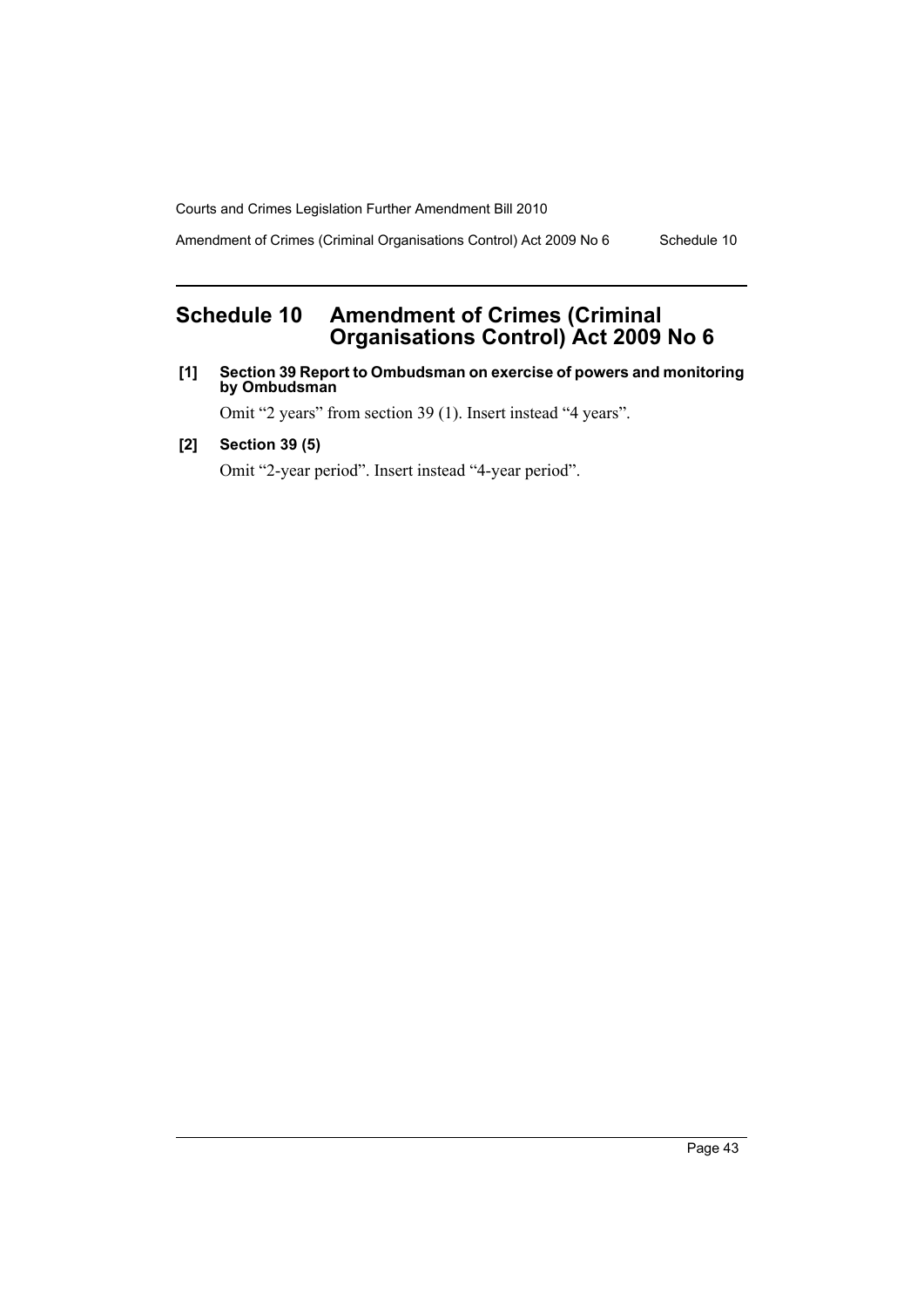# Schedule 10 Amendment of Crimes (Criminal Organisations Control) Act 2009 No 6

**[1] Section 39 Report to Ombudsman on exercise of powers and monitoring by Ombudsman**

Omit "2 years" from section 39 (1). Insert instead "4 years".

**[2] Section 39 (5)**

Omit "2-year period". Insert instead "4-year period".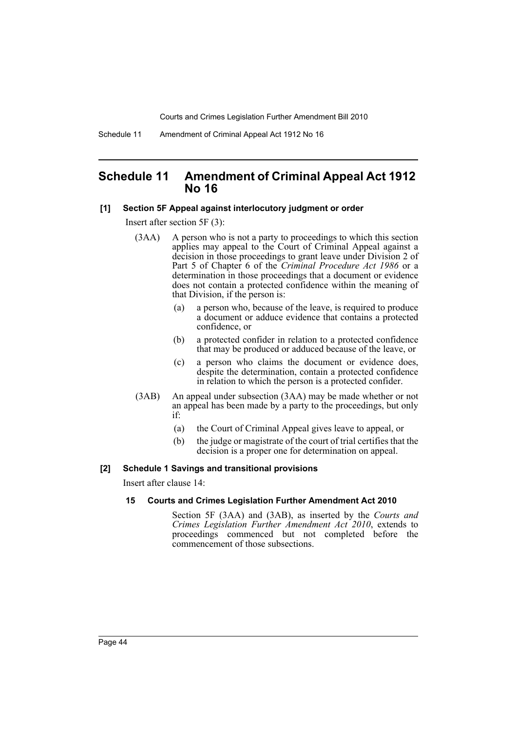# Schedule 11 Amendment of Criminal Appeal Act 1912 No 16

**[1] Section 5F Appeal against interlocutory judgment or order**

Insert after section 5F (3):

(3AA) A person who is not a party to proceedings to which this section applies may appeal to the Court of Criminal Appeal against a decision in those proceedings to grant leave under Division 2 of Part 5 of Chapter 6 of the *Criminal Procedure Act 1986* or a determination in those proceedings that a document or evidence does not contain a protected confidence within the meaning of that Division, if the person is:

- (a) a person who, because of the leave, is required to produce a document or adduce evidence that contains a protected confidence, or
- (b) a protected confider in relation to a protected confidence that may be produced or adduced because of the leave, or
- (c) a person who claims the document or evidence does, despite the determination, contain a protected confidence in relation to which the person is a protected confider.

(3AB) An appeal under subsection (3AA) may be made whether or not an appeal has been made by a party to the proceedings, but only if:

- (a) the Court of Criminal Appeal gives leave to appeal, or
- (b) the judge or magistrate of the court of trial certifies that the decision is a proper one for determination on appeal.

**[2] Schedule 1 Savings and transitional provisions**

Insert after clause 14:

**15 Courts and Crimes Legislation Further Amendment Act 2010**

Section 5F (3AA) and (3AB), as inserted by the *Courts and Crimes Legislation Further Amendment Act 2010*, extends to proceedings commenced but not completed before the commencement of those subsections.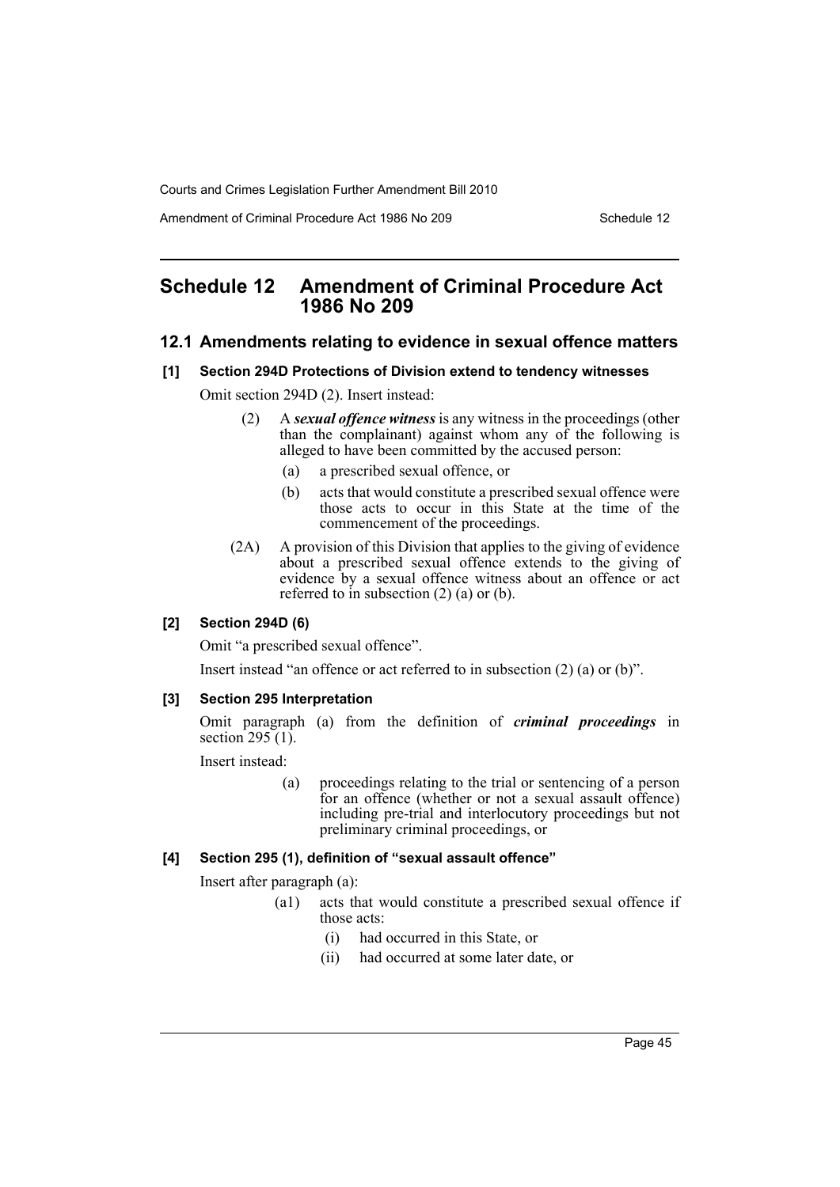# Schedule 12 Amendment of Criminal Procedure Act 1986 No 209

## 12.1 Amendments relating to evidence in sexual offence matters

### [1] Section 294D Protections of Division extend to tendency witnesses

Omit section 294D (2). Insert instead:

> (2) A ***sexual offence witness*** is any witness in the proceedings (other than the complainant) against whom any of the following is alleged to have been committed by the accused person:
>
> (a) a prescribed sexual offence, or
>
> (b) acts that would constitute a prescribed sexual offence were those acts to occur in this State at the time of the commencement of the proceedings.
>
> (2A) A provision of this Division that applies to the giving of evidence about a prescribed sexual offence extends to the giving of evidence by a sexual offence witness about an offence or act referred to in subsection (2) (a) or (b).

### [2] Section 294D (6)

Omit "a prescribed sexual offence".

Insert instead "an offence or act referred to in subsection (2) (a) or (b)".

### [3] Section 295 Interpretation

Omit paragraph (a) from the definition of ***criminal proceedings*** in section 295 (1).

Insert instead:

> (a) proceedings relating to the trial or sentencing of a person for an offence (whether or not a sexual assault offence) including pre-trial and interlocutory proceedings but not preliminary criminal proceedings, or

### [4] Section 295 (1), definition of "sexual assault offence"

Insert after paragraph (a):

> (a1) acts that would constitute a prescribed sexual offence if those acts:
>
> (i) had occurred in this State, or
>
> (ii) had occurred at some later date, or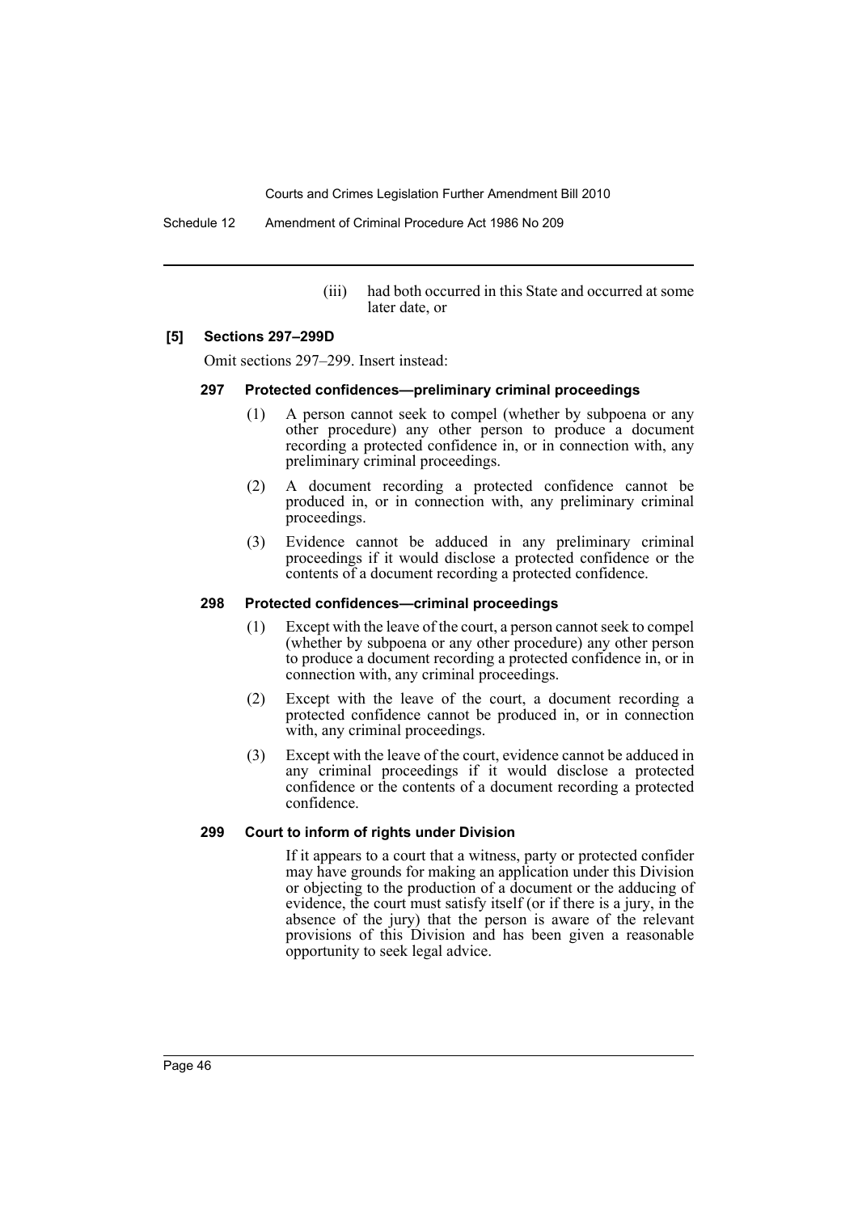(iii) had both occurred in this State and occurred at some later date, or

**[5] Sections 297–299D**

Omit sections 297–299. Insert instead:

**297 Protected confidences—preliminary criminal proceedings**

(1) A person cannot seek to compel (whether by subpoena or any other procedure) any other person to produce a document recording a protected confidence in, or in connection with, any preliminary criminal proceedings.

(2) A document recording a protected confidence cannot be produced in, or in connection with, any preliminary criminal proceedings.

(3) Evidence cannot be adduced in any preliminary criminal proceedings if it would disclose a protected confidence or the contents of a document recording a protected confidence.

**298 Protected confidences—criminal proceedings**

(1) Except with the leave of the court, a person cannot seek to compel (whether by subpoena or any other procedure) any other person to produce a document recording a protected confidence in, or in connection with, any criminal proceedings.

(2) Except with the leave of the court, a document recording a protected confidence cannot be produced in, or in connection with, any criminal proceedings.

(3) Except with the leave of the court, evidence cannot be adduced in any criminal proceedings if it would disclose a protected confidence or the contents of a document recording a protected confidence.

**299 Court to inform of rights under Division**

If it appears to a court that a witness, party or protected confider may have grounds for making an application under this Division or objecting to the production of a document or the adducing of evidence, the court must satisfy itself (or if there is a jury, in the absence of the jury) that the person is aware of the relevant provisions of this Division and has been given a reasonable opportunity to seek legal advice.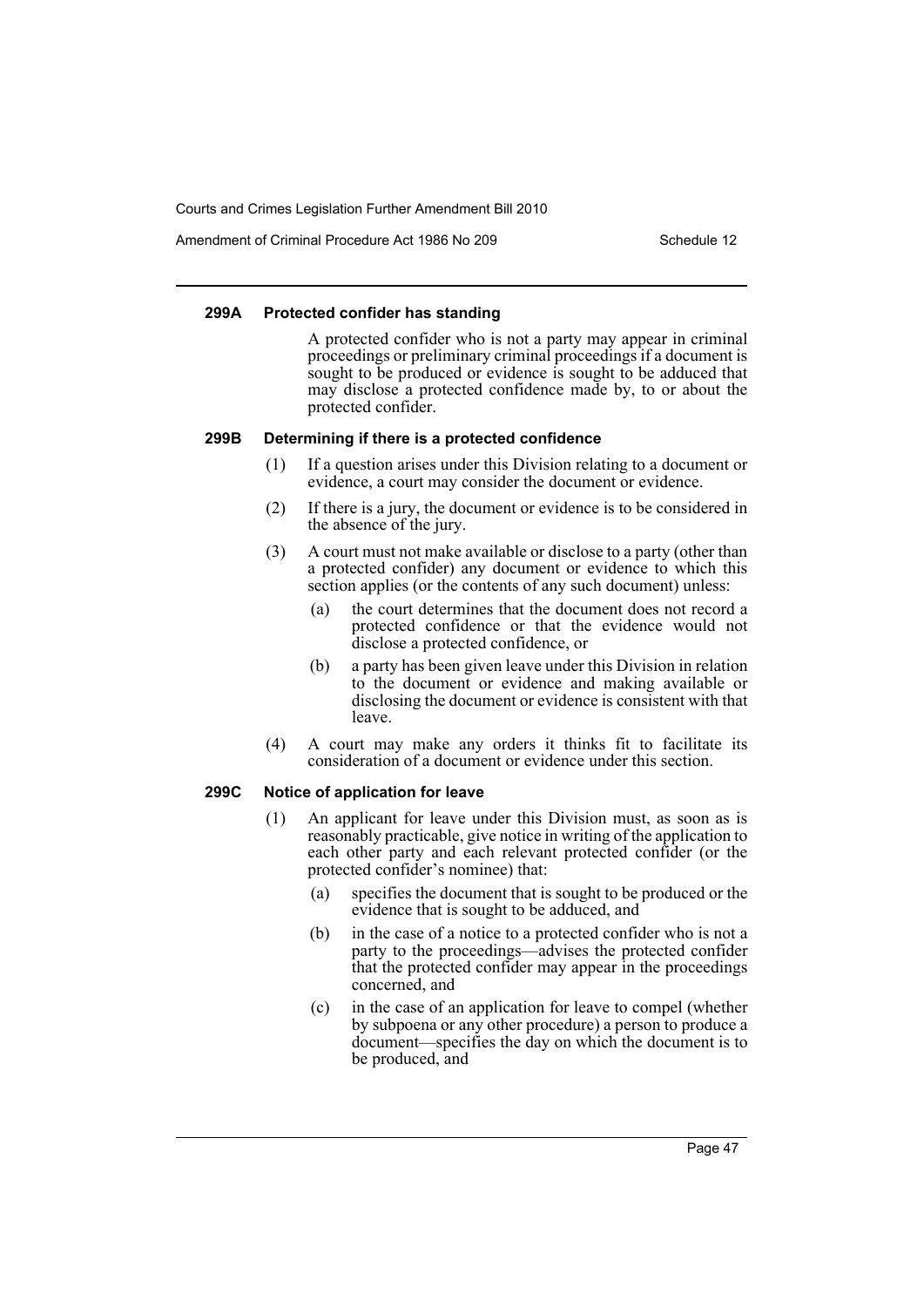#### 299A Protected confider has standing

A protected confider who is not a party may appear in criminal proceedings or preliminary criminal proceedings if a document is sought to be produced or evidence is sought to be adduced that may disclose a protected confidence made by, to or about the protected confider.

#### 299B Determining if there is a protected confidence

(1) If a question arises under this Division relating to a document or evidence, a court may consider the document or evidence.

(2) If there is a jury, the document or evidence is to be considered in the absence of the jury.

(3) A court must not make available or disclose to a party (other than a protected confider) any document or evidence to which this section applies (or the contents of any such document) unless:

- (a) the court determines that the document does not record a protected confidence or that the evidence would not disclose a protected confidence, or
- (b) a party has been given leave under this Division in relation to the document or evidence and making available or disclosing the document or evidence is consistent with that leave.

(4) A court may make any orders it thinks fit to facilitate its consideration of a document or evidence under this section.

#### 299C Notice of application for leave

(1) An applicant for leave under this Division must, as soon as is reasonably practicable, give notice in writing of the application to each other party and each relevant protected confider (or the protected confider's nominee) that:

- (a) specifies the document that is sought to be produced or the evidence that is sought to be adduced, and
- (b) in the case of a notice to a protected confider who is not a party to the proceedings—advises the protected confider that the protected confider may appear in the proceedings concerned, and
- (c) in the case of an application for leave to compel (whether by subpoena or any other procedure) a person to produce a document—specifies the day on which the document is to be produced, and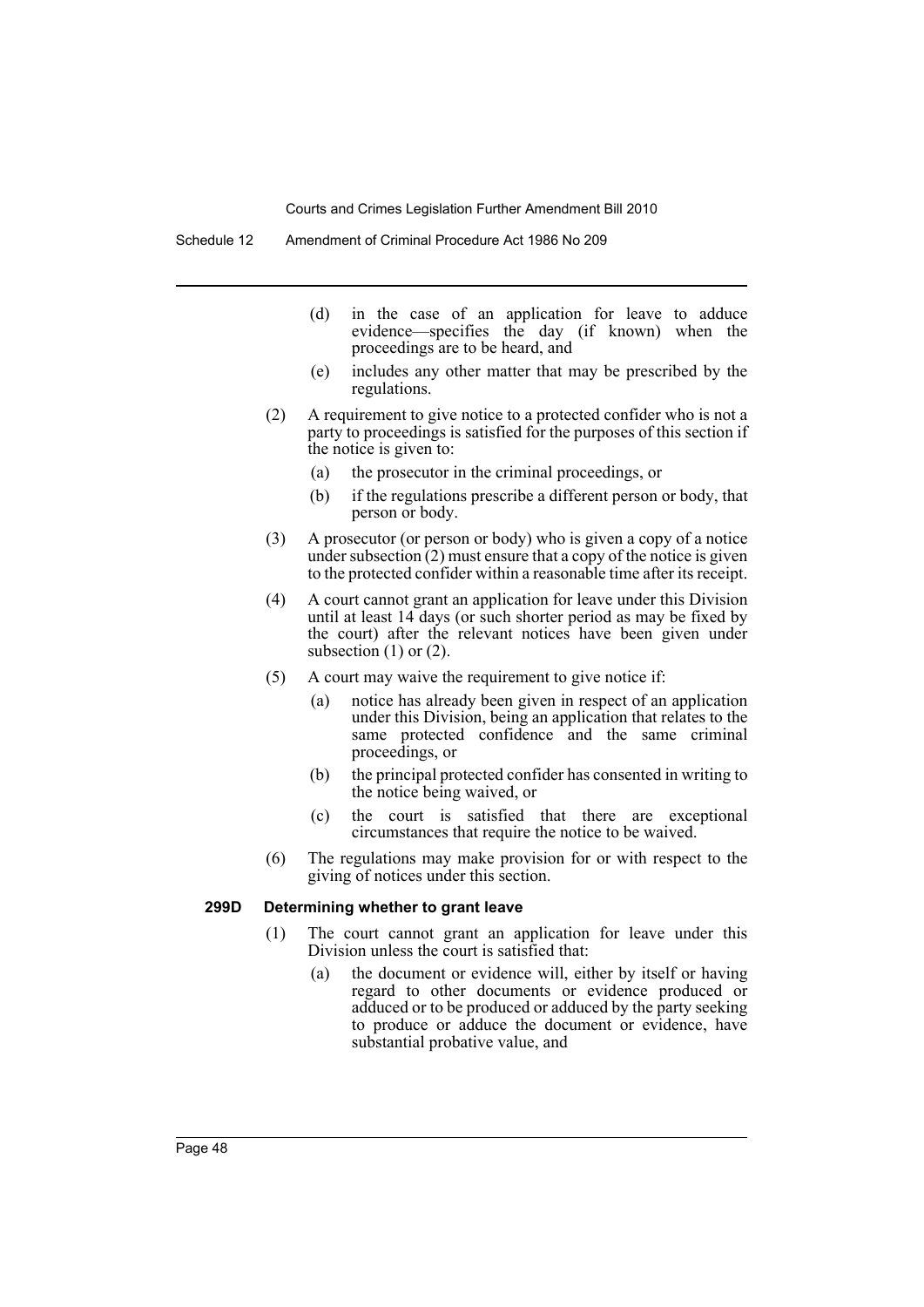(d) in the case of an application for leave to adduce evidence—specifies the day (if known) when the proceedings are to be heard, and

(e) includes any other matter that may be prescribed by the regulations.

(2) A requirement to give notice to a protected confider who is not a party to proceedings is satisfied for the purposes of this section if the notice is given to:

(a) the prosecutor in the criminal proceedings, or

(b) if the regulations prescribe a different person or body, that person or body.

(3) A prosecutor (or person or body) who is given a copy of a notice under subsection (2) must ensure that a copy of the notice is given to the protected confider within a reasonable time after its receipt.

(4) A court cannot grant an application for leave under this Division until at least 14 days (or such shorter period as may be fixed by the court) after the relevant notices have been given under subsection (1) or (2).

(5) A court may waive the requirement to give notice if:

(a) notice has already been given in respect of an application under this Division, being an application that relates to the same protected confidence and the same criminal proceedings, or

(b) the principal protected confider has consented in writing to the notice being waived, or

(c) the court is satisfied that there are exceptional circumstances that require the notice to be waived.

(6) The regulations may make provision for or with respect to the giving of notices under this section.

**299D Determining whether to grant leave**

(1) The court cannot grant an application for leave under this Division unless the court is satisfied that:

(a) the document or evidence will, either by itself or having regard to other documents or evidence produced or adduced or to be produced or adduced by the party seeking to produce or adduce the document or evidence, have substantial probative value, and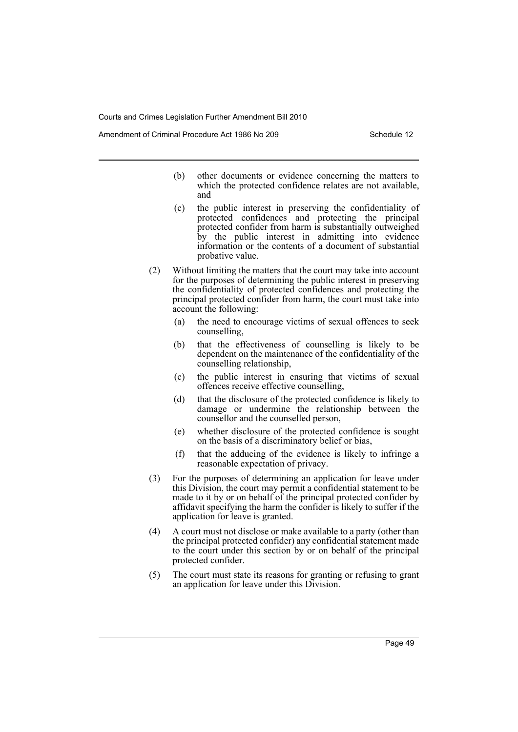(b) other documents or evidence concerning the matters to which the protected confidence relates are not available, and

(c) the public interest in preserving the confidentiality of protected confidences and protecting the principal protected confider from harm is substantially outweighed by the public interest in admitting into evidence information or the contents of a document of substantial probative value.

(2) Without limiting the matters that the court may take into account for the purposes of determining the public interest in preserving the confidentiality of protected confidences and protecting the principal protected confider from harm, the court must take into account the following:

(a) the need to encourage victims of sexual offences to seek counselling,

(b) that the effectiveness of counselling is likely to be dependent on the maintenance of the confidentiality of the counselling relationship,

(c) the public interest in ensuring that victims of sexual offences receive effective counselling,

(d) that the disclosure of the protected confidence is likely to damage or undermine the relationship between the counsellor and the counselled person,

(e) whether disclosure of the protected confidence is sought on the basis of a discriminatory belief or bias,

(f) that the adducing of the evidence is likely to infringe a reasonable expectation of privacy.

(3) For the purposes of determining an application for leave under this Division, the court may permit a confidential statement to be made to it by or on behalf of the principal protected confider by affidavit specifying the harm the confider is likely to suffer if the application for leave is granted.

(4) A court must not disclose or make available to a party (other than the principal protected confider) any confidential statement made to the court under this section by or on behalf of the principal protected confider.

(5) The court must state its reasons for granting or refusing to grant an application for leave under this Division.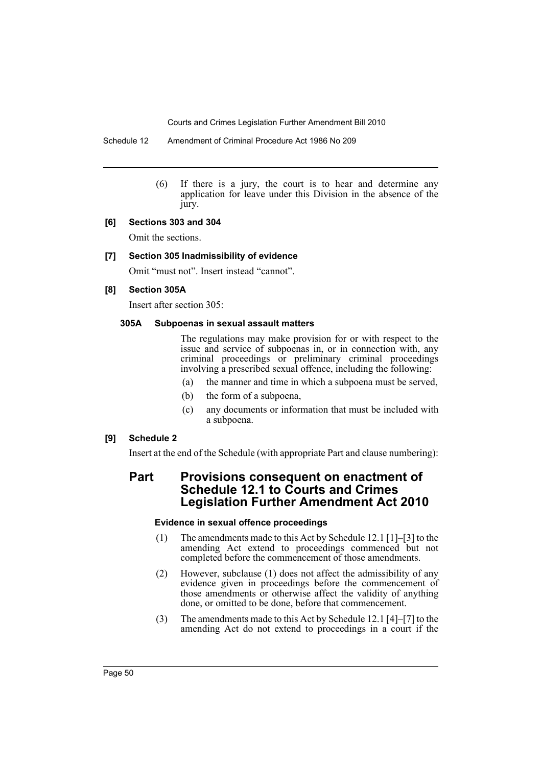(6) If there is a jury, the court is to hear and determine any application for leave under this Division in the absence of the jury.

**[6] Sections 303 and 304**

Omit the sections.

**[7] Section 305 Inadmissibility of evidence**

Omit "must not". Insert instead "cannot".

**[8] Section 305A**

Insert after section 305:

**305A Subpoenas in sexual assault matters**

The regulations may make provision for or with respect to the issue and service of subpoenas in, or in connection with, any criminal proceedings or preliminary criminal proceedings involving a prescribed sexual offence, including the following:

(a) the manner and time in which a subpoena must be served,

(b) the form of a subpoena,

(c) any documents or information that must be included with a subpoena.

**[9] Schedule 2**

Insert at the end of the Schedule (with appropriate Part and clause numbering):

## Part Provisions consequent on enactment of Schedule 12.1 to Courts and Crimes Legislation Further Amendment Act 2010

**Evidence in sexual offence proceedings**

(1) The amendments made to this Act by Schedule 12.1 [1]–[3] to the amending Act extend to proceedings commenced but not completed before the commencement of those amendments.

(2) However, subclause (1) does not affect the admissibility of any evidence given in proceedings before the commencement of those amendments or otherwise affect the validity of anything done, or omitted to be done, before that commencement.

(3) The amendments made to this Act by Schedule 12.1 [4]–[7] to the amending Act do not extend to proceedings in a court if the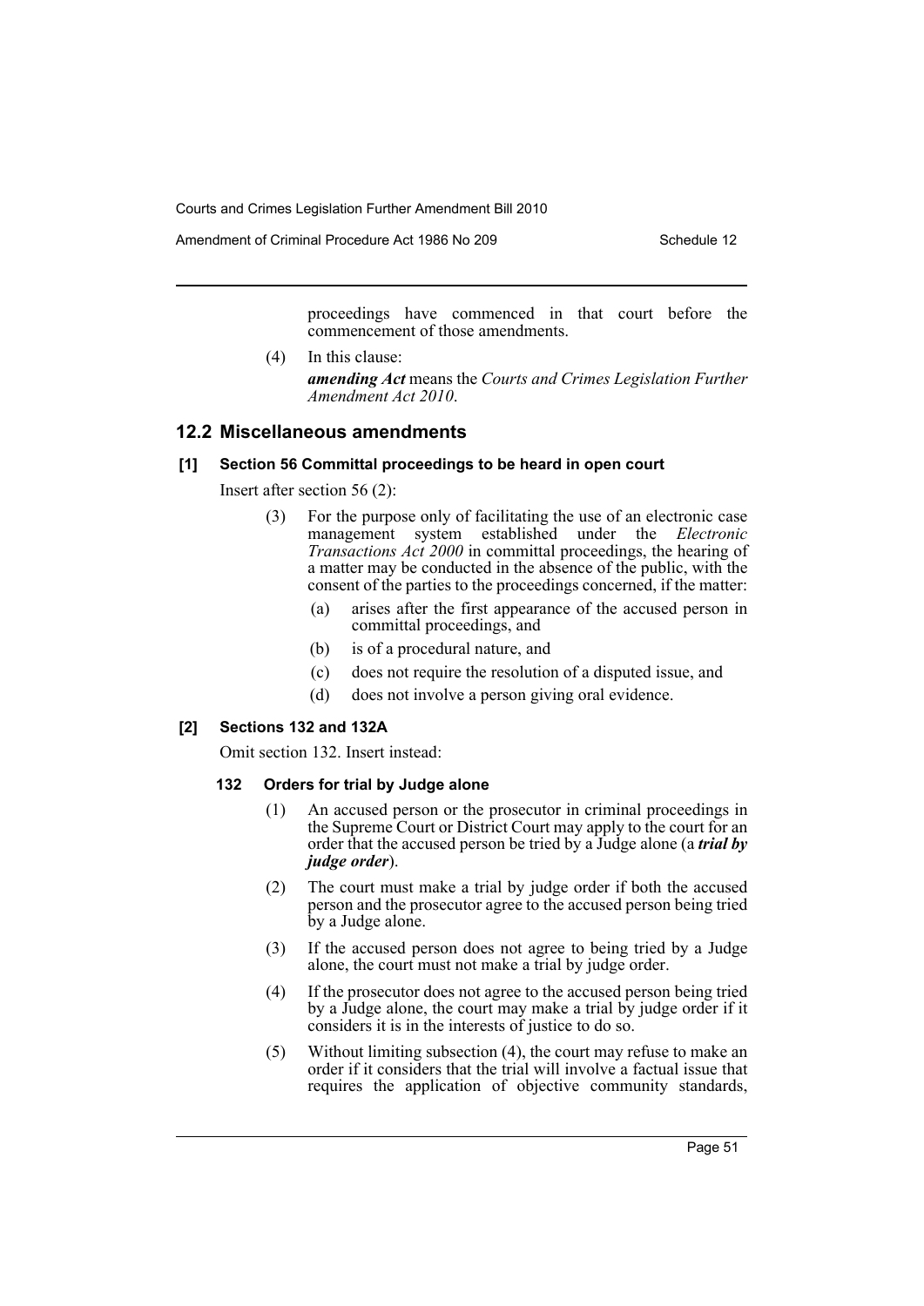proceedings have commenced in that court before the commencement of those amendments.

(4) In this clause:

***amending Act*** means the *Courts and Crimes Legislation Further Amendment Act 2010*.

## 12.2 Miscellaneous amendments

### [1] Section 56 Committal proceedings to be heard in open court

Insert after section 56 (2):

(3) For the purpose only of facilitating the use of an electronic case management system established under the *Electronic Transactions Act 2000* in committal proceedings, the hearing of a matter may be conducted in the absence of the public, with the consent of the parties to the proceedings concerned, if the matter:

(a) arises after the first appearance of the accused person in committal proceedings, and

(b) is of a procedural nature, and

(c) does not require the resolution of a disputed issue, and

(d) does not involve a person giving oral evidence.

### [2] Sections 132 and 132A

Omit section 132. Insert instead:

#### 132 Orders for trial by Judge alone

(1) An accused person or the prosecutor in criminal proceedings in the Supreme Court or District Court may apply to the court for an order that the accused person be tried by a Judge alone (a ***trial by judge order***).

(2) The court must make a trial by judge order if both the accused person and the prosecutor agree to the accused person being tried by a Judge alone.

(3) If the accused person does not agree to being tried by a Judge alone, the court must not make a trial by judge order.

(4) If the prosecutor does not agree to the accused person being tried by a Judge alone, the court may make a trial by judge order if it considers it is in the interests of justice to do so.

(5) Without limiting subsection (4), the court may refuse to make an order if it considers that the trial will involve a factual issue that requires the application of objective community standards,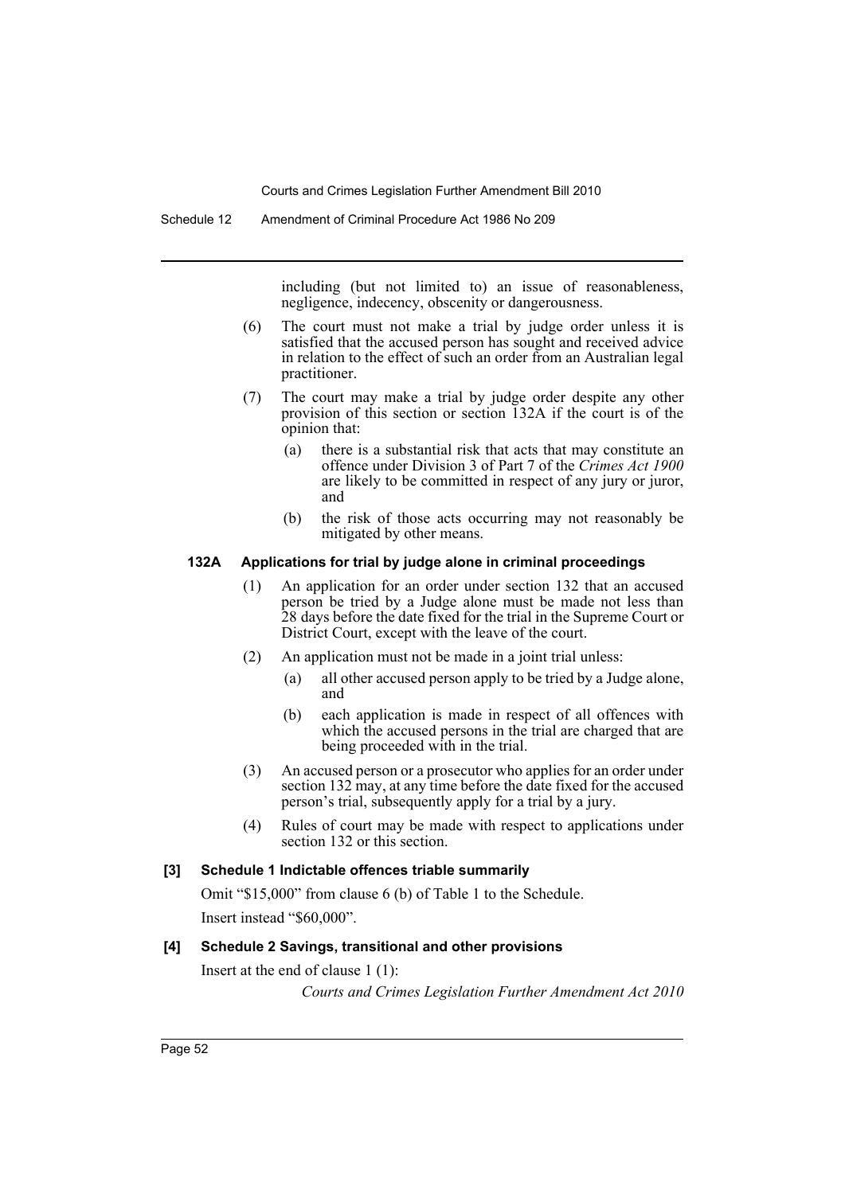including (but not limited to) an issue of reasonableness, negligence, indecency, obscenity or dangerousness.

(6) The court must not make a trial by judge order unless it is satisfied that the accused person has sought and received advice in relation to the effect of such an order from an Australian legal practitioner.

(7) The court may make a trial by judge order despite any other provision of this section or section 132A if the court is of the opinion that:

(a) there is a substantial risk that acts that may constitute an offence under Division 3 of Part 7 of the *Crimes Act 1900* are likely to be committed in respect of any jury or juror, and

(b) the risk of those acts occurring may not reasonably be mitigated by other means.

**132A Applications for trial by judge alone in criminal proceedings**

(1) An application for an order under section 132 that an accused person be tried by a Judge alone must be made not less than 28 days before the date fixed for the trial in the Supreme Court or District Court, except with the leave of the court.

(2) An application must not be made in a joint trial unless:

(a) all other accused person apply to be tried by a Judge alone, and

(b) each application is made in respect of all offences with which the accused persons in the trial are charged that are being proceeded with in the trial.

(3) An accused person or a prosecutor who applies for an order under section 132 may, at any time before the date fixed for the accused person's trial, subsequently apply for a trial by a jury.

(4) Rules of court may be made with respect to applications under section 132 or this section.

**[3] Schedule 1 Indictable offences triable summarily**

Omit "$15,000" from clause 6 (b) of Table 1 to the Schedule.

Insert instead "$60,000".

**[4] Schedule 2 Savings, transitional and other provisions**

Insert at the end of clause 1 (1):

*Courts and Crimes Legislation Further Amendment Act 2010*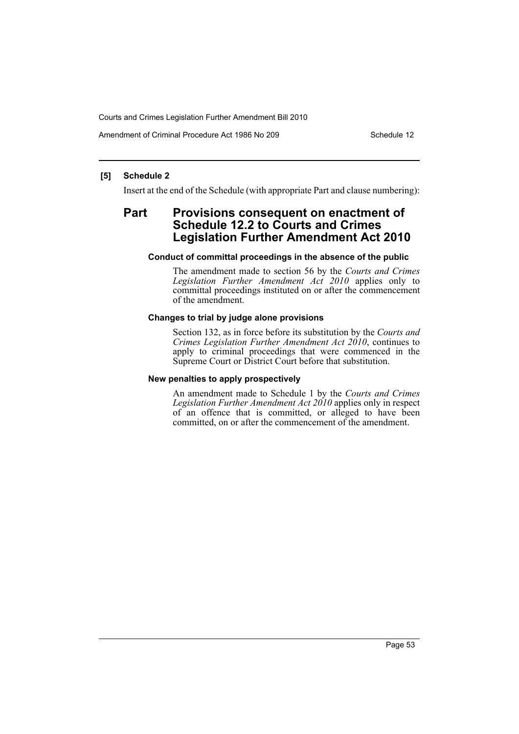**[5] Schedule 2**

Insert at the end of the Schedule (with appropriate Part and clause numbering):

## Part Provisions consequent on enactment of Schedule 12.2 to Courts and Crimes Legislation Further Amendment Act 2010

### Conduct of committal proceedings in the absence of the public

The amendment made to section 56 by the *Courts and Crimes Legislation Further Amendment Act 2010* applies only to committal proceedings instituted on or after the commencement of the amendment.

### Changes to trial by judge alone provisions

Section 132, as in force before its substitution by the *Courts and Crimes Legislation Further Amendment Act 2010*, continues to apply to criminal proceedings that were commenced in the Supreme Court or District Court before that substitution.

### New penalties to apply prospectively

An amendment made to Schedule 1 by the *Courts and Crimes Legislation Further Amendment Act 2010* applies only in respect of an offence that is committed, or alleged to have been committed, on or after the commencement of the amendment.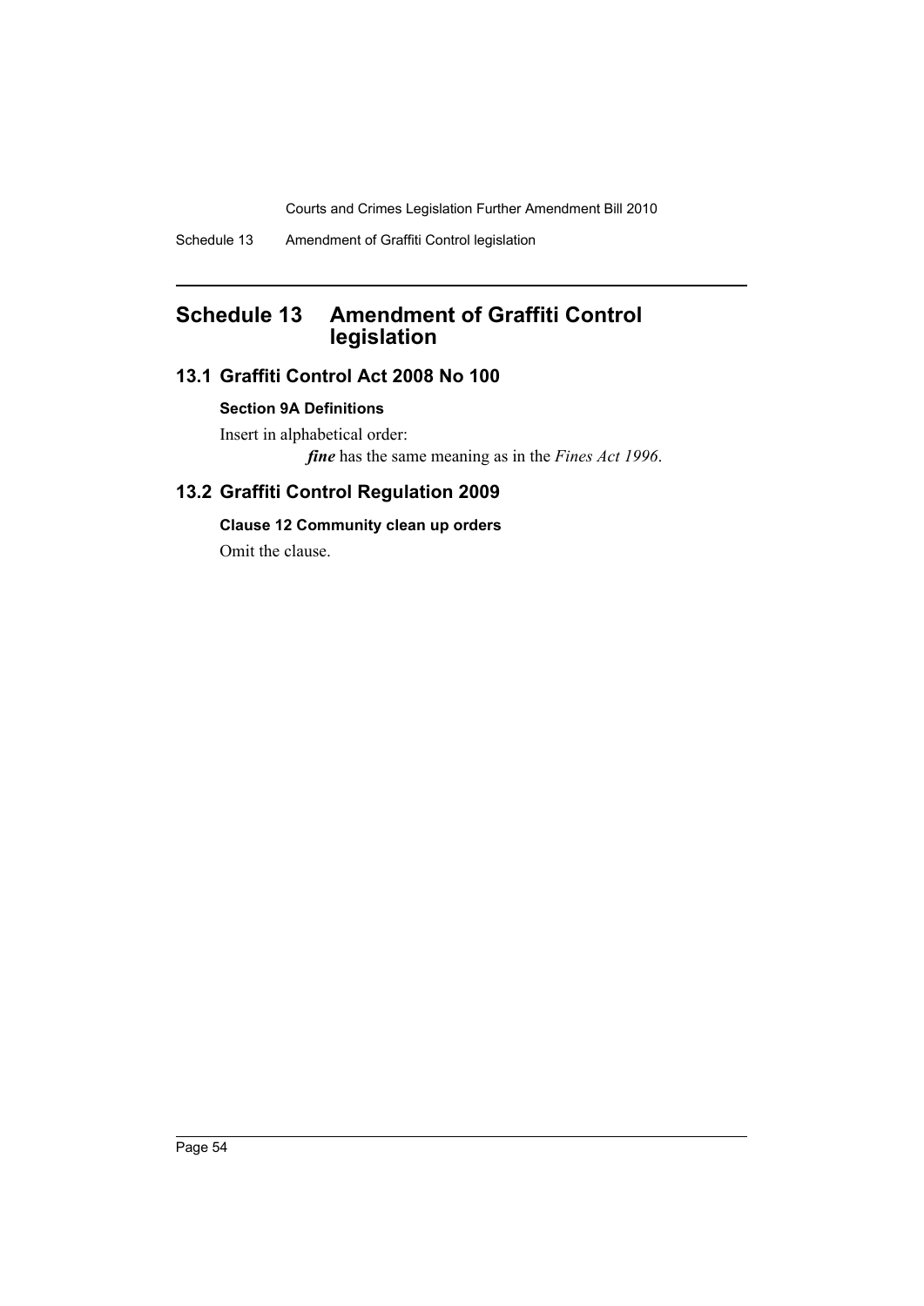# Schedule 13 Amendment of Graffiti Control legislation

## 13.1 Graffiti Control Act 2008 No 100

### Section 9A Definitions

Insert in alphabetical order:

***fine*** has the same meaning as in the *Fines Act 1996*.

## 13.2 Graffiti Control Regulation 2009

### Clause 12 Community clean up orders

Omit the clause.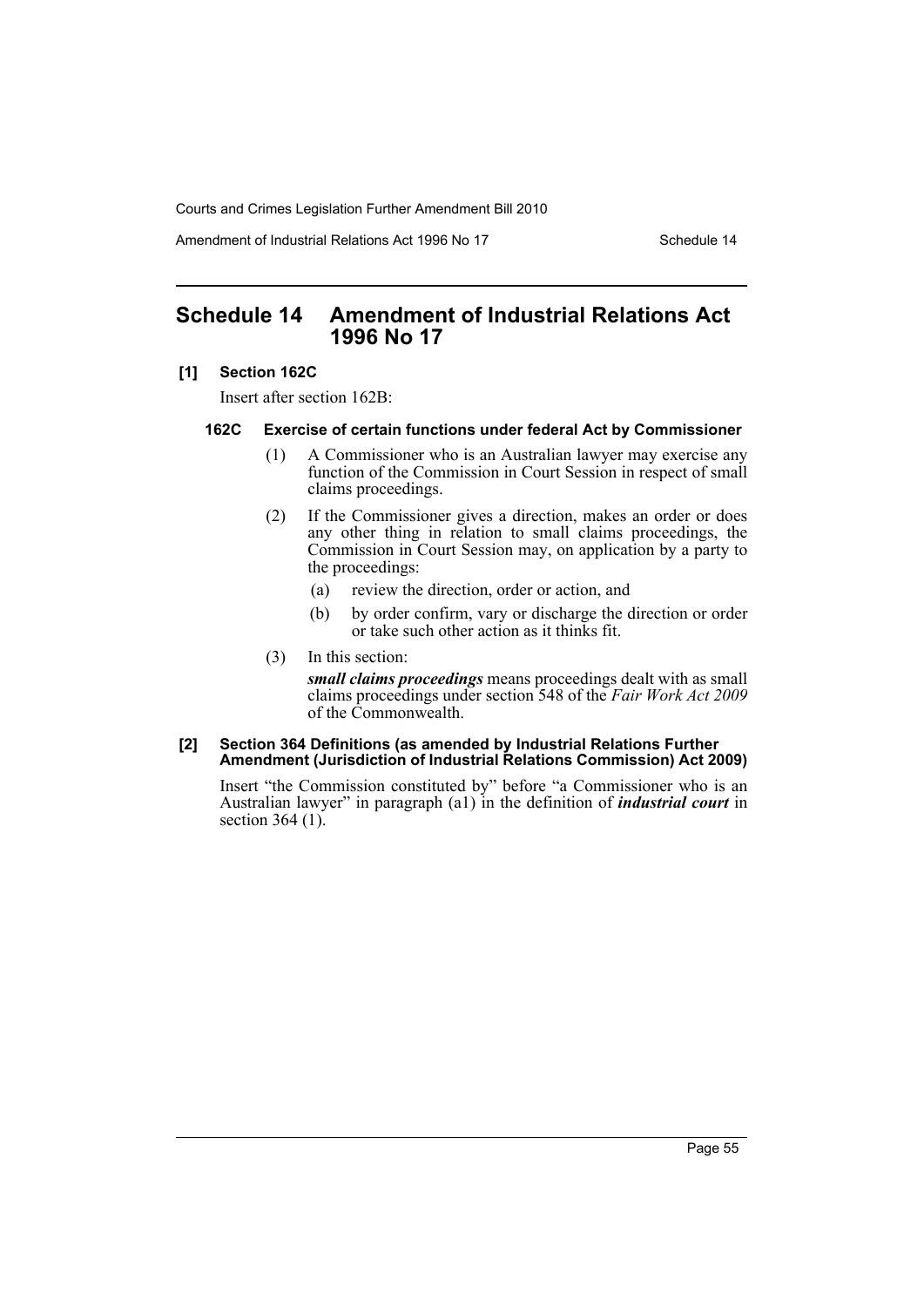## Schedule 14 Amendment of Industrial Relations Act 1996 No 17

**[1] Section 162C**

Insert after section 162B:

**162C Exercise of certain functions under federal Act by Commissioner**

(1) A Commissioner who is an Australian lawyer may exercise any function of the Commission in Court Session in respect of small claims proceedings.

(2) If the Commissioner gives a direction, makes an order or does any other thing in relation to small claims proceedings, the Commission in Court Session may, on application by a party to the proceedings:

(a) review the direction, order or action, and

(b) by order confirm, vary or discharge the direction or order or take such other action as it thinks fit.

(3) In this section:

***small claims proceedings*** means proceedings dealt with as small claims proceedings under section 548 of the *Fair Work Act 2009* of the Commonwealth.

**[2] Section 364 Definitions (as amended by Industrial Relations Further Amendment (Jurisdiction of Industrial Relations Commission) Act 2009)**

Insert "the Commission constituted by" before "a Commissioner who is an Australian lawyer" in paragraph (a1) in the definition of ***industrial court*** in section 364 (1).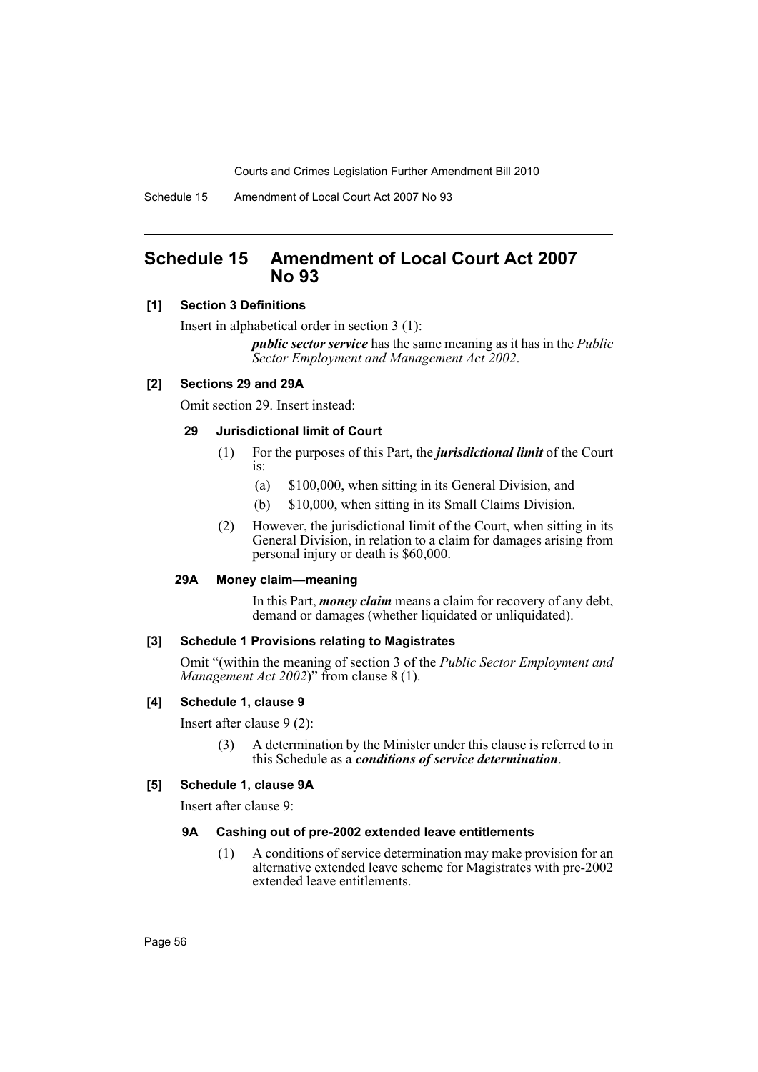# Schedule 15 Amendment of Local Court Act 2007 No 93

**[1] Section 3 Definitions**

Insert in alphabetical order in section 3 (1):

> ***public sector service*** has the same meaning as it has in the *Public Sector Employment and Management Act 2002*.

**[2] Sections 29 and 29A**

Omit section 29. Insert instead:

> **29 Jurisdictional limit of Court**
>
> (1) For the purposes of this Part, the ***jurisdictional limit*** of the Court is:
>
> (a) $100,000, when sitting in its General Division, and
>
> (b) $10,000, when sitting in its Small Claims Division.
>
> (2) However, the jurisdictional limit of the Court, when sitting in its General Division, in relation to a claim for damages arising from personal injury or death is $60,000.
>
> **29A Money claim—meaning**
>
> In this Part, ***money claim*** means a claim for recovery of any debt, demand or damages (whether liquidated or unliquidated).

**[3] Schedule 1 Provisions relating to Magistrates**

Omit "(within the meaning of section 3 of the *Public Sector Employment and Management Act 2002*)" from clause 8 (1).

**[4] Schedule 1, clause 9**

Insert after clause 9 (2):

> (3) A determination by the Minister under this clause is referred to in this Schedule as a ***conditions of service determination***.

**[5] Schedule 1, clause 9A**

Insert after clause 9:

> **9A Cashing out of pre-2002 extended leave entitlements**
>
> (1) A conditions of service determination may make provision for an alternative extended leave scheme for Magistrates with pre-2002 extended leave entitlements.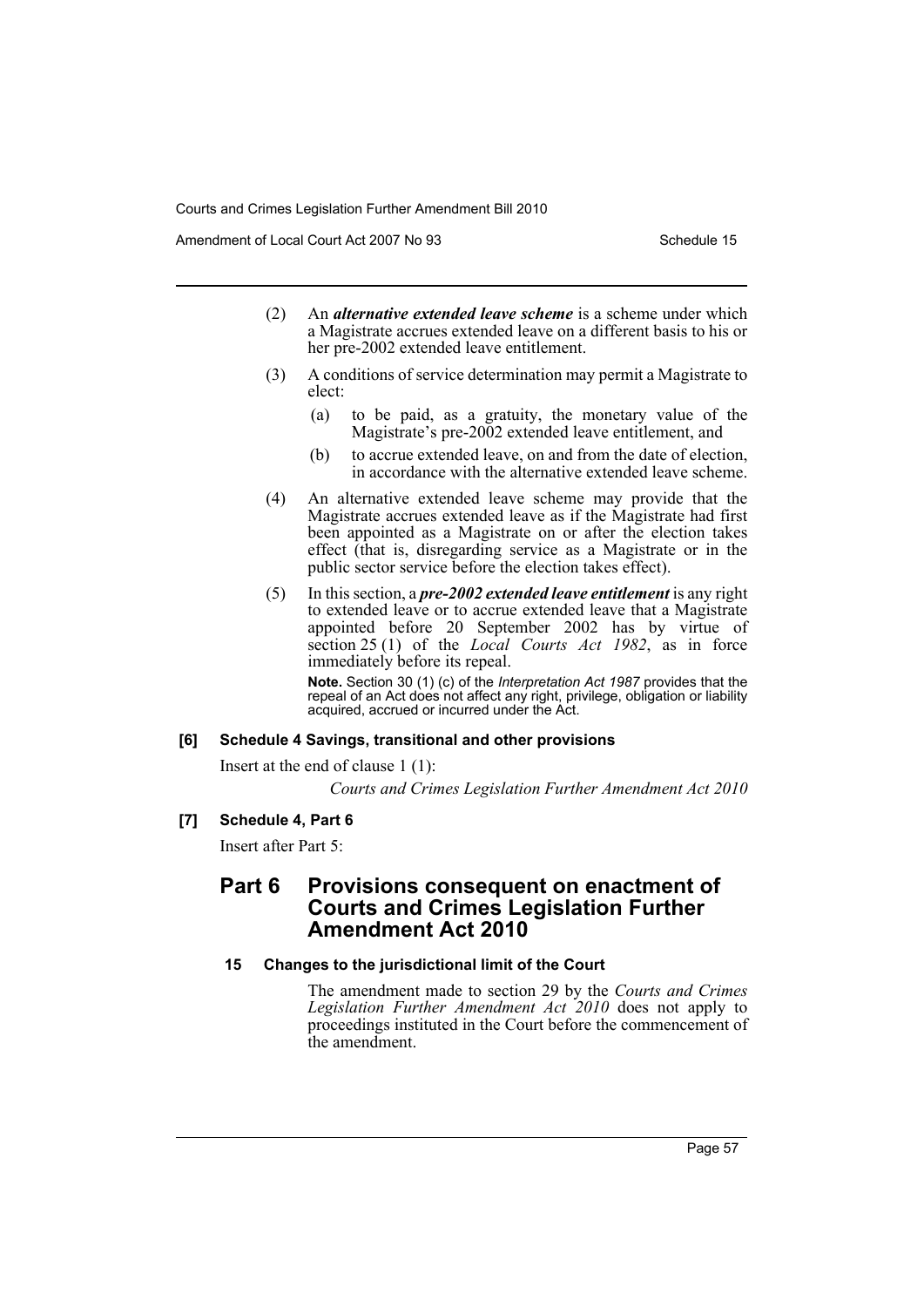(2) An ***alternative extended leave scheme*** is a scheme under which a Magistrate accrues extended leave on a different basis to his or her pre-2002 extended leave entitlement.

(3) A conditions of service determination may permit a Magistrate to elect:

- (a) to be paid, as a gratuity, the monetary value of the Magistrate's pre-2002 extended leave entitlement, and
- (b) to accrue extended leave, on and from the date of election, in accordance with the alternative extended leave scheme.

(4) An alternative extended leave scheme may provide that the Magistrate accrues extended leave as if the Magistrate had first been appointed as a Magistrate on or after the election takes effect (that is, disregarding service as a Magistrate or in the public sector service before the election takes effect).

(5) In this section, a ***pre-2002 extended leave entitlement*** is any right to extended leave or to accrue extended leave that a Magistrate appointed before 20 September 2002 has by virtue of section 25 (1) of the *Local Courts Act 1982*, as in force immediately before its repeal.

**Note.** Section 30 (1) (c) of the *Interpretation Act 1987* provides that the repeal of an Act does not affect any right, privilege, obligation or liability acquired, accrued or incurred under the Act.

#### [6] Schedule 4 Savings, transitional and other provisions

Insert at the end of clause 1 (1):

*Courts and Crimes Legislation Further Amendment Act 2010*

#### [7] Schedule 4, Part 6

Insert after Part 5:

## Part 6 Provisions consequent on enactment of Courts and Crimes Legislation Further Amendment Act 2010

### 15 Changes to the jurisdictional limit of the Court

The amendment made to section 29 by the *Courts and Crimes Legislation Further Amendment Act 2010* does not apply to proceedings instituted in the Court before the commencement of the amendment.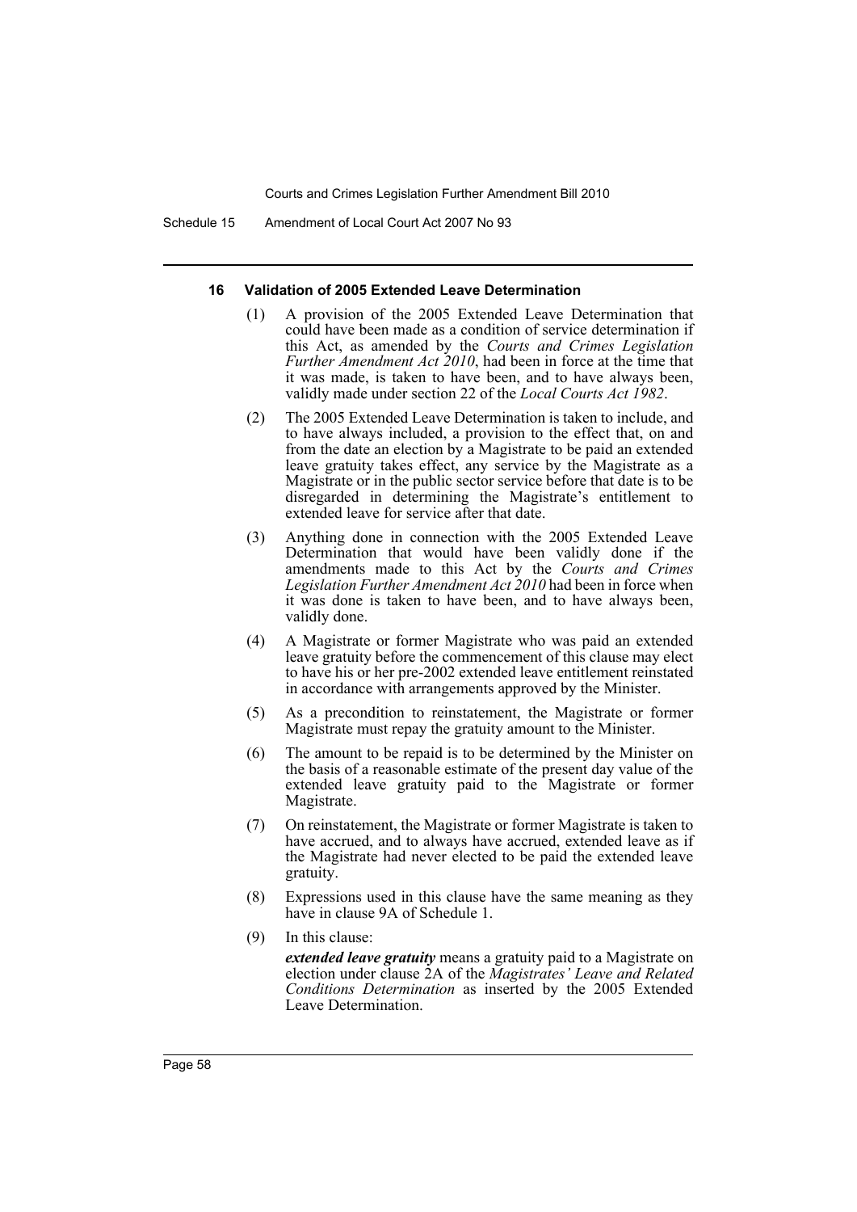#### 16 Validation of 2005 Extended Leave Determination

(1) A provision of the 2005 Extended Leave Determination that could have been made as a condition of service determination if this Act, as amended by the *Courts and Crimes Legislation Further Amendment Act 2010*, had been in force at the time that it was made, is taken to have been, and to have always been, validly made under section 22 of the *Local Courts Act 1982*.

(2) The 2005 Extended Leave Determination is taken to include, and to have always included, a provision to the effect that, on and from the date an election by a Magistrate to be paid an extended leave gratuity takes effect, any service by the Magistrate as a Magistrate or in the public sector service before that date is to be disregarded in determining the Magistrate's entitlement to extended leave for service after that date.

(3) Anything done in connection with the 2005 Extended Leave Determination that would have been validly done if the amendments made to this Act by the *Courts and Crimes Legislation Further Amendment Act 2010* had been in force when it was done is taken to have been, and to have always been, validly done.

(4) A Magistrate or former Magistrate who was paid an extended leave gratuity before the commencement of this clause may elect to have his or her pre-2002 extended leave entitlement reinstated in accordance with arrangements approved by the Minister.

(5) As a precondition to reinstatement, the Magistrate or former Magistrate must repay the gratuity amount to the Minister.

(6) The amount to be repaid is to be determined by the Minister on the basis of a reasonable estimate of the present day value of the extended leave gratuity paid to the Magistrate or former Magistrate.

(7) On reinstatement, the Magistrate or former Magistrate is taken to have accrued, and to always have accrued, extended leave as if the Magistrate had never elected to be paid the extended leave gratuity.

(8) Expressions used in this clause have the same meaning as they have in clause 9A of Schedule 1.

(9) In this clause:

***extended leave gratuity*** means a gratuity paid to a Magistrate on election under clause 2A of the *Magistrates' Leave and Related Conditions Determination* as inserted by the 2005 Extended Leave Determination.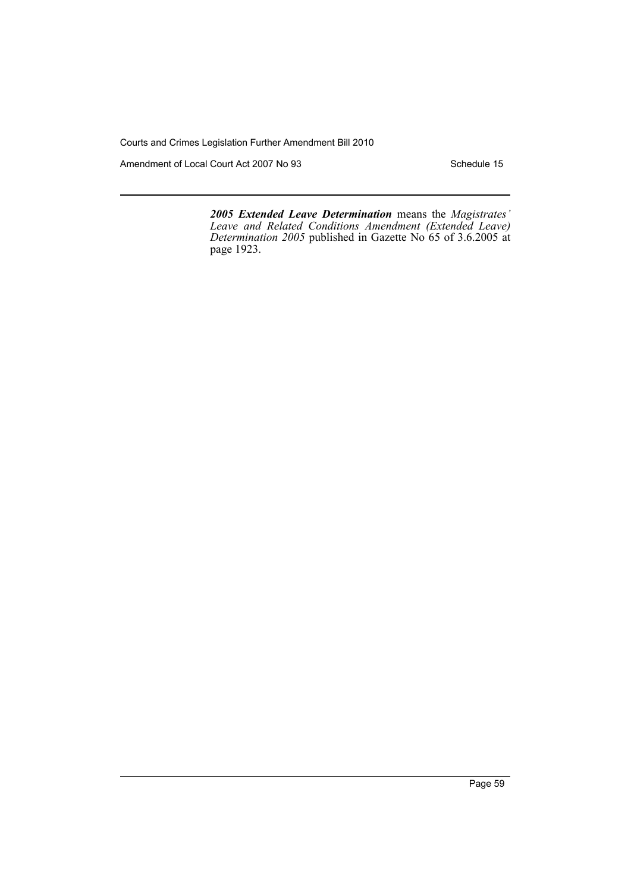***2005 Extended Leave Determination*** means the *Magistrates' Leave and Related Conditions Amendment (Extended Leave) Determination 2005* published in Gazette No 65 of 3.6.2005 at page 1923.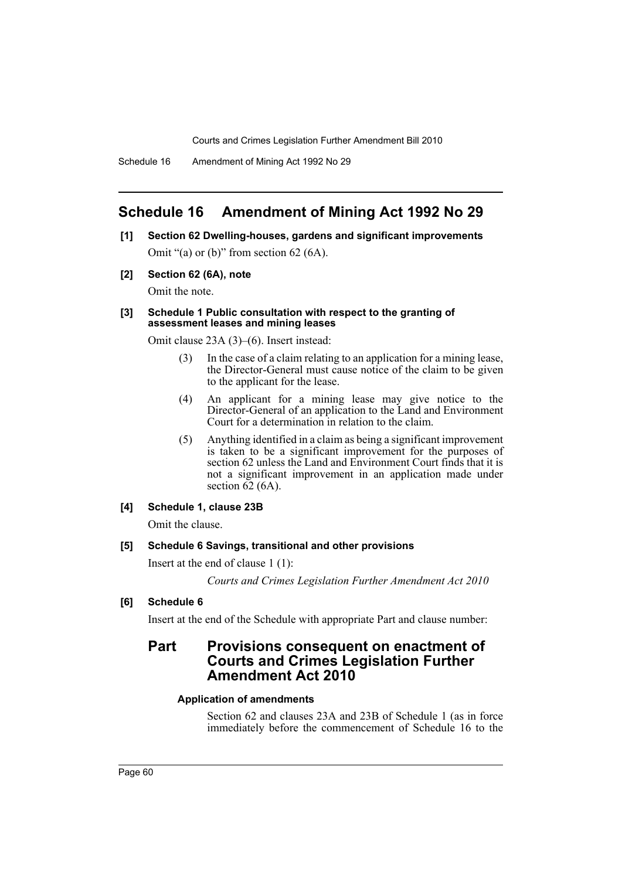# Schedule 16 Amendment of Mining Act 1992 No 29

**[1] Section 62 Dwelling-houses, gardens and significant improvements**

Omit "(a) or (b)" from section 62 (6A).

**[2] Section 62 (6A), note**

Omit the note.

**[3] Schedule 1 Public consultation with respect to the granting of assessment leases and mining leases**

Omit clause 23A (3)–(6). Insert instead:

> (3) In the case of a claim relating to an application for a mining lease, the Director-General must cause notice of the claim to be given to the applicant for the lease.
>
> (4) An applicant for a mining lease may give notice to the Director-General of an application to the Land and Environment Court for a determination in relation to the claim.
>
> (5) Anything identified in a claim as being a significant improvement is taken to be a significant improvement for the purposes of section 62 unless the Land and Environment Court finds that it is not a significant improvement in an application made under section 62 (6A).

**[4] Schedule 1, clause 23B**

Omit the clause.

**[5] Schedule 6 Savings, transitional and other provisions**

Insert at the end of clause 1 (1):

> *Courts and Crimes Legislation Further Amendment Act 2010*

**[6] Schedule 6**

Insert at the end of the Schedule with appropriate Part and clause number:

## Part Provisions consequent on enactment of Courts and Crimes Legislation Further Amendment Act 2010

**Application of amendments**

Section 62 and clauses 23A and 23B of Schedule 1 (as in force immediately before the commencement of Schedule 16 to the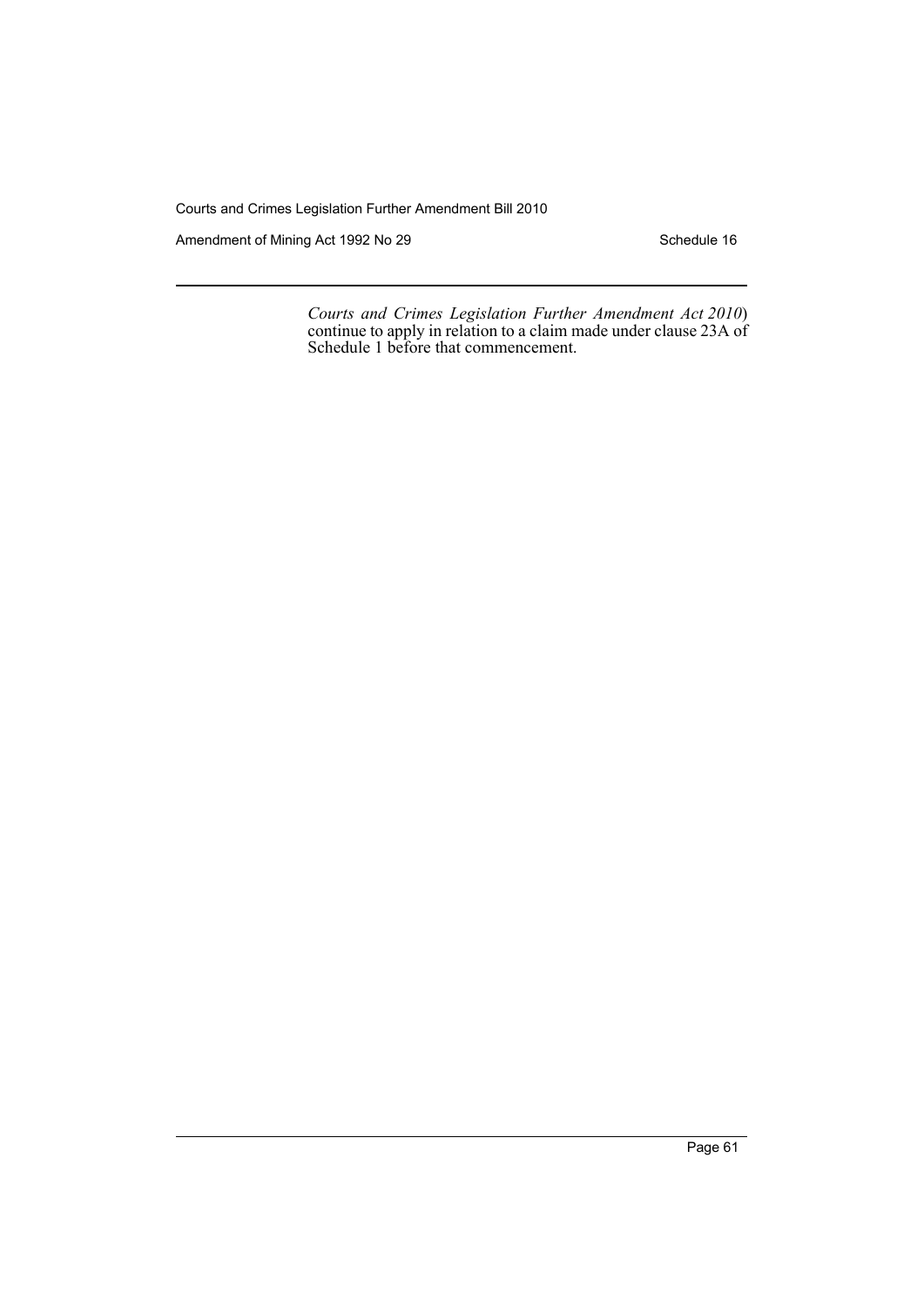*Courts and Crimes Legislation Further Amendment Act 2010*) continue to apply in relation to a claim made under clause 23A of Schedule 1 before that commencement.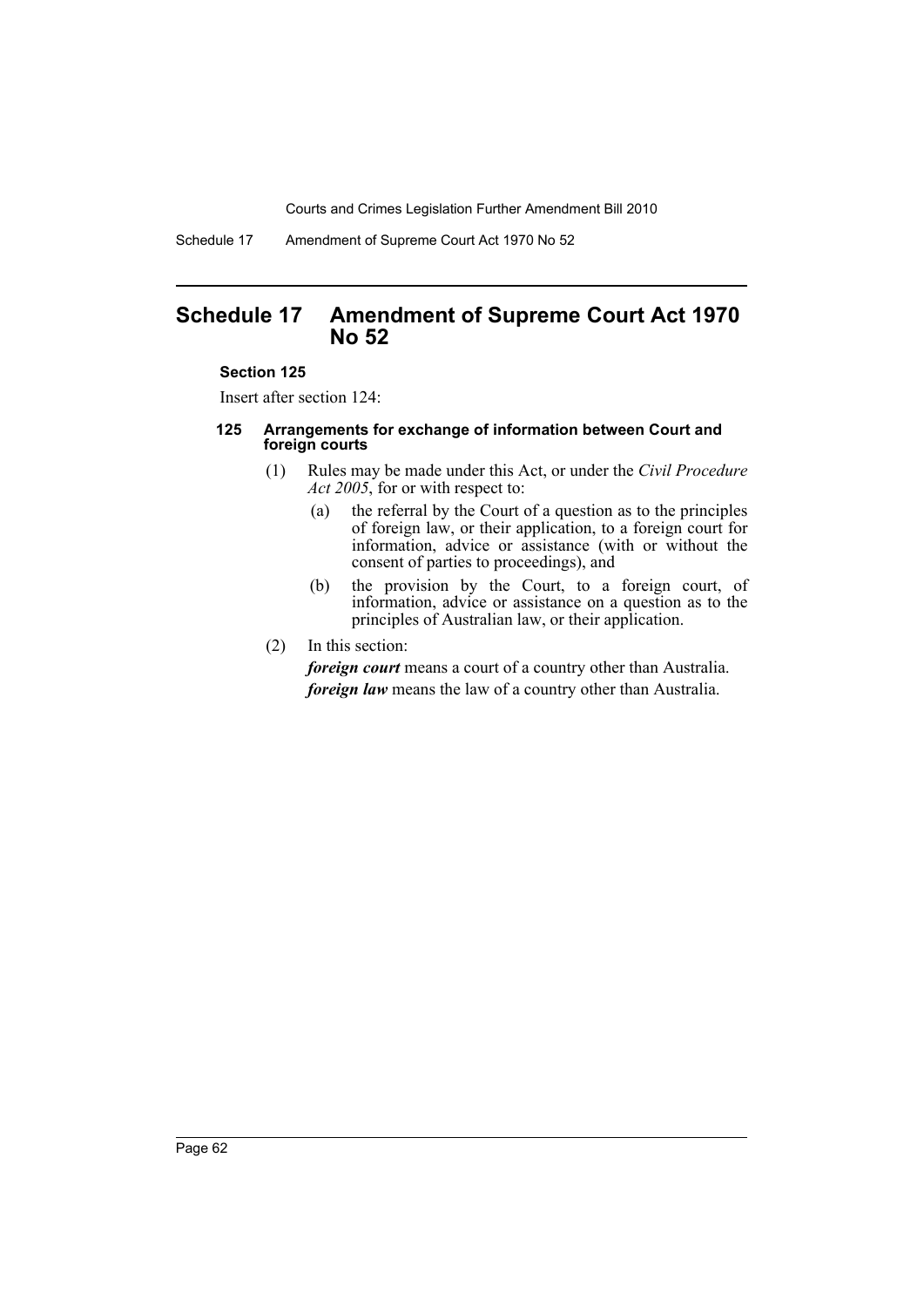# Schedule 17 Amendment of Supreme Court Act 1970 No 52

### Section 125

Insert after section 124:

#### 125 Arrangements for exchange of information between Court and foreign courts

(1) Rules may be made under this Act, or under the *Civil Procedure Act 2005*, for or with respect to:

(a) the referral by the Court of a question as to the principles of foreign law, or their application, to a foreign court for information, advice or assistance (with or without the consent of parties to proceedings), and

(b) the provision by the Court, to a foreign court, of information, advice or assistance on a question as to the principles of Australian law, or their application.

(2) In this section:

***foreign court*** means a court of a country other than Australia.

***foreign law*** means the law of a country other than Australia.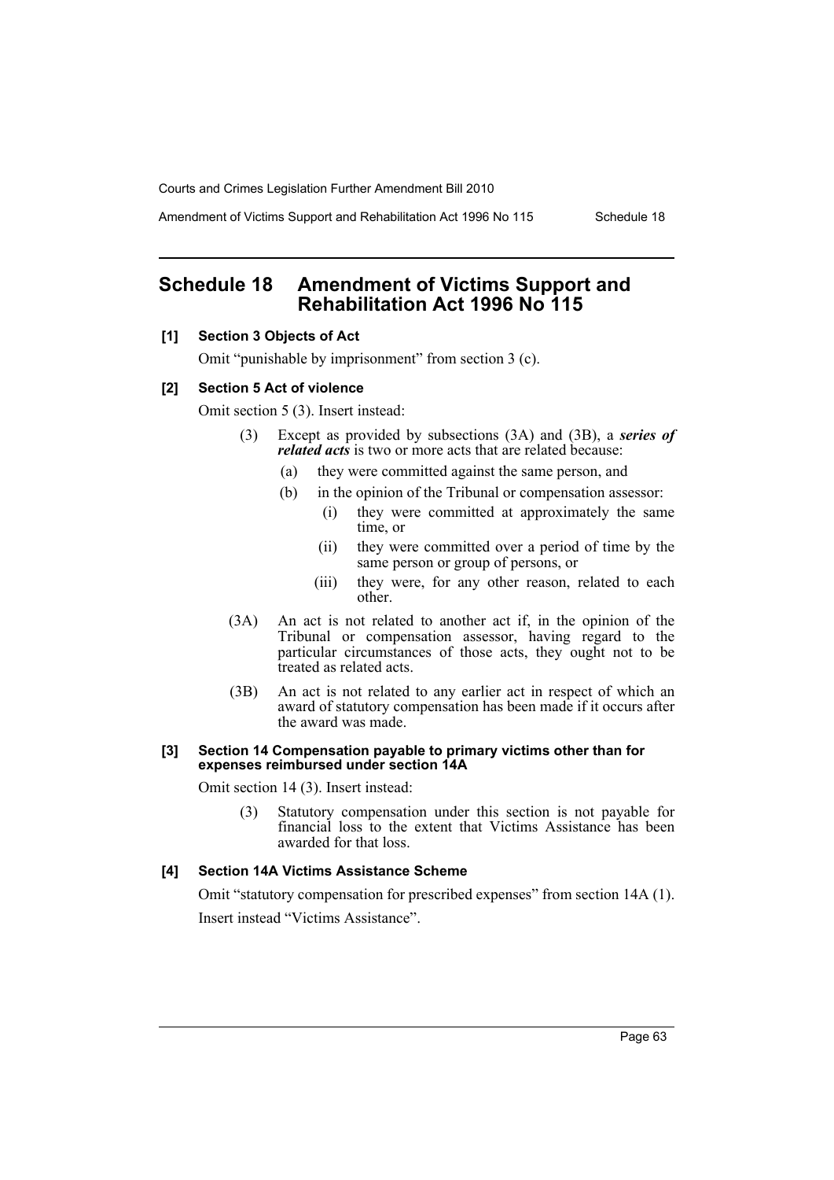## Schedule 18 Amendment of Victims Support and Rehabilitation Act 1996 No 115

### [1] Section 3 Objects of Act

Omit "punishable by imprisonment" from section 3 (c).

### [2] Section 5 Act of violence

Omit section 5 (3). Insert instead:

(3) Except as provided by subsections (3A) and (3B), a ***series of related acts*** is two or more acts that are related because:

- (a) they were committed against the same person, and
- (b) in the opinion of the Tribunal or compensation assessor:
  - (i) they were committed at approximately the same time, or
  - (ii) they were committed over a period of time by the same person or group of persons, or
  - (iii) they were, for any other reason, related to each other.

(3A) An act is not related to another act if, in the opinion of the Tribunal or compensation assessor, having regard to the particular circumstances of those acts, they ought not to be treated as related acts.

(3B) An act is not related to any earlier act in respect of which an award of statutory compensation has been made if it occurs after the award was made.

### [3] Section 14 Compensation payable to primary victims other than for expenses reimbursed under section 14A

Omit section 14 (3). Insert instead:

(3) Statutory compensation under this section is not payable for financial loss to the extent that Victims Assistance has been awarded for that loss.

### [4] Section 14A Victims Assistance Scheme

Omit "statutory compensation for prescribed expenses" from section 14A (1).

Insert instead "Victims Assistance".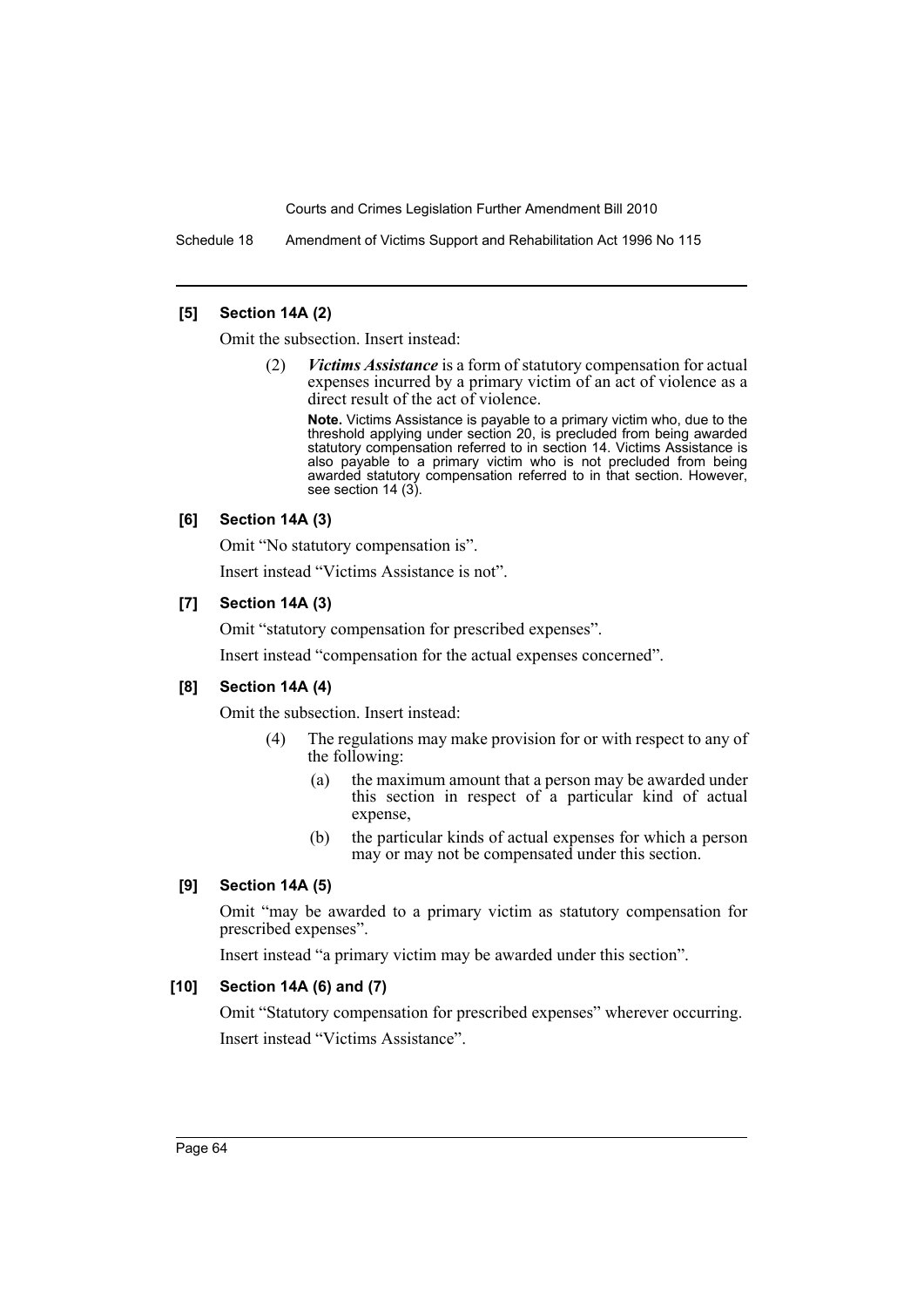**[5] Section 14A (2)**

Omit the subsection. Insert instead:

> (2) ***Victims Assistance*** is a form of statutory compensation for actual expenses incurred by a primary victim of an act of violence as a direct result of the act of violence.
>
> **Note.** Victims Assistance is payable to a primary victim who, due to the threshold applying under section 20, is precluded from being awarded statutory compensation referred to in section 14. Victims Assistance is also payable to a primary victim who is not precluded from being awarded statutory compensation referred to in that section. However, see section 14 (3).

**[6] Section 14A (3)**

Omit "No statutory compensation is".

Insert instead "Victims Assistance is not".

**[7] Section 14A (3)**

Omit "statutory compensation for prescribed expenses".

Insert instead "compensation for the actual expenses concerned".

**[8] Section 14A (4)**

Omit the subsection. Insert instead:

> (4) The regulations may make provision for or with respect to any of the following:
>
> (a) the maximum amount that a person may be awarded under this section in respect of a particular kind of actual expense,
>
> (b) the particular kinds of actual expenses for which a person may or may not be compensated under this section.

**[9] Section 14A (5)**

Omit "may be awarded to a primary victim as statutory compensation for prescribed expenses".

Insert instead "a primary victim may be awarded under this section".

**[10] Section 14A (6) and (7)**

Omit "Statutory compensation for prescribed expenses" wherever occurring.

Insert instead "Victims Assistance".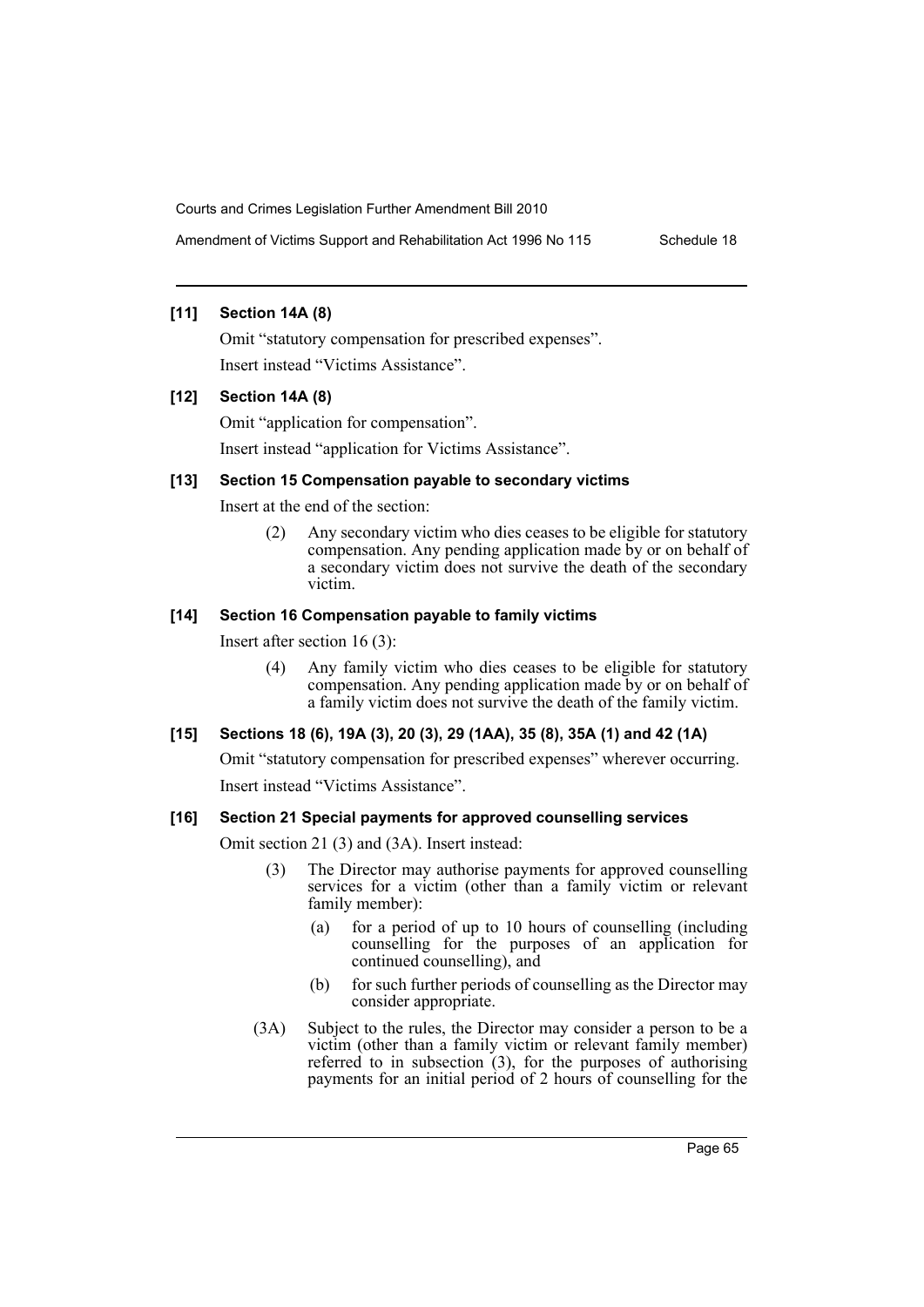**[11] Section 14A (8)**

Omit "statutory compensation for prescribed expenses".

Insert instead "Victims Assistance".

**[12] Section 14A (8)**

Omit "application for compensation".

Insert instead "application for Victims Assistance".

**[13] Section 15 Compensation payable to secondary victims**

Insert at the end of the section:

> (2) Any secondary victim who dies ceases to be eligible for statutory compensation. Any pending application made by or on behalf of a secondary victim does not survive the death of the secondary victim.

**[14] Section 16 Compensation payable to family victims**

Insert after section 16 (3):

> (4) Any family victim who dies ceases to be eligible for statutory compensation. Any pending application made by or on behalf of a family victim does not survive the death of the family victim.

**[15] Sections 18 (6), 19A (3), 20 (3), 29 (1AA), 35 (8), 35A (1) and 42 (1A)**

Omit "statutory compensation for prescribed expenses" wherever occurring.

Insert instead "Victims Assistance".

**[16] Section 21 Special payments for approved counselling services**

Omit section 21 (3) and (3A). Insert instead:

> (3) The Director may authorise payments for approved counselling services for a victim (other than a family victim or relevant family member):
>
> (a) for a period of up to 10 hours of counselling (including counselling for the purposes of an application for continued counselling), and
>
> (b) for such further periods of counselling as the Director may consider appropriate.
>
> (3A) Subject to the rules, the Director may consider a person to be a victim (other than a family victim or relevant family member) referred to in subsection (3), for the purposes of authorising payments for an initial period of 2 hours of counselling for the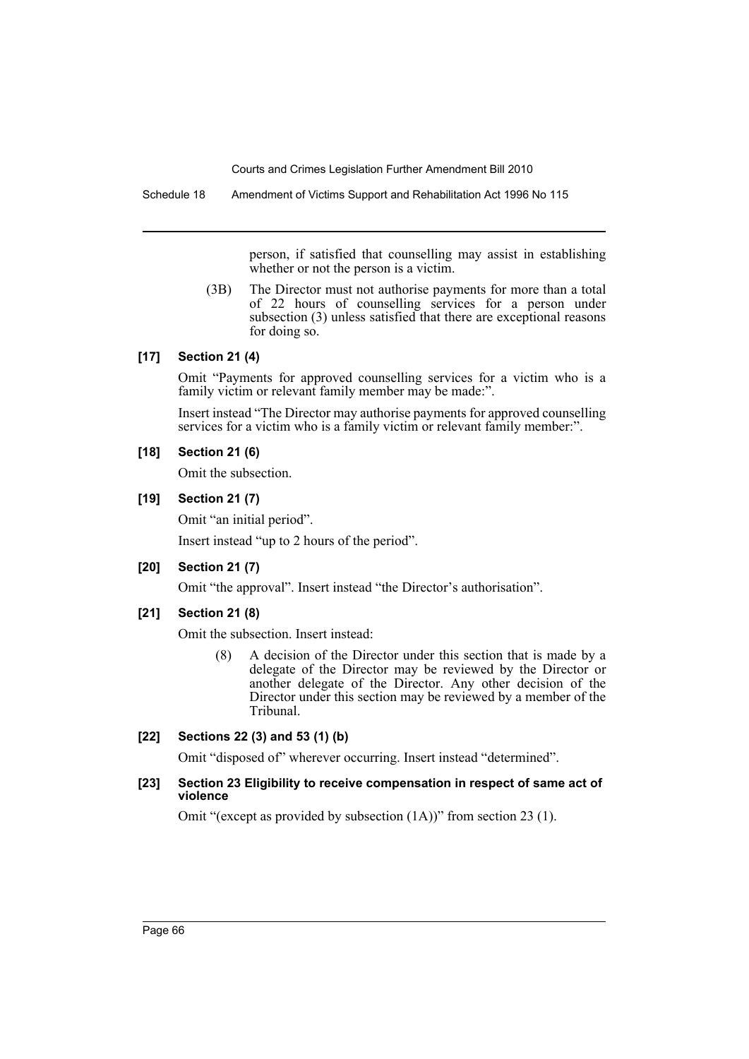person, if satisfied that counselling may assist in establishing whether or not the person is a victim.

(3B) The Director must not authorise payments for more than a total of 22 hours of counselling services for a person under subsection (3) unless satisfied that there are exceptional reasons for doing so.

**[17] Section 21 (4)**

Omit "Payments for approved counselling services for a victim who is a family victim or relevant family member may be made:".

Insert instead "The Director may authorise payments for approved counselling services for a victim who is a family victim or relevant family member:".

**[18] Section 21 (6)**

Omit the subsection.

**[19] Section 21 (7)**

Omit "an initial period".

Insert instead "up to 2 hours of the period".

**[20] Section 21 (7)**

Omit "the approval". Insert instead "the Director's authorisation".

**[21] Section 21 (8)**

Omit the subsection. Insert instead:

(8) A decision of the Director under this section that is made by a delegate of the Director may be reviewed by the Director or another delegate of the Director. Any other decision of the Director under this section may be reviewed by a member of the Tribunal.

**[22] Sections 22 (3) and 53 (1) (b)**

Omit "disposed of" wherever occurring. Insert instead "determined".

**[23] Section 23 Eligibility to receive compensation in respect of same act of violence**

Omit "(except as provided by subsection (1A))" from section 23 (1).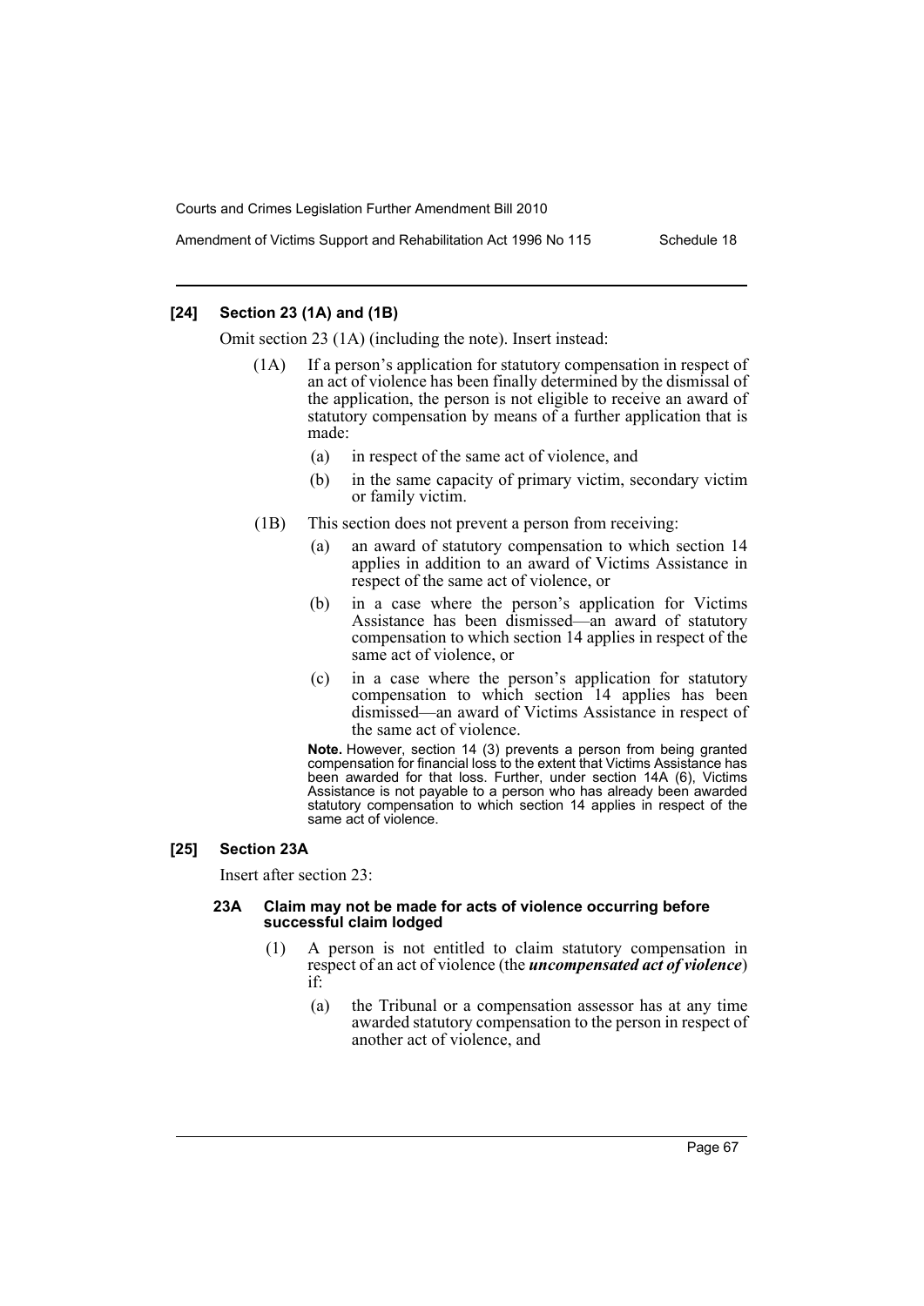**[24] Section 23 (1A) and (1B)**

Omit section 23 (1A) (including the note). Insert instead:

(1A) If a person's application for statutory compensation in respect of an act of violence has been finally determined by the dismissal of the application, the person is not eligible to receive an award of statutory compensation by means of a further application that is made:

(a) in respect of the same act of violence, and

(b) in the same capacity of primary victim, secondary victim or family victim.

(1B) This section does not prevent a person from receiving:

(a) an award of statutory compensation to which section 14 applies in addition to an award of Victims Assistance in respect of the same act of violence, or

(b) in a case where the person's application for Victims Assistance has been dismissed—an award of statutory compensation to which section 14 applies in respect of the same act of violence, or

(c) in a case where the person's application for statutory compensation to which section 14 applies has been dismissed—an award of Victims Assistance in respect of the same act of violence.

**Note.** However, section 14 (3) prevents a person from being granted compensation for financial loss to the extent that Victims Assistance has been awarded for that loss. Further, under section 14A (6), Victims Assistance is not payable to a person who has already been awarded statutory compensation to which section 14 applies in respect of the same act of violence.

**[25] Section 23A**

Insert after section 23:

**23A Claim may not be made for acts of violence occurring before successful claim lodged**

(1) A person is not entitled to claim statutory compensation in respect of an act of violence (the ***uncompensated act of violence***) if:

(a) the Tribunal or a compensation assessor has at any time awarded statutory compensation to the person in respect of another act of violence, and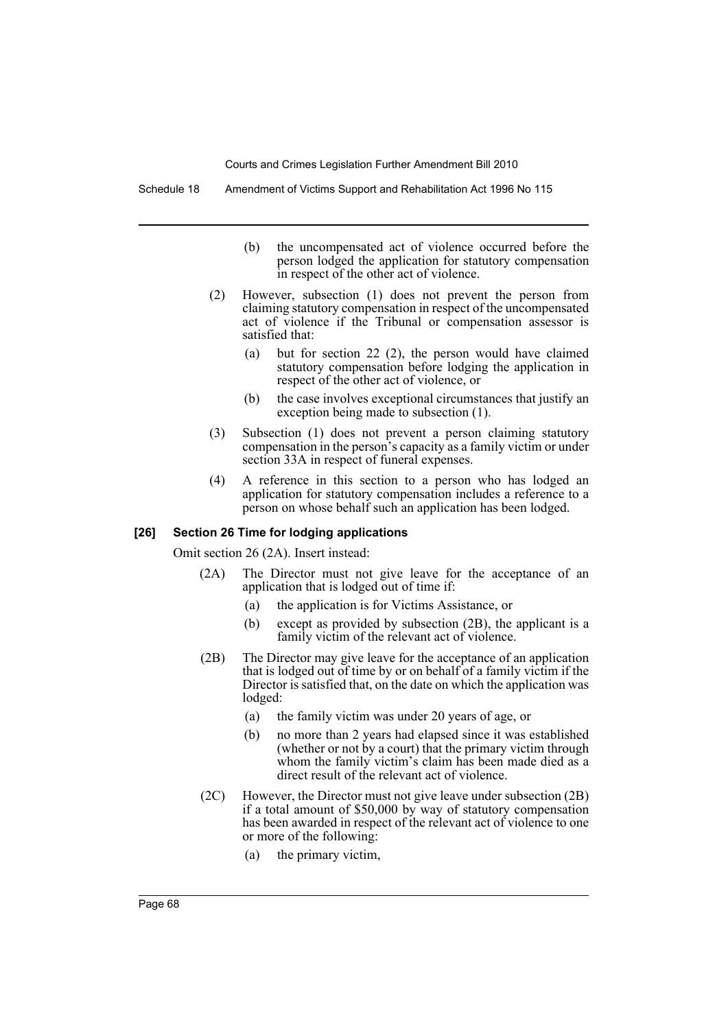(b) the uncompensated act of violence occurred before the person lodged the application for statutory compensation in respect of the other act of violence.

(2) However, subsection (1) does not prevent the person from claiming statutory compensation in respect of the uncompensated act of violence if the Tribunal or compensation assessor is satisfied that:

(a) but for section 22 (2), the person would have claimed statutory compensation before lodging the application in respect of the other act of violence, or

(b) the case involves exceptional circumstances that justify an exception being made to subsection (1).

(3) Subsection (1) does not prevent a person claiming statutory compensation in the person's capacity as a family victim or under section 33A in respect of funeral expenses.

(4) A reference in this section to a person who has lodged an application for statutory compensation includes a reference to a person on whose behalf such an application has been lodged.

#### [26] Section 26 Time for lodging applications

Omit section 26 (2A). Insert instead:

(2A) The Director must not give leave for the acceptance of an application that is lodged out of time if:

(a) the application is for Victims Assistance, or

(b) except as provided by subsection (2B), the applicant is a family victim of the relevant act of violence.

(2B) The Director may give leave for the acceptance of an application that is lodged out of time by or on behalf of a family victim if the Director is satisfied that, on the date on which the application was lodged:

(a) the family victim was under 20 years of age, or

(b) no more than 2 years had elapsed since it was established (whether or not by a court) that the primary victim through whom the family victim's claim has been made died as a direct result of the relevant act of violence.

(2C) However, the Director must not give leave under subsection (2B) if a total amount of $50,000 by way of statutory compensation has been awarded in respect of the relevant act of violence to one or more of the following:

(a) the primary victim,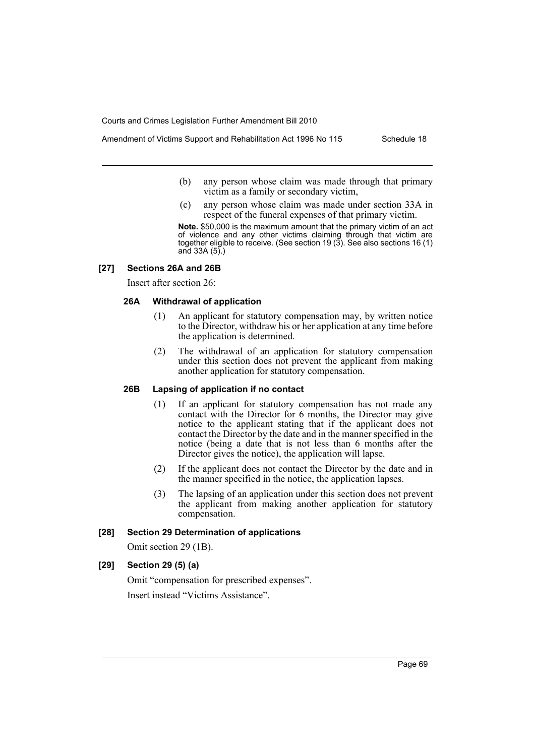(b) any person whose claim was made through that primary victim as a family or secondary victim,

(c) any person whose claim was made under section 33A in respect of the funeral expenses of that primary victim.

**Note.** $50,000 is the maximum amount that the primary victim of an act of violence and any other victims claiming through that victim are together eligible to receive. (See section 19 (3). See also sections 16 (1) and 33A (5).)

#### [27] Sections 26A and 26B

Insert after section 26:

##### 26A Withdrawal of application

(1) An applicant for statutory compensation may, by written notice to the Director, withdraw his or her application at any time before the application is determined.

(2) The withdrawal of an application for statutory compensation under this section does not prevent the applicant from making another application for statutory compensation.

##### 26B Lapsing of application if no contact

(1) If an applicant for statutory compensation has not made any contact with the Director for 6 months, the Director may give notice to the applicant stating that if the applicant does not contact the Director by the date and in the manner specified in the notice (being a date that is not less than 6 months after the Director gives the notice), the application will lapse.

(2) If the applicant does not contact the Director by the date and in the manner specified in the notice, the application lapses.

(3) The lapsing of an application under this section does not prevent the applicant from making another application for statutory compensation.

#### [28] Section 29 Determination of applications

Omit section 29 (1B).

#### [29] Section 29 (5) (a)

Omit "compensation for prescribed expenses".

Insert instead "Victims Assistance".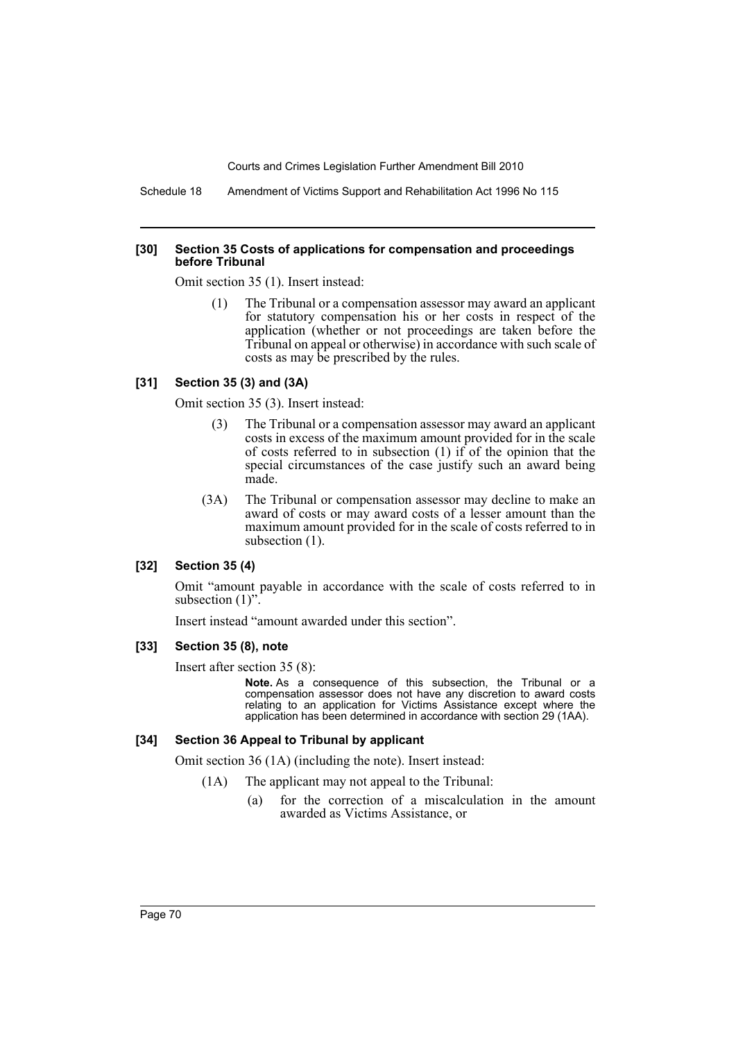#### [30] Section 35 Costs of applications for compensation and proceedings before Tribunal

Omit section 35 (1). Insert instead:

> (1) The Tribunal or a compensation assessor may award an applicant for statutory compensation his or her costs in respect of the application (whether or not proceedings are taken before the Tribunal on appeal or otherwise) in accordance with such scale of costs as may be prescribed by the rules.

#### [31] Section 35 (3) and (3A)

Omit section 35 (3). Insert instead:

> (3) The Tribunal or a compensation assessor may award an applicant costs in excess of the maximum amount provided for in the scale of costs referred to in subsection (1) if of the opinion that the special circumstances of the case justify such an award being made.
>
> (3A) The Tribunal or compensation assessor may decline to make an award of costs or may award costs of a lesser amount than the maximum amount provided for in the scale of costs referred to in subsection (1).

#### [32] Section 35 (4)

Omit "amount payable in accordance with the scale of costs referred to in subsection (1)".

Insert instead "amount awarded under this section".

#### [33] Section 35 (8), note

Insert after section 35 (8):

> **Note.** As a consequence of this subsection, the Tribunal or a compensation assessor does not have any discretion to award costs relating to an application for Victims Assistance except where the application has been determined in accordance with section 29 (1AA).

#### [34] Section 36 Appeal to Tribunal by applicant

Omit section 36 (1A) (including the note). Insert instead:

> (1A) The applicant may not appeal to the Tribunal:
>
> (a) for the correction of a miscalculation in the amount awarded as Victims Assistance, or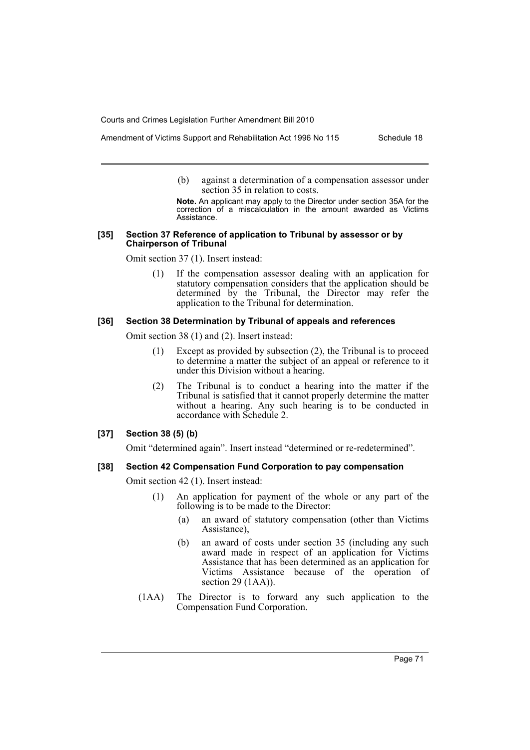(b) against a determination of a compensation assessor under section 35 in relation to costs.

**Note.** An applicant may apply to the Director under section 35A for the correction of a miscalculation in the amount awarded as Victims Assistance.

#### [35] Section 37 Reference of application to Tribunal by assessor or by Chairperson of Tribunal

Omit section 37 (1). Insert instead:

(1) If the compensation assessor dealing with an application for statutory compensation considers that the application should be determined by the Tribunal, the Director may refer the application to the Tribunal for determination.

#### [36] Section 38 Determination by Tribunal of appeals and references

Omit section 38 (1) and (2). Insert instead:

(1) Except as provided by subsection (2), the Tribunal is to proceed to determine a matter the subject of an appeal or reference to it under this Division without a hearing.

(2) The Tribunal is to conduct a hearing into the matter if the Tribunal is satisfied that it cannot properly determine the matter without a hearing. Any such hearing is to be conducted in accordance with Schedule 2.

#### [37] Section 38 (5) (b)

Omit "determined again". Insert instead "determined or re-redetermined".

#### [38] Section 42 Compensation Fund Corporation to pay compensation

Omit section 42 (1). Insert instead:

(1) An application for payment of the whole or any part of the following is to be made to the Director:

(a) an award of statutory compensation (other than Victims Assistance),

(b) an award of costs under section 35 (including any such award made in respect of an application for Victims Assistance that has been determined as an application for Victims Assistance because of the operation of section 29 (1AA)).

(1AA) The Director is to forward any such application to the Compensation Fund Corporation.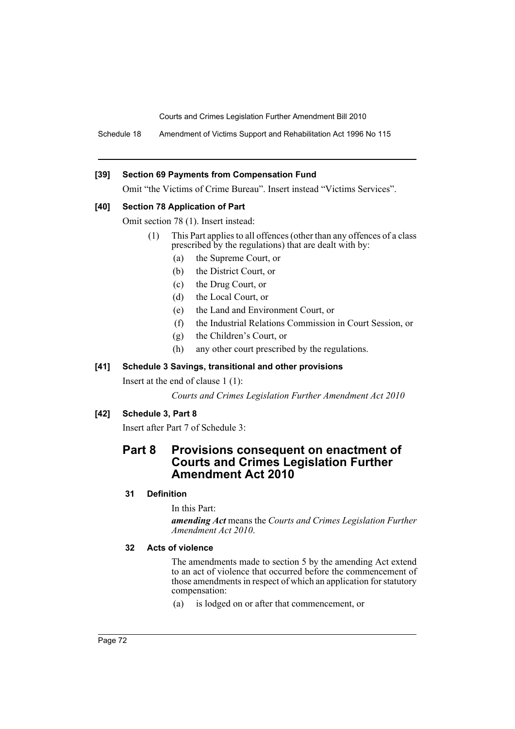**[39] Section 69 Payments from Compensation Fund**

Omit "the Victims of Crime Bureau". Insert instead "Victims Services".

**[40] Section 78 Application of Part**

Omit section 78 (1). Insert instead:

(1) This Part applies to all offences (other than any offences of a class prescribed by the regulations) that are dealt with by:

(a) the Supreme Court, or

(b) the District Court, or

(c) the Drug Court, or

(d) the Local Court, or

(e) the Land and Environment Court, or

(f) the Industrial Relations Commission in Court Session, or

(g) the Children's Court, or

(h) any other court prescribed by the regulations.

**[41] Schedule 3 Savings, transitional and other provisions**

Insert at the end of clause 1 (1):

*Courts and Crimes Legislation Further Amendment Act 2010*

**[42] Schedule 3, Part 8**

Insert after Part 7 of Schedule 3:

## Part 8 Provisions consequent on enactment of Courts and Crimes Legislation Further Amendment Act 2010

**31 Definition**

In this Part:

***amending Act*** means the *Courts and Crimes Legislation Further Amendment Act 2010*.

**32 Acts of violence**

The amendments made to section 5 by the amending Act extend to an act of violence that occurred before the commencement of those amendments in respect of which an application for statutory compensation:

(a) is lodged on or after that commencement, or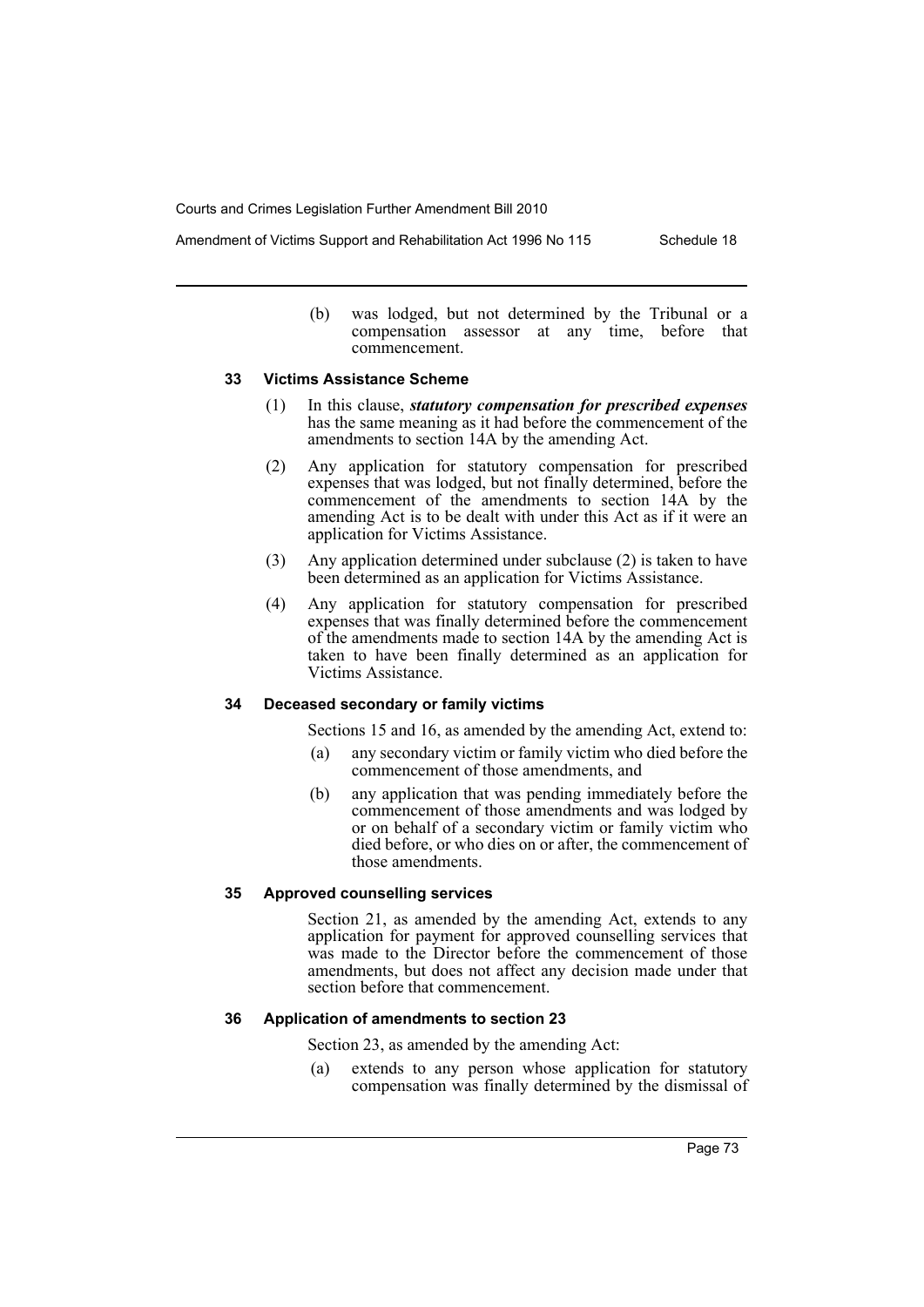(b) was lodged, but not determined by the Tribunal or a compensation assessor at any time, before that commencement.

### 33 Victims Assistance Scheme

(1) In this clause, ***statutory compensation for prescribed expenses*** has the same meaning as it had before the commencement of the amendments to section 14A by the amending Act.

(2) Any application for statutory compensation for prescribed expenses that was lodged, but not finally determined, before the commencement of the amendments to section 14A by the amending Act is to be dealt with under this Act as if it were an application for Victims Assistance.

(3) Any application determined under subclause (2) is taken to have been determined as an application for Victims Assistance.

(4) Any application for statutory compensation for prescribed expenses that was finally determined before the commencement of the amendments made to section 14A by the amending Act is taken to have been finally determined as an application for Victims Assistance.

### 34 Deceased secondary or family victims

Sections 15 and 16, as amended by the amending Act, extend to:

(a) any secondary victim or family victim who died before the commencement of those amendments, and

(b) any application that was pending immediately before the commencement of those amendments and was lodged by or on behalf of a secondary victim or family victim who died before, or who dies on or after, the commencement of those amendments.

### 35 Approved counselling services

Section 21, as amended by the amending Act, extends to any application for payment for approved counselling services that was made to the Director before the commencement of those amendments, but does not affect any decision made under that section before that commencement.

### 36 Application of amendments to section 23

Section 23, as amended by the amending Act:

(a) extends to any person whose application for statutory compensation was finally determined by the dismissal of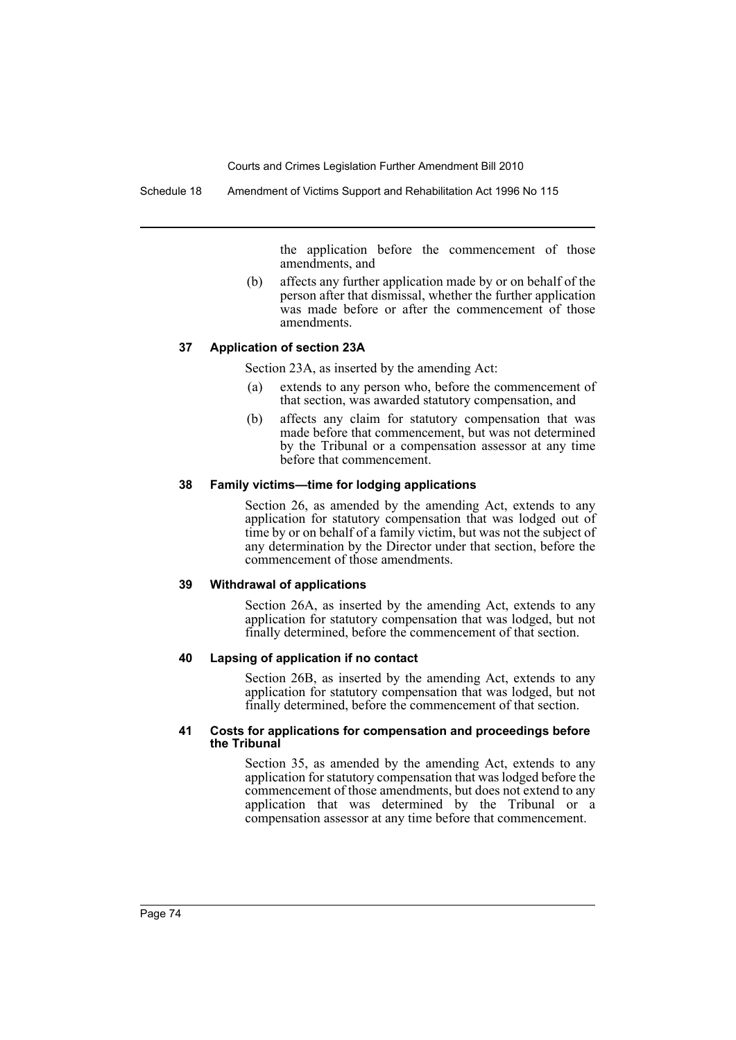the application before the commencement of those amendments, and

(b) affects any further application made by or on behalf of the person after that dismissal, whether the further application was made before or after the commencement of those amendments.

#### 37 Application of section 23A

Section 23A, as inserted by the amending Act:

(a) extends to any person who, before the commencement of that section, was awarded statutory compensation, and

(b) affects any claim for statutory compensation that was made before that commencement, but was not determined by the Tribunal or a compensation assessor at any time before that commencement.

#### 38 Family victims—time for lodging applications

Section 26, as amended by the amending Act, extends to any application for statutory compensation that was lodged out of time by or on behalf of a family victim, but was not the subject of any determination by the Director under that section, before the commencement of those amendments.

#### 39 Withdrawal of applications

Section 26A, as inserted by the amending Act, extends to any application for statutory compensation that was lodged, but not finally determined, before the commencement of that section.

#### 40 Lapsing of application if no contact

Section 26B, as inserted by the amending Act, extends to any application for statutory compensation that was lodged, but not finally determined, before the commencement of that section.

#### 41 Costs for applications for compensation and proceedings before the Tribunal

Section 35, as amended by the amending Act, extends to any application for statutory compensation that was lodged before the commencement of those amendments, but does not extend to any application that was determined by the Tribunal or a compensation assessor at any time before that commencement.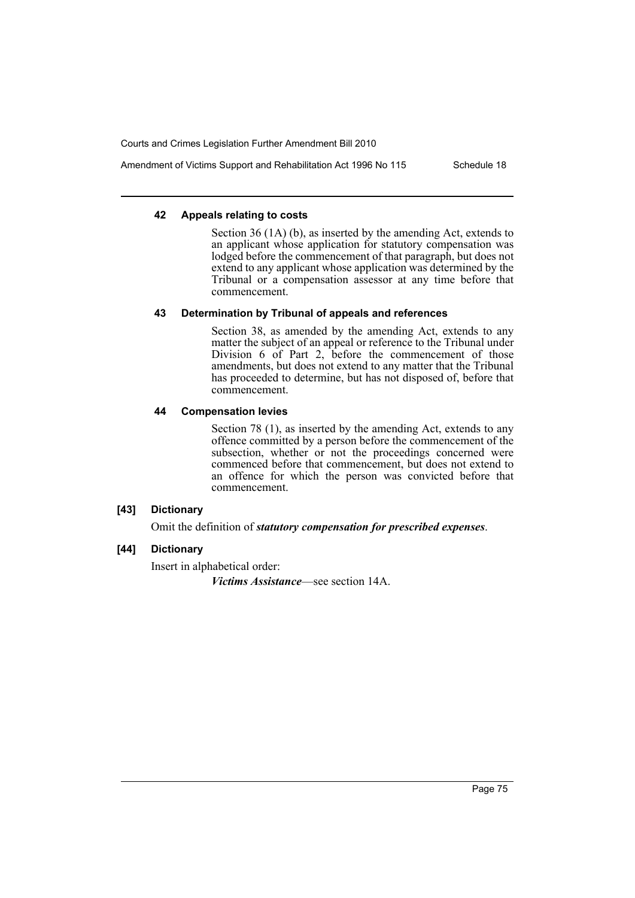#### 42 Appeals relating to costs

Section 36 (1A) (b), as inserted by the amending Act, extends to an applicant whose application for statutory compensation was lodged before the commencement of that paragraph, but does not extend to any applicant whose application was determined by the Tribunal or a compensation assessor at any time before that commencement.

#### 43 Determination by Tribunal of appeals and references

Section 38, as amended by the amending Act, extends to any matter the subject of an appeal or reference to the Tribunal under Division 6 of Part 2, before the commencement of those amendments, but does not extend to any matter that the Tribunal has proceeded to determine, but has not disposed of, before that commencement.

#### 44 Compensation levies

Section 78 (1), as inserted by the amending Act, extends to any offence committed by a person before the commencement of the subsection, whether or not the proceedings concerned were commenced before that commencement, but does not extend to an offence for which the person was convicted before that commencement.

### [43] Dictionary

Omit the definition of ***statutory compensation for prescribed expenses***.

### [44] Dictionary

Insert in alphabetical order:

***Victims Assistance***—see section 14A.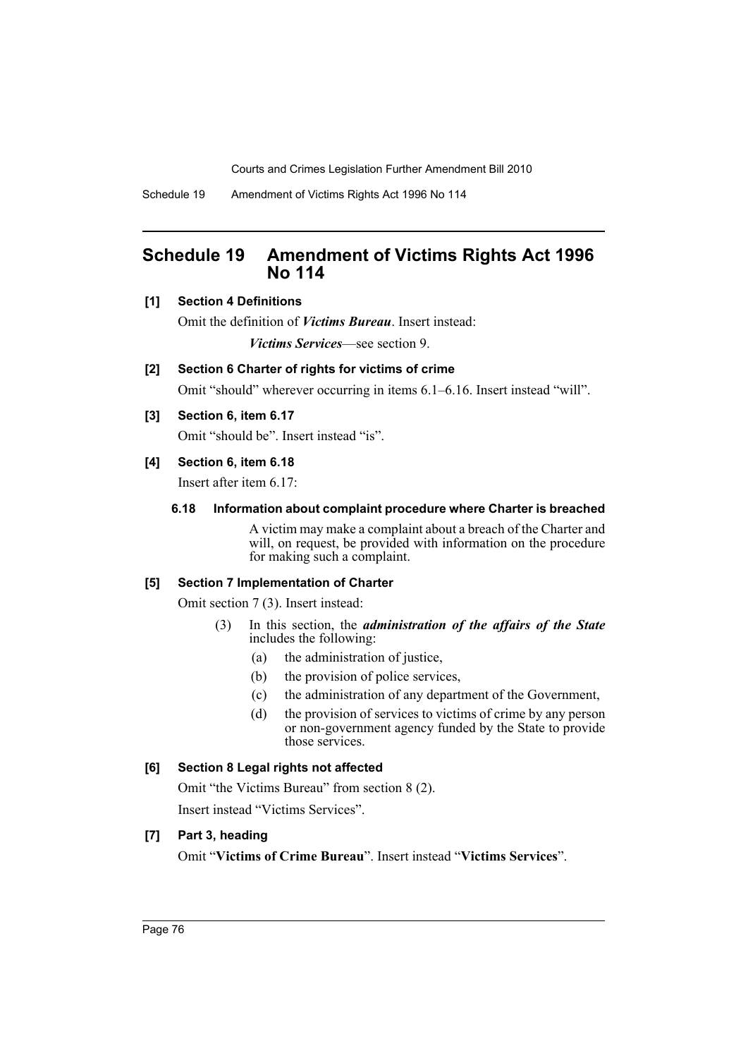## Schedule 19 Amendment of Victims Rights Act 1996 No 114

**[1] Section 4 Definitions**

Omit the definition of ***Victims Bureau***. Insert instead:

> ***Victims Services***—see section 9.

**[2] Section 6 Charter of rights for victims of crime**

Omit "should" wherever occurring in items 6.1–6.16. Insert instead "will".

**[3] Section 6, item 6.17**

Omit "should be". Insert instead "is".

**[4] Section 6, item 6.18**

Insert after item 6.17:

**6.18 Information about complaint procedure where Charter is breached**

A victim may make a complaint about a breach of the Charter and will, on request, be provided with information on the procedure for making such a complaint.

**[5] Section 7 Implementation of Charter**

Omit section 7 (3). Insert instead:

(3) In this section, the ***administration of the affairs of the State*** includes the following:

(a) the administration of justice,

(b) the provision of police services,

(c) the administration of any department of the Government,

(d) the provision of services to victims of crime by any person or non-government agency funded by the State to provide those services.

**[6] Section 8 Legal rights not affected**

Omit "the Victims Bureau" from section 8 (2).

Insert instead "Victims Services".

**[7] Part 3, heading**

Omit "**Victims of Crime Bureau**". Insert instead "**Victims Services**".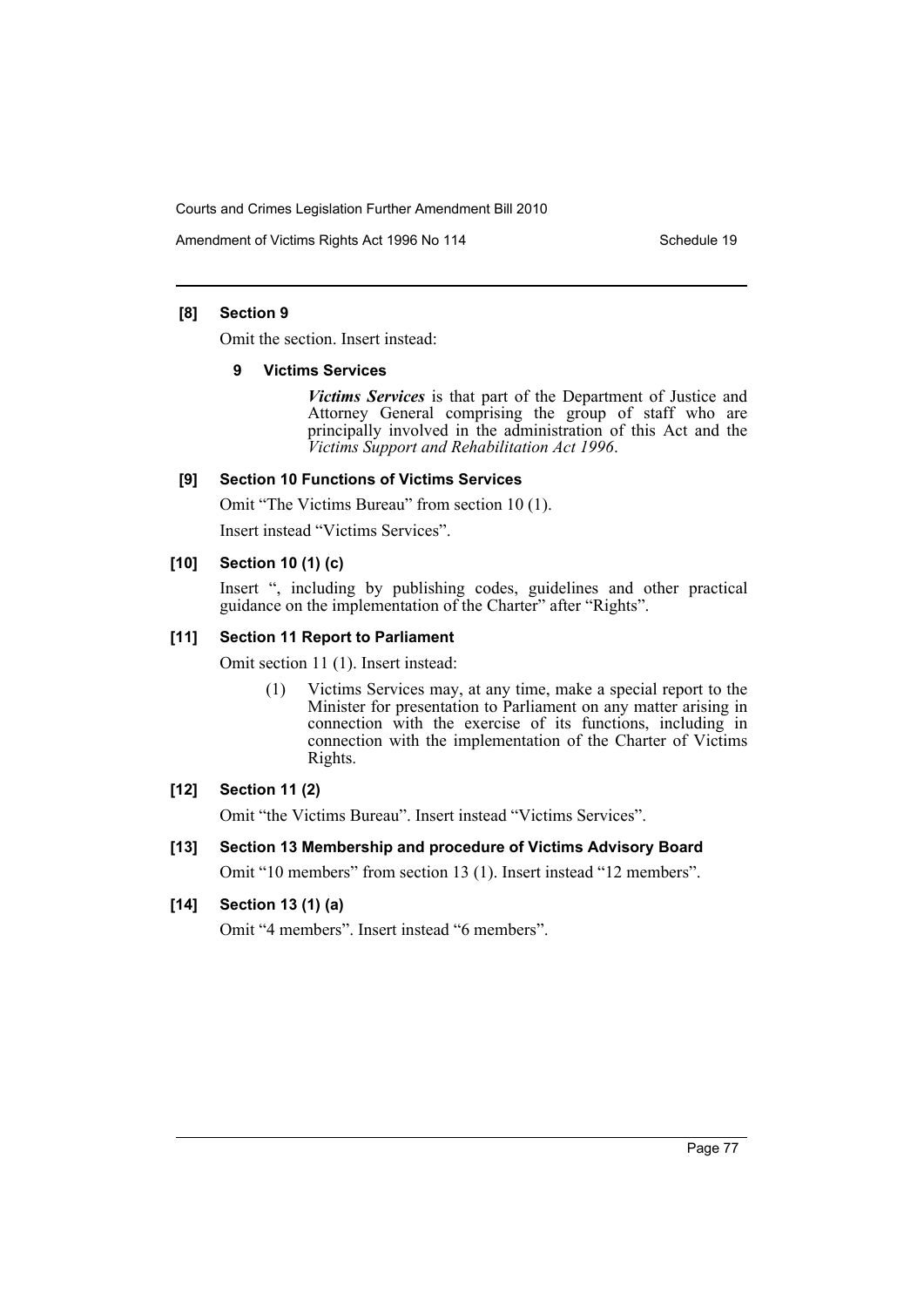**[8] Section 9**

Omit the section. Insert instead:

**9 Victims Services**

***Victims Services*** is that part of the Department of Justice and Attorney General comprising the group of staff who are principally involved in the administration of this Act and the *Victims Support and Rehabilitation Act 1996*.

**[9] Section 10 Functions of Victims Services**

Omit "The Victims Bureau" from section 10 (1).

Insert instead "Victims Services".

**[10] Section 10 (1) (c)**

Insert ", including by publishing codes, guidelines and other practical guidance on the implementation of the Charter" after "Rights".

**[11] Section 11 Report to Parliament**

Omit section 11 (1). Insert instead:

(1) Victims Services may, at any time, make a special report to the Minister for presentation to Parliament on any matter arising in connection with the exercise of its functions, including in connection with the implementation of the Charter of Victims Rights.

**[12] Section 11 (2)**

Omit "the Victims Bureau". Insert instead "Victims Services".

**[13] Section 13 Membership and procedure of Victims Advisory Board**

Omit "10 members" from section 13 (1). Insert instead "12 members".

**[14] Section 13 (1) (a)**

Omit "4 members". Insert instead "6 members".